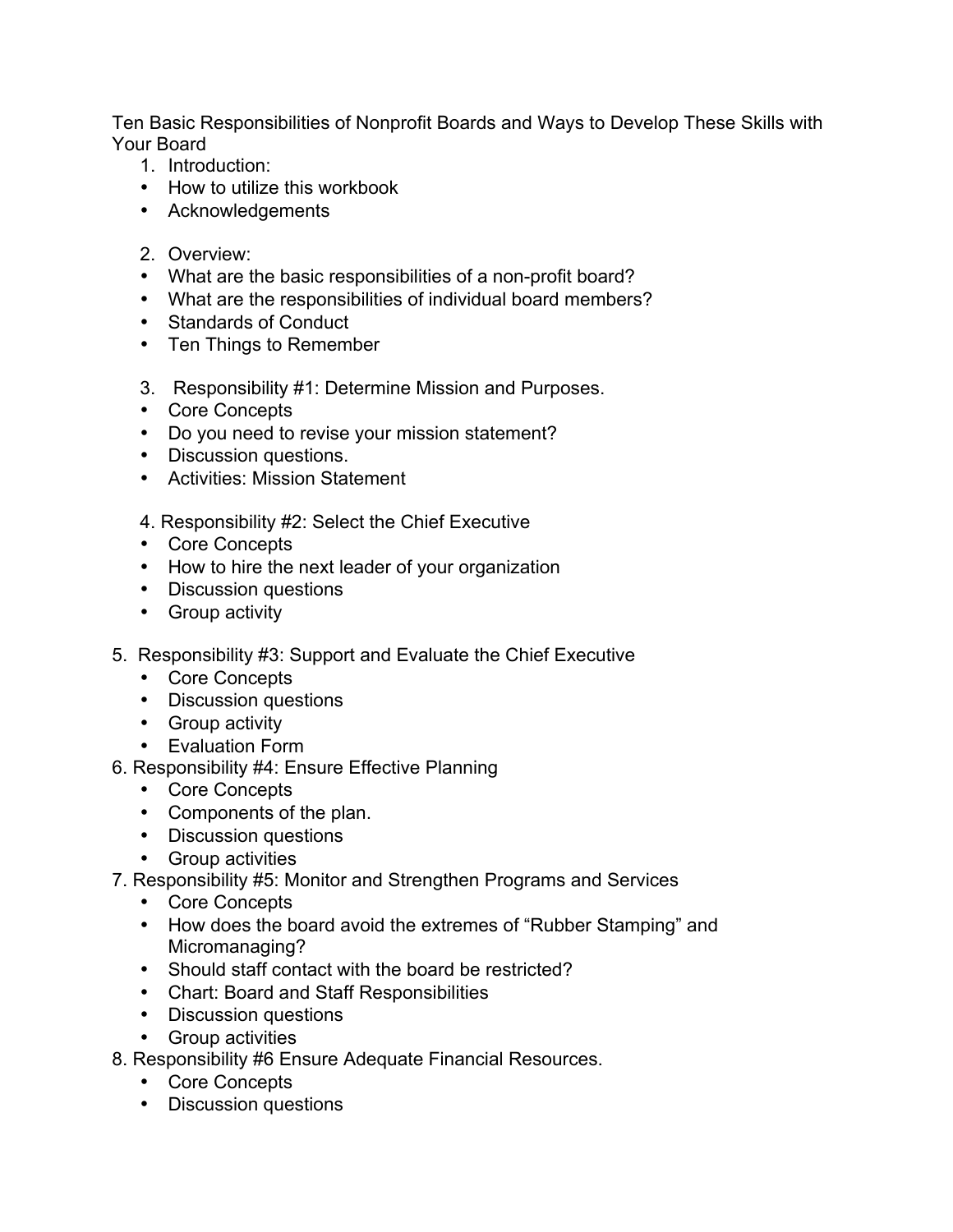Ten Basic Responsibilities of Nonprofit Boards and Ways to Develop These Skills with Your Board

1. Introduction:
   - How to utilize this workbook
   - Acknowledgements

2. Overview:
   - What are the basic responsibilities of a non-profit board?
   - What are the responsibilities of individual board members?
   - Standards of Conduct
   - Ten Things to Remember

3. Responsibility #1: Determine Mission and Purposes.
   - Core Concepts
   - Do you need to revise your mission statement?
   - Discussion questions.
   - Activities: Mission Statement

4. Responsibility #2: Select the Chief Executive
   - Core Concepts
   - How to hire the next leader of your organization
   - Discussion questions
   - Group activity

5. Responsibility #3: Support and Evaluate the Chief Executive
   - Core Concepts
   - Discussion questions
   - Group activity
   - Evaluation Form
6. Responsibility #4: Ensure Effective Planning
   - Core Concepts
   - Components of the plan.
   - Discussion questions
   - Group activities
7. Responsibility #5: Monitor and Strengthen Programs and Services
   - Core Concepts
   - How does the board avoid the extremes of "Rubber Stamping" and Micromanaging?
   - Should staff contact with the board be restricted?
   - Chart: Board and Staff Responsibilities
   - Discussion questions
   - Group activities
8. Responsibility #6 Ensure Adequate Financial Resources.
   - Core Concepts
   - Discussion questions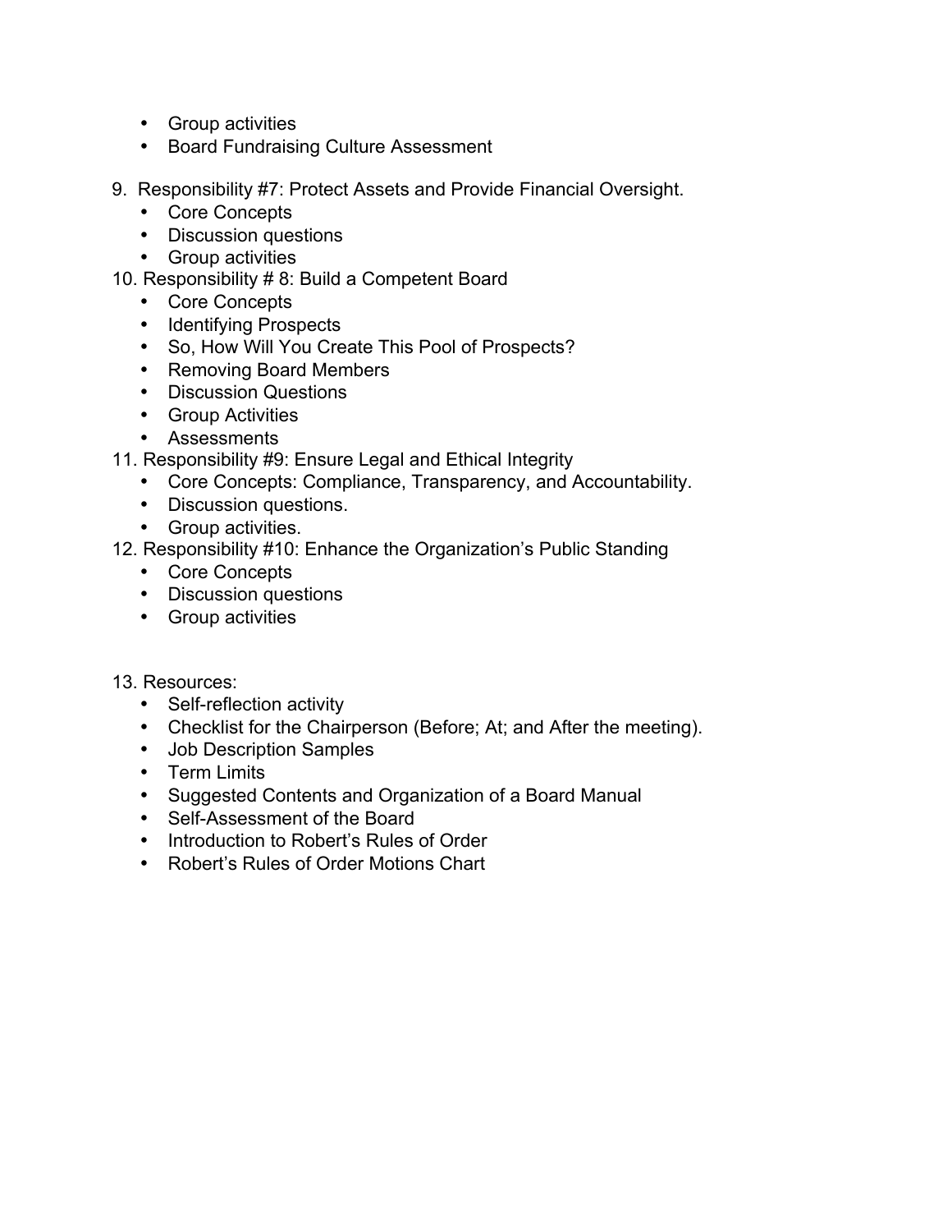- Group activities
- Board Fundraising Culture Assessment

9. Responsibility #7: Protect Assets and Provide Financial Oversight.
    - Core Concepts
    - Discussion questions
    - Group activities
10. Responsibility # 8: Build a Competent Board
    - Core Concepts
    - Identifying Prospects
    - So, How Will You Create This Pool of Prospects?
    - Removing Board Members
    - Discussion Questions
    - Group Activities
    - Assessments
11. Responsibility #9: Ensure Legal and Ethical Integrity
    - Core Concepts: Compliance, Transparency, and Accountability.
    - Discussion questions.
    - Group activities.
12. Responsibility #10: Enhance the Organization's Public Standing
    - Core Concepts
    - Discussion questions
    - Group activities

13. Resources:
    - Self-reflection activity
    - Checklist for the Chairperson (Before; At; and After the meeting).
    - Job Description Samples
    - Term Limits
    - Suggested Contents and Organization of a Board Manual
    - Self-Assessment of the Board
    - Introduction to Robert's Rules of Order
    - Robert's Rules of Order Motions Chart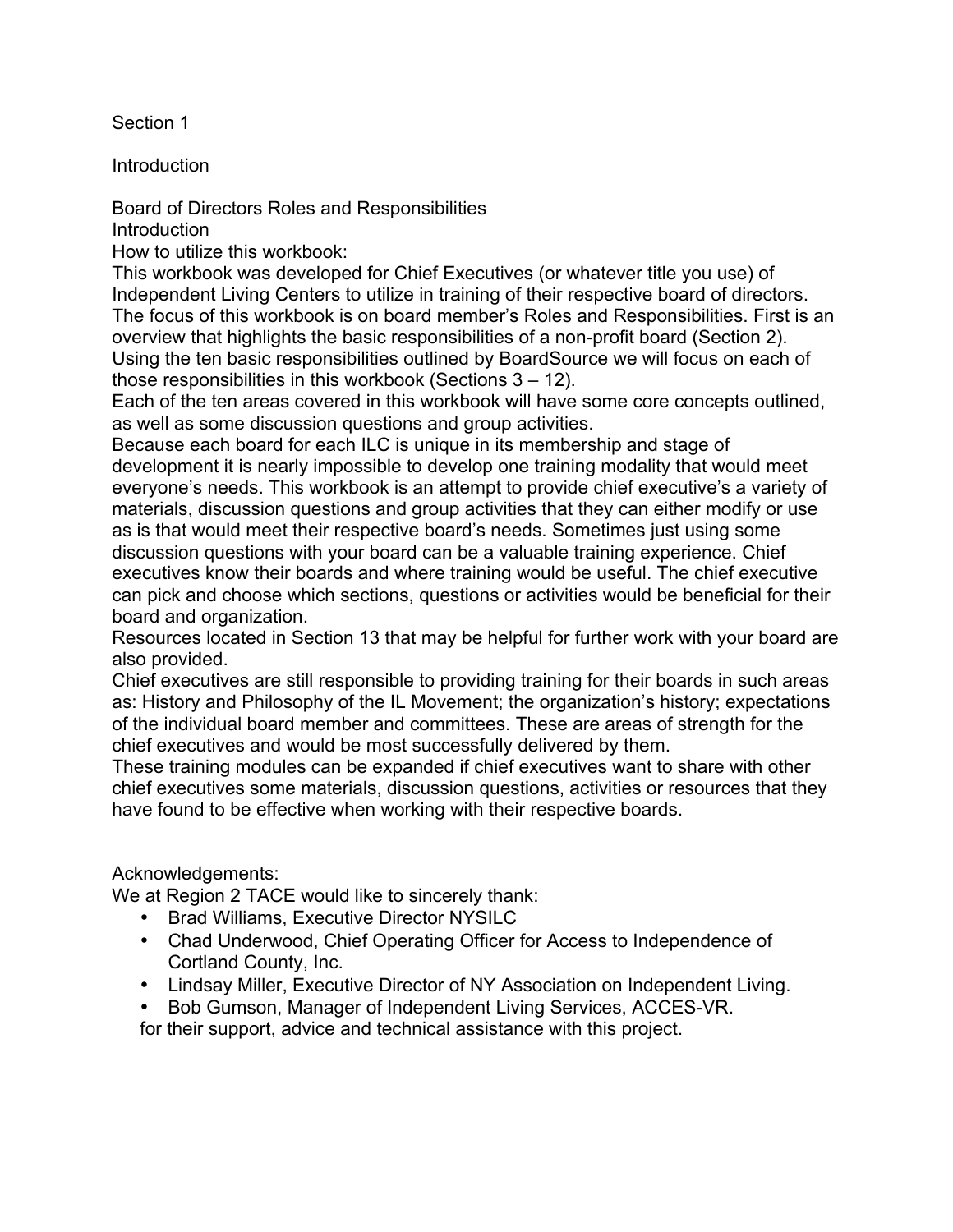# Section 1

## Introduction

### Board of Directors Roles and Responsibilities

Introduction

How to utilize this workbook:

This workbook was developed for Chief Executives (or whatever title you use) of Independent Living Centers to utilize in training of their respective board of directors. The focus of this workbook is on board member's Roles and Responsibilities. First is an overview that highlights the basic responsibilities of a non-profit board (Section 2). Using the ten basic responsibilities outlined by BoardSource we will focus on each of those responsibilities in this workbook (Sections 3 – 12).

Each of the ten areas covered in this workbook will have some core concepts outlined, as well as some discussion questions and group activities.

Because each board for each ILC is unique in its membership and stage of development it is nearly impossible to develop one training modality that would meet everyone's needs. This workbook is an attempt to provide chief executive's a variety of materials, discussion questions and group activities that they can either modify or use as is that would meet their respective board's needs. Sometimes just using some discussion questions with your board can be a valuable training experience. Chief executives know their boards and where training would be useful. The chief executive can pick and choose which sections, questions or activities would be beneficial for their board and organization.

Resources located in Section 13 that may be helpful for further work with your board are also provided.

Chief executives are still responsible to providing training for their boards in such areas as: History and Philosophy of the IL Movement; the organization's history; expectations of the individual board member and committees. These are areas of strength for the chief executives and would be most successfully delivered by them.

These training modules can be expanded if chief executives want to share with other chief executives some materials, discussion questions, activities or resources that they have found to be effective when working with their respective boards.

Acknowledgements:

We at Region 2 TACE would like to sincerely thank:

- Brad Williams, Executive Director NYSILC
- Chad Underwood, Chief Operating Officer for Access to Independence of Cortland County, Inc.
- Lindsay Miller, Executive Director of NY Association on Independent Living.
- Bob Gumson, Manager of Independent Living Services, ACCES-VR.

for their support, advice and technical assistance with this project.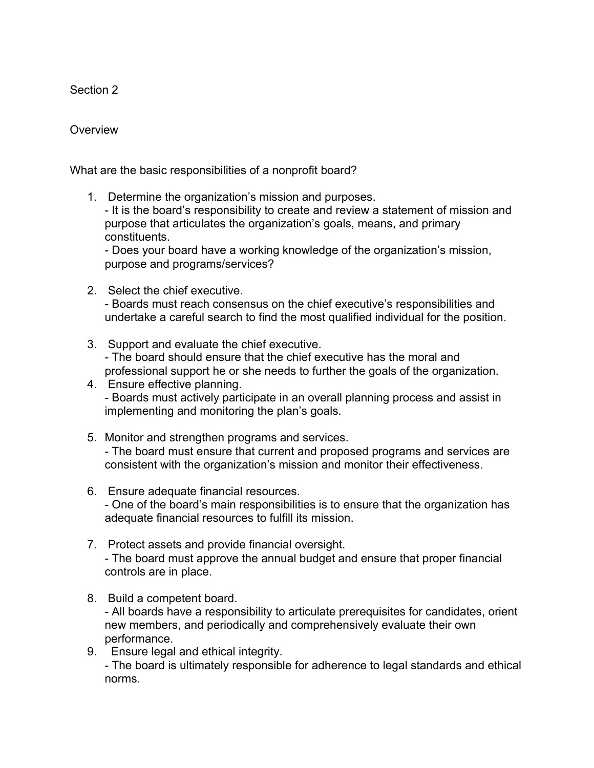## Section 2

### Overview

What are the basic responsibilities of a nonprofit board?

1. Determine the organization's mission and purposes.
   - It is the board's responsibility to create and review a statement of mission and purpose that articulates the organization's goals, means, and primary constituents.
   - Does your board have a working knowledge of the organization's mission, purpose and programs/services?

2. Select the chief executive.
   - Boards must reach consensus on the chief executive's responsibilities and undertake a careful search to find the most qualified individual for the position.

3. Support and evaluate the chief executive.
   - The board should ensure that the chief executive has the moral and professional support he or she needs to further the goals of the organization.

4. Ensure effective planning.
   - Boards must actively participate in an overall planning process and assist in implementing and monitoring the plan's goals.

5. Monitor and strengthen programs and services.
   - The board must ensure that current and proposed programs and services are consistent with the organization's mission and monitor their effectiveness.

6. Ensure adequate financial resources.
   - One of the board's main responsibilities is to ensure that the organization has adequate financial resources to fulfill its mission.

7. Protect assets and provide financial oversight.
   - The board must approve the annual budget and ensure that proper financial controls are in place.

8. Build a competent board.
   - All boards have a responsibility to articulate prerequisites for candidates, orient new members, and periodically and comprehensively evaluate their own performance.

9. Ensure legal and ethical integrity.
   - The board is ultimately responsible for adherence to legal standards and ethical norms.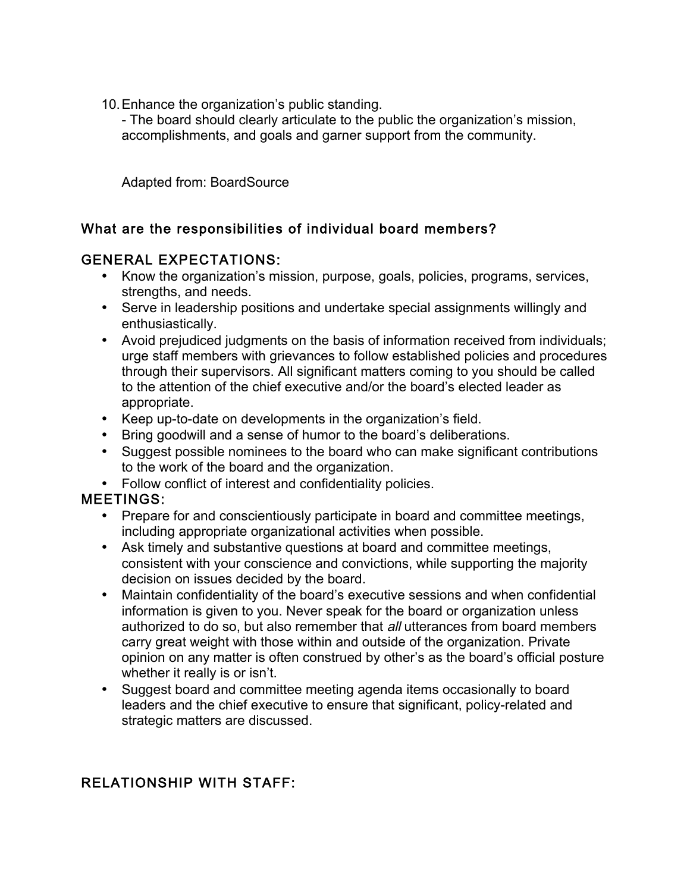10. Enhance the organization's public standing.
    - The board should clearly articulate to the public the organization's mission, accomplishments, and goals and garner support from the community.

    Adapted from: BoardSource

## What are the responsibilities of individual board members?

### GENERAL EXPECTATIONS:

- Know the organization's mission, purpose, goals, policies, programs, services, strengths, and needs.
- Serve in leadership positions and undertake special assignments willingly and enthusiastically.
- Avoid prejudiced judgments on the basis of information received from individuals; urge staff members with grievances to follow established policies and procedures through their supervisors. All significant matters coming to you should be called to the attention of the chief executive and/or the board's elected leader as appropriate.
- Keep up-to-date on developments in the organization's field.
- Bring goodwill and a sense of humor to the board's deliberations.
- Suggest possible nominees to the board who can make significant contributions to the work of the board and the organization.
- Follow conflict of interest and confidentiality policies.

### MEETINGS:

- Prepare for and conscientiously participate in board and committee meetings, including appropriate organizational activities when possible.
- Ask timely and substantive questions at board and committee meetings, consistent with your conscience and convictions, while supporting the majority decision on issues decided by the board.
- Maintain confidentiality of the board's executive sessions and when confidential information is given to you. Never speak for the board or organization unless authorized to do so, but also remember that *all* utterances from board members carry great weight with those within and outside of the organization. Private opinion on any matter is often construed by other's as the board's official posture whether it really is or isn't.
- Suggest board and committee meeting agenda items occasionally to board leaders and the chief executive to ensure that significant, policy-related and strategic matters are discussed.

### RELATIONSHIP WITH STAFF: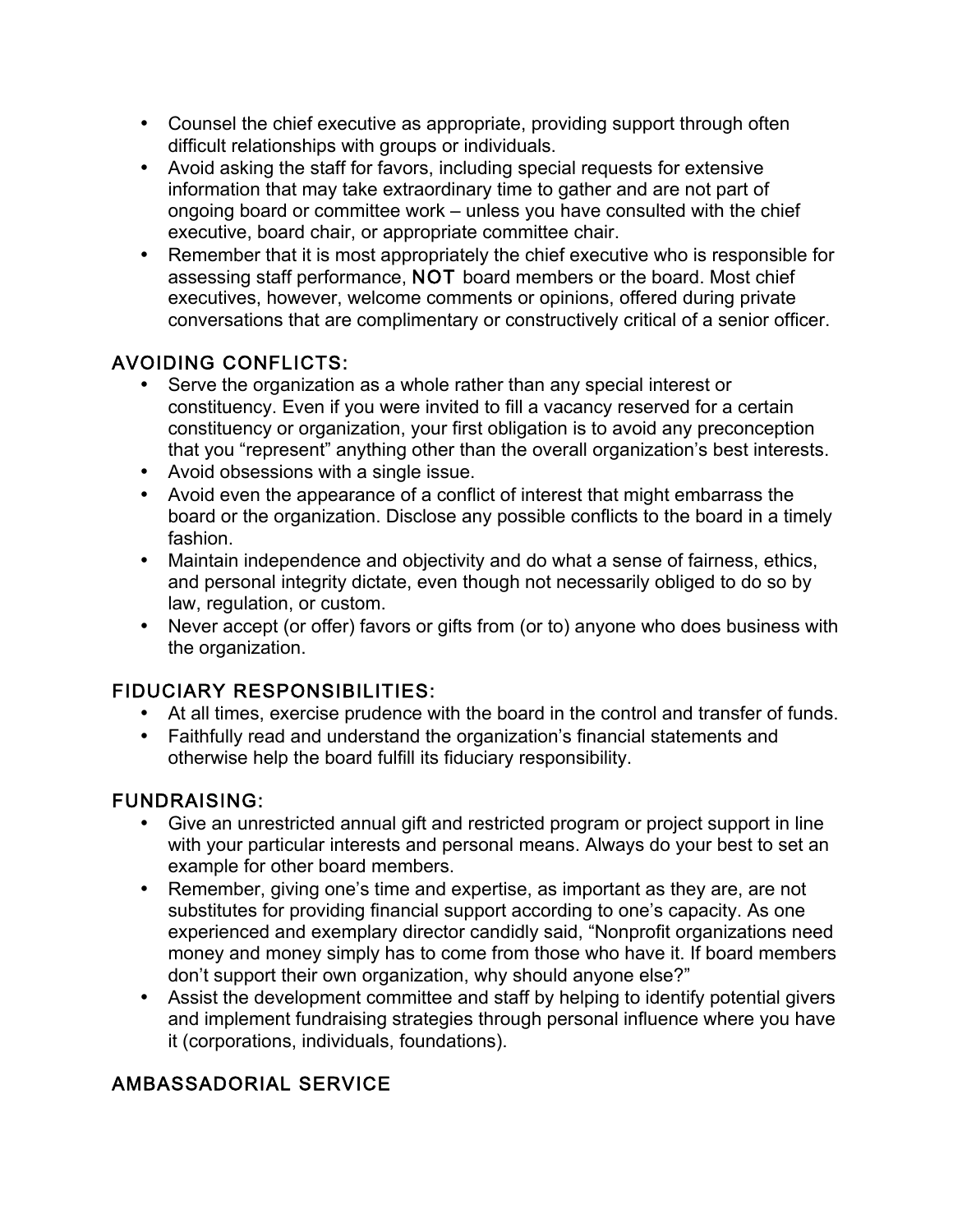- Counsel the chief executive as appropriate, providing support through often difficult relationships with groups or individuals.
- Avoid asking the staff for favors, including special requests for extensive information that may take extraordinary time to gather and are not part of ongoing board or committee work – unless you have consulted with the chief executive, board chair, or appropriate committee chair.
- Remember that it is most appropriately the chief executive who is responsible for assessing staff performance, NOT board members or the board. Most chief executives, however, welcome comments or opinions, offered during private conversations that are complimentary or constructively critical of a senior officer.

## AVOIDING CONFLICTS:

- Serve the organization as a whole rather than any special interest or constituency. Even if you were invited to fill a vacancy reserved for a certain constituency or organization, your first obligation is to avoid any preconception that you "represent" anything other than the overall organization's best interests.
- Avoid obsessions with a single issue.
- Avoid even the appearance of a conflict of interest that might embarrass the board or the organization. Disclose any possible conflicts to the board in a timely fashion.
- Maintain independence and objectivity and do what a sense of fairness, ethics, and personal integrity dictate, even though not necessarily obliged to do so by law, regulation, or custom.
- Never accept (or offer) favors or gifts from (or to) anyone who does business with the organization.

## FIDUCIARY RESPONSIBILITIES:

- At all times, exercise prudence with the board in the control and transfer of funds.
- Faithfully read and understand the organization's financial statements and otherwise help the board fulfill its fiduciary responsibility.

## FUNDRAISING:

- Give an unrestricted annual gift and restricted program or project support in line with your particular interests and personal means. Always do your best to set an example for other board members.
- Remember, giving one's time and expertise, as important as they are, are not substitutes for providing financial support according to one's capacity. As one experienced and exemplary director candidly said, "Nonprofit organizations need money and money simply has to come from those who have it. If board members don't support their own organization, why should anyone else?"
- Assist the development committee and staff by helping to identify potential givers and implement fundraising strategies through personal influence where you have it (corporations, individuals, foundations).

## AMBASSADORIAL SERVICE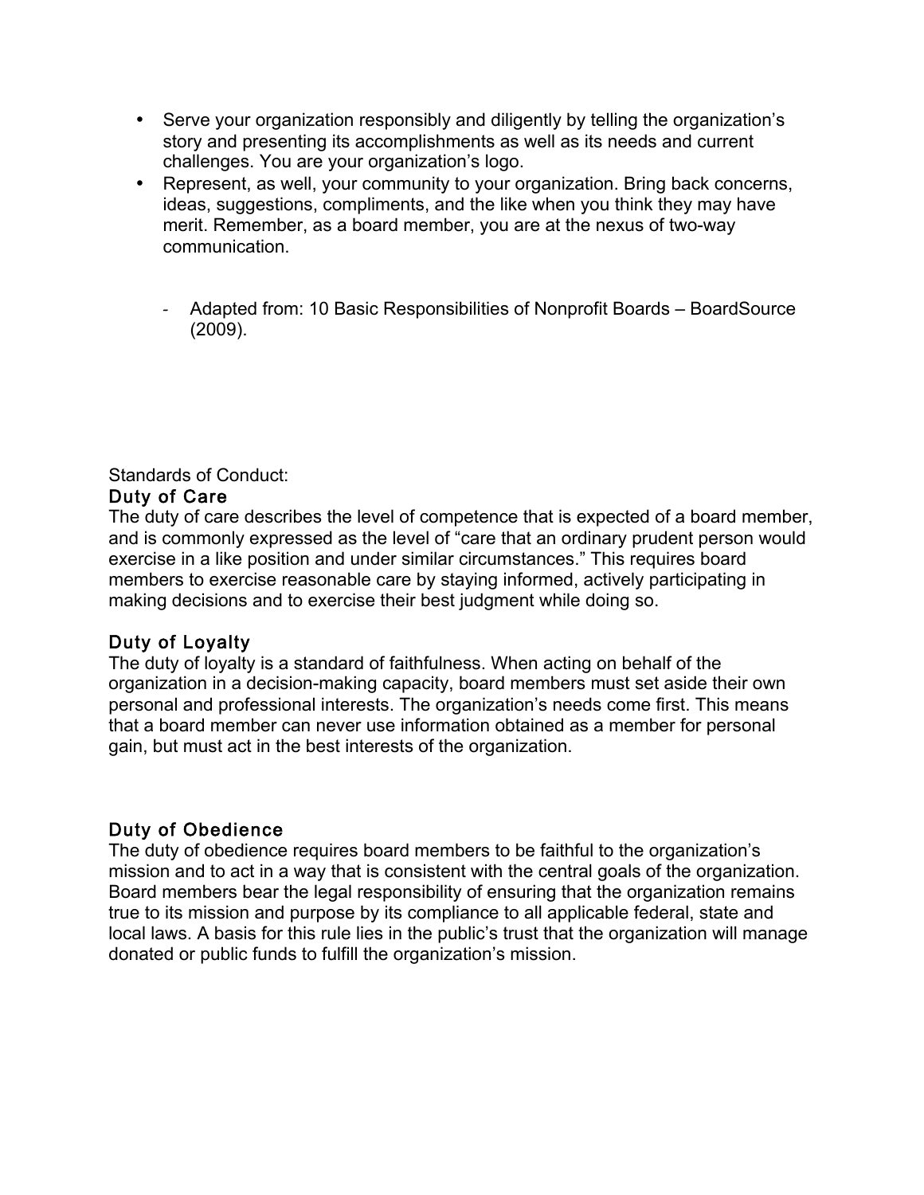- Serve your organization responsibly and diligently by telling the organization's story and presenting its accomplishments as well as its needs and current challenges. You are your organization's logo.
- Represent, as well, your community to your organization. Bring back concerns, ideas, suggestions, compliments, and the like when you think they may have merit. Remember, as a board member, you are at the nexus of two-way communication.

  - Adapted from: 10 Basic Responsibilities of Nonprofit Boards – BoardSource (2009).

Standards of Conduct:

### Duty of Care

The duty of care describes the level of competence that is expected of a board member, and is commonly expressed as the level of "care that an ordinary prudent person would exercise in a like position and under similar circumstances." This requires board members to exercise reasonable care by staying informed, actively participating in making decisions and to exercise their best judgment while doing so.

### Duty of Loyalty

The duty of loyalty is a standard of faithfulness. When acting on behalf of the organization in a decision-making capacity, board members must set aside their own personal and professional interests. The organization's needs come first. This means that a board member can never use information obtained as a member for personal gain, but must act in the best interests of the organization.

### Duty of Obedience

The duty of obedience requires board members to be faithful to the organization's mission and to act in a way that is consistent with the central goals of the organization. Board members bear the legal responsibility of ensuring that the organization remains true to its mission and purpose by its compliance to all applicable federal, state and local laws. A basis for this rule lies in the public's trust that the organization will manage donated or public funds to fulfill the organization's mission.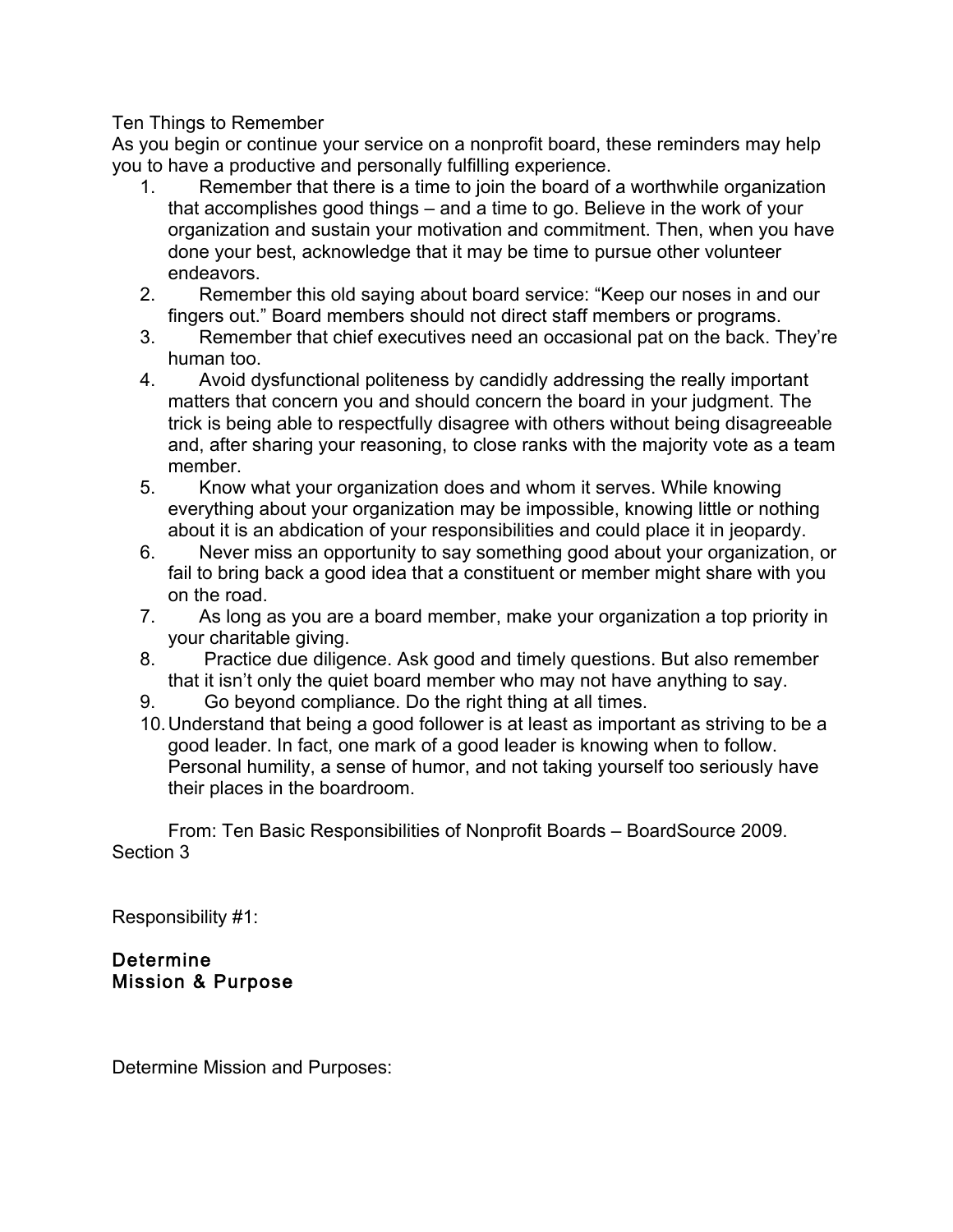Ten Things to Remember

As you begin or continue your service on a nonprofit board, these reminders may help you to have a productive and personally fulfilling experience.

1. Remember that there is a time to join the board of a worthwhile organization that accomplishes good things – and a time to go. Believe in the work of your organization and sustain your motivation and commitment. Then, when you have done your best, acknowledge that it may be time to pursue other volunteer endeavors.
2. Remember this old saying about board service: "Keep our noses in and our fingers out." Board members should not direct staff members or programs.
3. Remember that chief executives need an occasional pat on the back. They're human too.
4. Avoid dysfunctional politeness by candidly addressing the really important matters that concern you and should concern the board in your judgment. The trick is being able to respectfully disagree with others without being disagreeable and, after sharing your reasoning, to close ranks with the majority vote as a team member.
5. Know what your organization does and whom it serves. While knowing everything about your organization may be impossible, knowing little or nothing about it is an abdication of your responsibilities and could place it in jeopardy.
6. Never miss an opportunity to say something good about your organization, or fail to bring back a good idea that a constituent or member might share with you on the road.
7. As long as you are a board member, make your organization a top priority in your charitable giving.
8. Practice due diligence. Ask good and timely questions. But also remember that it isn't only the quiet board member who may not have anything to say.
9. Go beyond compliance. Do the right thing at all times.
10. Understand that being a good follower is at least as important as striving to be a good leader. In fact, one mark of a good leader is knowing when to follow. Personal humility, a sense of humor, and not taking yourself too seriously have their places in the boardroom.

From: Ten Basic Responsibilities of Nonprofit Boards – BoardSource 2009. Section 3

Responsibility #1:

## Determine Mission & Purpose

Determine Mission and Purposes: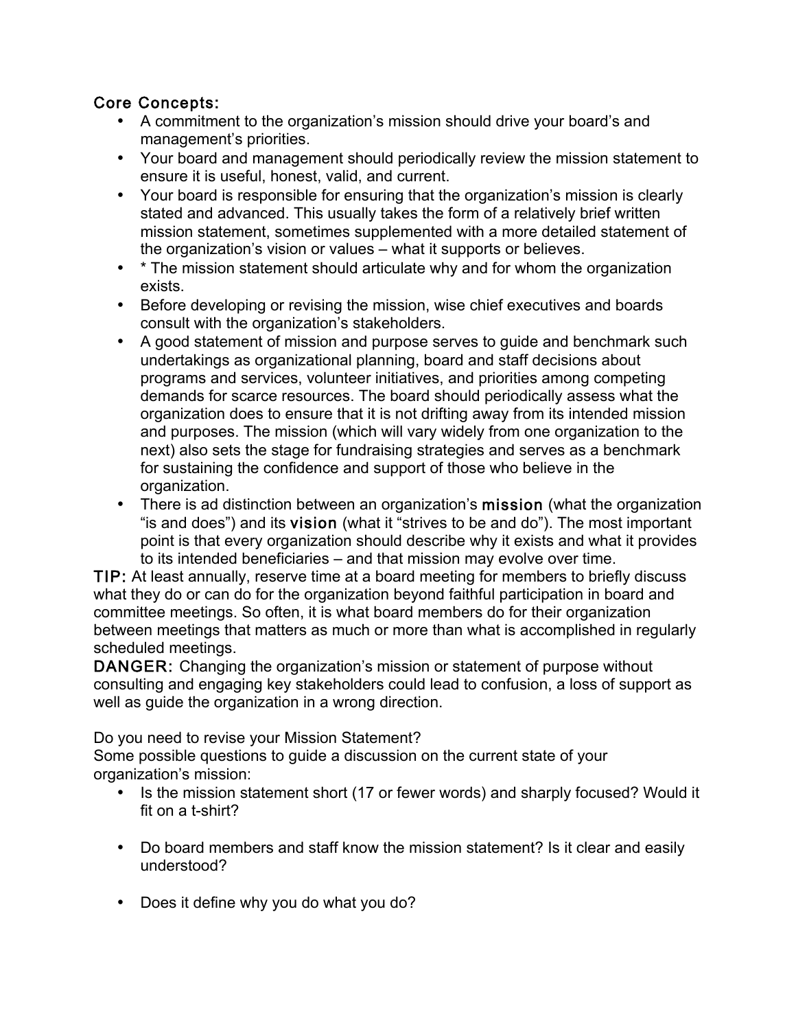## Core Concepts:

- A commitment to the organization's mission should drive your board's and management's priorities.
- Your board and management should periodically review the mission statement to ensure it is useful, honest, valid, and current.
- Your board is responsible for ensuring that the organization's mission is clearly stated and advanced. This usually takes the form of a relatively brief written mission statement, sometimes supplemented with a more detailed statement of the organization's vision or values – what it supports or believes.
- * The mission statement should articulate why and for whom the organization exists.
- Before developing or revising the mission, wise chief executives and boards consult with the organization's stakeholders.
- A good statement of mission and purpose serves to guide and benchmark such undertakings as organizational planning, board and staff decisions about programs and services, volunteer initiatives, and priorities among competing demands for scarce resources. The board should periodically assess what the organization does to ensure that it is not drifting away from its intended mission and purposes. The mission (which will vary widely from one organization to the next) also sets the stage for fundraising strategies and serves as a benchmark for sustaining the confidence and support of those who believe in the organization.
- There is ad distinction between an organization's **mission** (what the organization "is and does") and its **vision** (what it "strives to be and do"). The most important point is that every organization should describe why it exists and what it provides to its intended beneficiaries – and that mission may evolve over time.

**TIP:** At least annually, reserve time at a board meeting for members to briefly discuss what they do or can do for the organization beyond faithful participation in board and committee meetings. So often, it is what board members do for their organization between meetings that matters as much or more than what is accomplished in regularly scheduled meetings.

**DANGER:** Changing the organization's mission or statement of purpose without consulting and engaging key stakeholders could lead to confusion, a loss of support as well as guide the organization in a wrong direction.

Do you need to revise your Mission Statement?
Some possible questions to guide a discussion on the current state of your organization's mission:

- Is the mission statement short (17 or fewer words) and sharply focused? Would it fit on a t-shirt?

- Do board members and staff know the mission statement? Is it clear and easily understood?

- Does it define why you do what you do?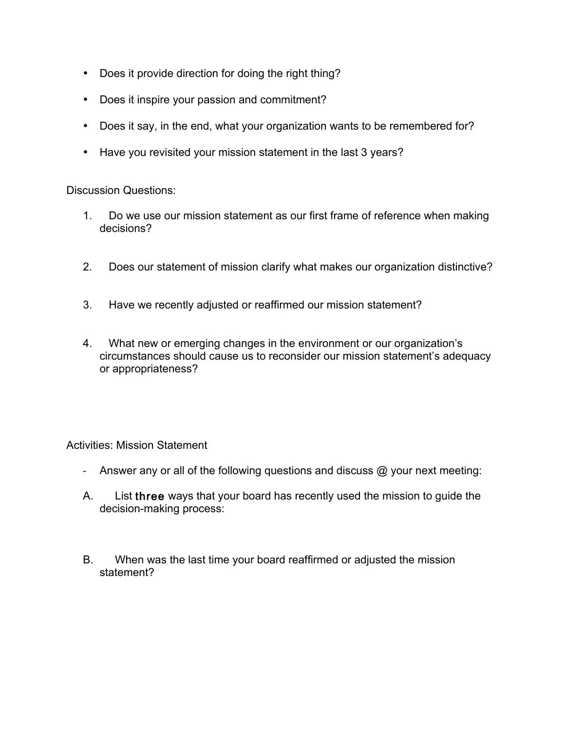- Does it provide direction for doing the right thing?
- Does it inspire your passion and commitment?
- Does it say, in the end, what your organization wants to be remembered for?
- Have you revisited your mission statement in the last 3 years?

Discussion Questions:

1. Do we use our mission statement as our first frame of reference when making decisions?

2. Does our statement of mission clarify what makes our organization distinctive?

3. Have we recently adjusted or reaffirmed our mission statement?

4. What new or emerging changes in the environment or our organization's circumstances should cause us to reconsider our mission statement's adequacy or appropriateness?

Activities: Mission Statement

- Answer any or all of the following questions and discuss @ your next meeting:

A. List three ways that your board has recently used the mission to guide the decision-making process:

B. When was the last time your board reaffirmed or adjusted the mission statement?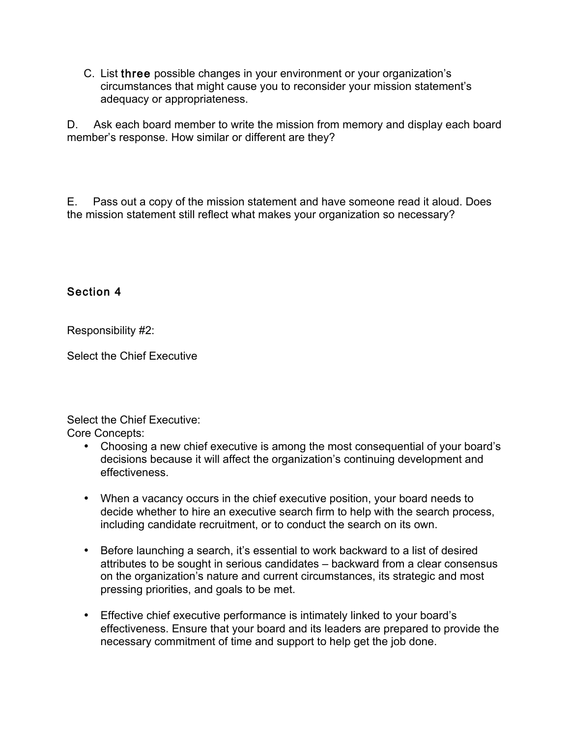C. List **three** possible changes in your environment or your organization's circumstances that might cause you to reconsider your mission statement's adequacy or appropriateness.

D. Ask each board member to write the mission from memory and display each board member's response. How similar or different are they?

E. Pass out a copy of the mission statement and have someone read it aloud. Does the mission statement still reflect what makes your organization so necessary?

## Section 4

Responsibility #2:

Select the Chief Executive

Select the Chief Executive:
Core Concepts:

- Choosing a new chief executive is among the most consequential of your board's decisions because it will affect the organization's continuing development and effectiveness.

- When a vacancy occurs in the chief executive position, your board needs to decide whether to hire an executive search firm to help with the search process, including candidate recruitment, or to conduct the search on its own.

- Before launching a search, it's essential to work backward to a list of desired attributes to be sought in serious candidates – backward from a clear consensus on the organization's nature and current circumstances, its strategic and most pressing priorities, and goals to be met.

- Effective chief executive performance is intimately linked to your board's effectiveness. Ensure that your board and its leaders are prepared to provide the necessary commitment of time and support to help get the job done.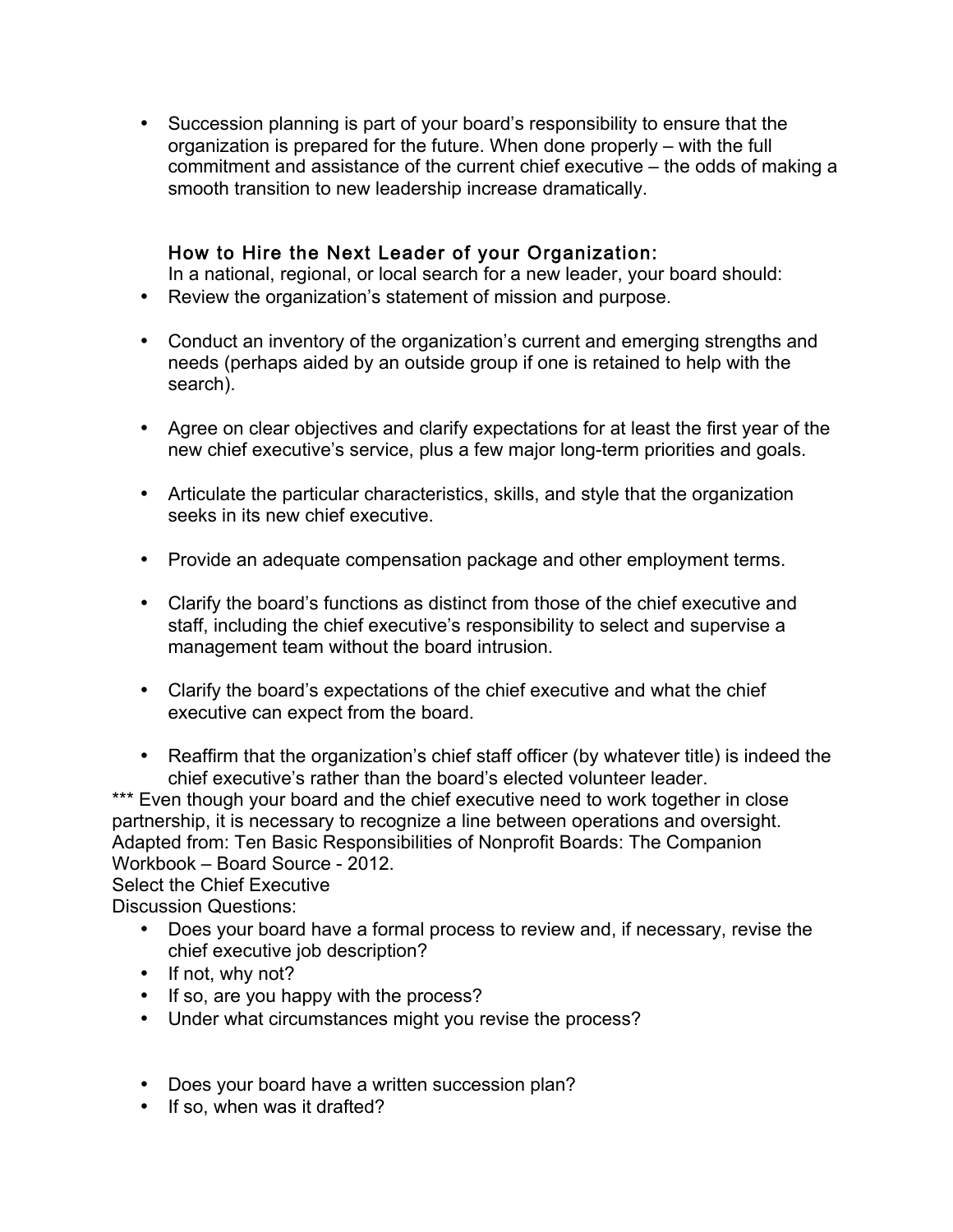- Succession planning is part of your board's responsibility to ensure that the organization is prepared for the future. When done properly – with the full commitment and assistance of the current chief executive – the odds of making a smooth transition to new leadership increase dramatically.

### How to Hire the Next Leader of your Organization:

In a national, regional, or local search for a new leader, your board should:

- Review the organization's statement of mission and purpose.
- Conduct an inventory of the organization's current and emerging strengths and needs (perhaps aided by an outside group if one is retained to help with the search).
- Agree on clear objectives and clarify expectations for at least the first year of the new chief executive's service, plus a few major long-term priorities and goals.
- Articulate the particular characteristics, skills, and style that the organization seeks in its new chief executive.
- Provide an adequate compensation package and other employment terms.
- Clarify the board's functions as distinct from those of the chief executive and staff, including the chief executive's responsibility to select and supervise a management team without the board intrusion.
- Clarify the board's expectations of the chief executive and what the chief executive can expect from the board.
- Reaffirm that the organization's chief staff officer (by whatever title) is indeed the chief executive's rather than the board's elected volunteer leader.

*** Even though your board and the chief executive need to work together in close partnership, it is necessary to recognize a line between operations and oversight.
Adapted from: Ten Basic Responsibilities of Nonprofit Boards: The Companion Workbook – Board Source - 2012.

Select the Chief Executive

Discussion Questions:

- Does your board have a formal process to review and, if necessary, revise the chief executive job description?
- If not, why not?
- If so, are you happy with the process?
- Under what circumstances might you revise the process?

- Does your board have a written succession plan?
- If so, when was it drafted?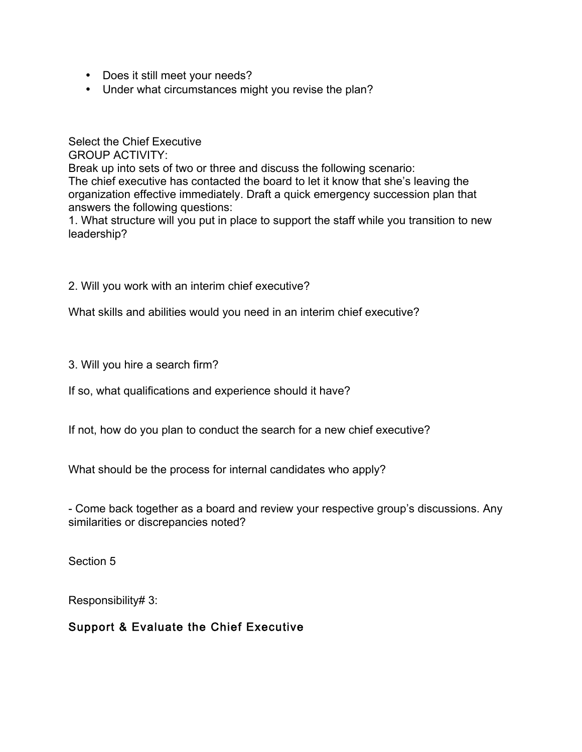- Does it still meet your needs?
- Under what circumstances might you revise the plan?

Select the Chief Executive

GROUP ACTIVITY:

Break up into sets of two or three and discuss the following scenario:

The chief executive has contacted the board to let it know that she's leaving the organization effective immediately. Draft a quick emergency succession plan that answers the following questions:

1. What structure will you put in place to support the staff while you transition to new leadership?

2. Will you work with an interim chief executive?

What skills and abilities would you need in an interim chief executive?

3. Will you hire a search firm?

If so, what qualifications and experience should it have?

If not, how do you plan to conduct the search for a new chief executive?

What should be the process for internal candidates who apply?

- Come back together as a board and review your respective group's discussions. Any similarities or discrepancies noted?

Section 5

Responsibility# 3:

## Support & Evaluate the Chief Executive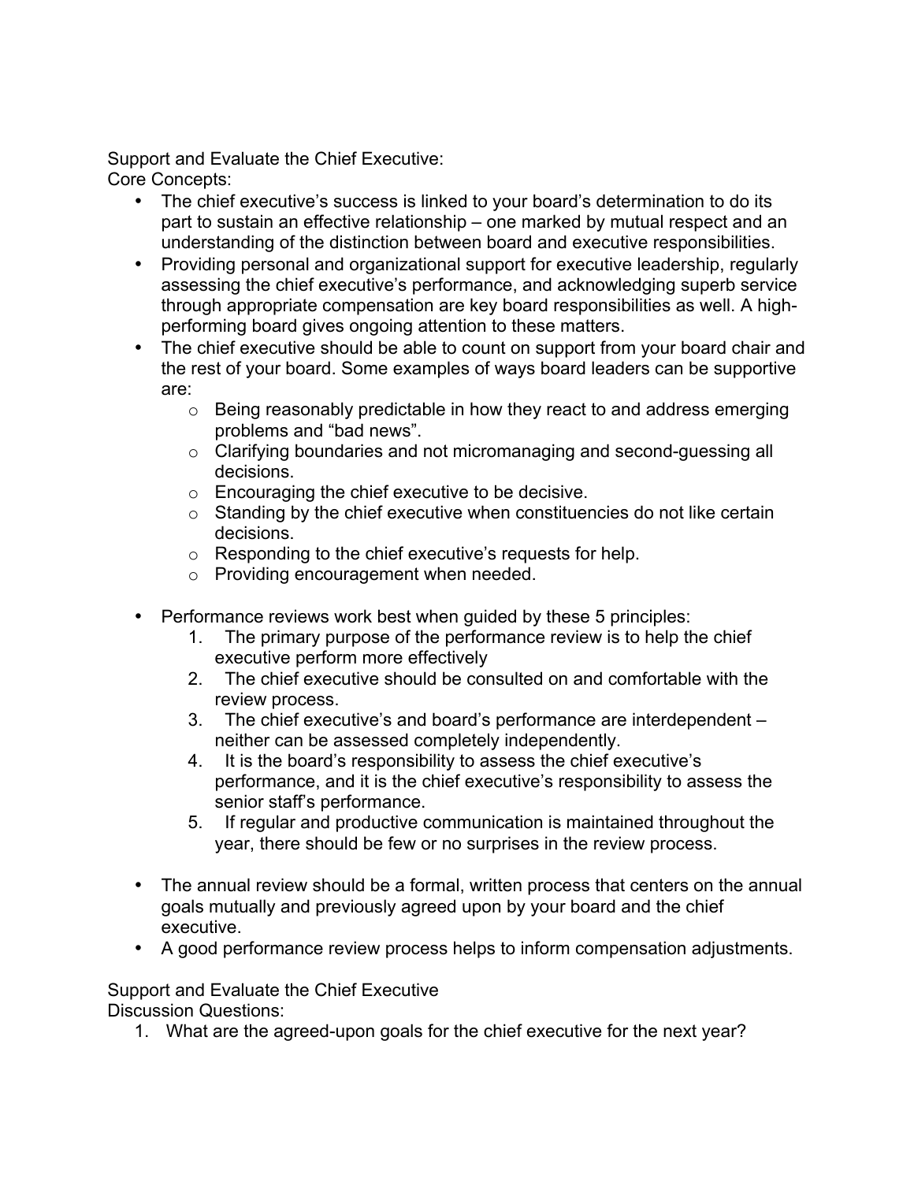Support and Evaluate the Chief Executive:

Core Concepts:

- The chief executive's success is linked to your board's determination to do its part to sustain an effective relationship – one marked by mutual respect and an understanding of the distinction between board and executive responsibilities.
- Providing personal and organizational support for executive leadership, regularly assessing the chief executive's performance, and acknowledging superb service through appropriate compensation are key board responsibilities as well. A high-performing board gives ongoing attention to these matters.
- The chief executive should be able to count on support from your board chair and the rest of your board. Some examples of ways board leaders can be supportive are:
  - Being reasonably predictable in how they react to and address emerging problems and "bad news".
  - Clarifying boundaries and not micromanaging and second-guessing all decisions.
  - Encouraging the chief executive to be decisive.
  - Standing by the chief executive when constituencies do not like certain decisions.
  - Responding to the chief executive's requests for help.
  - Providing encouragement when needed.

- Performance reviews work best when guided by these 5 principles:
  1. The primary purpose of the performance review is to help the chief executive perform more effectively
  2. The chief executive should be consulted on and comfortable with the review process.
  3. The chief executive's and board's performance are interdependent – neither can be assessed completely independently.
  4. It is the board's responsibility to assess the chief executive's performance, and it is the chief executive's responsibility to assess the senior staff's performance.
  5. If regular and productive communication is maintained throughout the year, there should be few or no surprises in the review process.

- The annual review should be a formal, written process that centers on the annual goals mutually and previously agreed upon by your board and the chief executive.
- A good performance review process helps to inform compensation adjustments.

Support and Evaluate the Chief Executive

Discussion Questions:

1. What are the agreed-upon goals for the chief executive for the next year?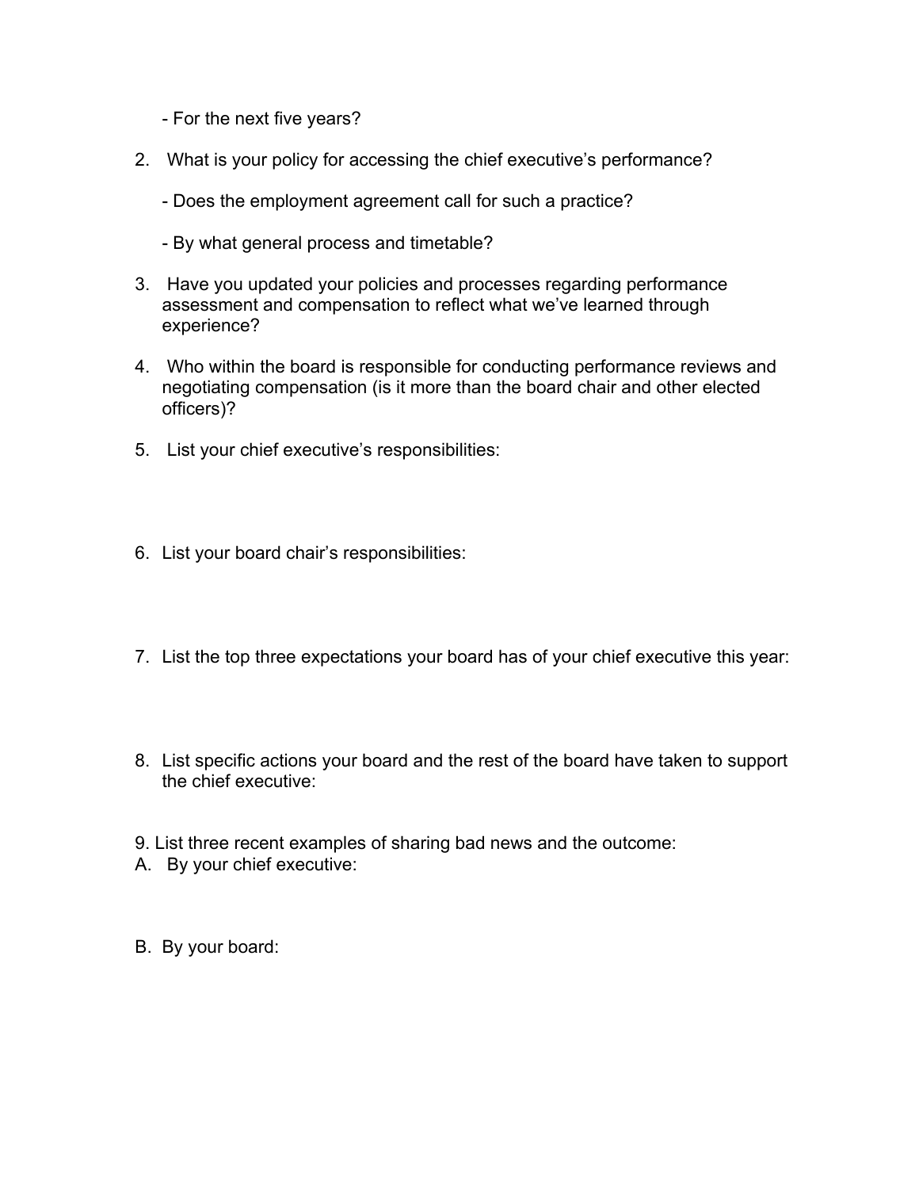- For the next five years?

2. What is your policy for accessing the chief executive's performance?

   - Does the employment agreement call for such a practice?

   - By what general process and timetable?

3. Have you updated your policies and processes regarding performance assessment and compensation to reflect what we've learned through experience?

4. Who within the board is responsible for conducting performance reviews and negotiating compensation (is it more than the board chair and other elected officers)?

5. List your chief executive's responsibilities:

6. List your board chair's responsibilities:

7. List the top three expectations your board has of your chief executive this year:

8. List specific actions your board and the rest of the board have taken to support the chief executive:

9. List three recent examples of sharing bad news and the outcome:

A. By your chief executive:

B. By your board: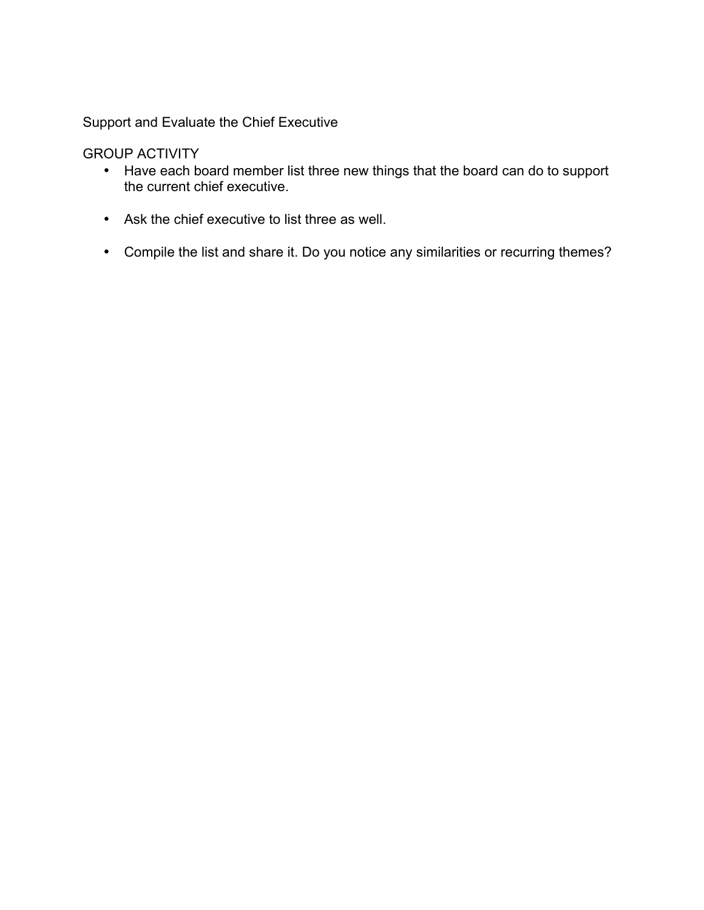## Support and Evaluate the Chief Executive

### GROUP ACTIVITY

- Have each board member list three new things that the board can do to support the current chief executive.
- Ask the chief executive to list three as well.
- Compile the list and share it. Do you notice any similarities or recurring themes?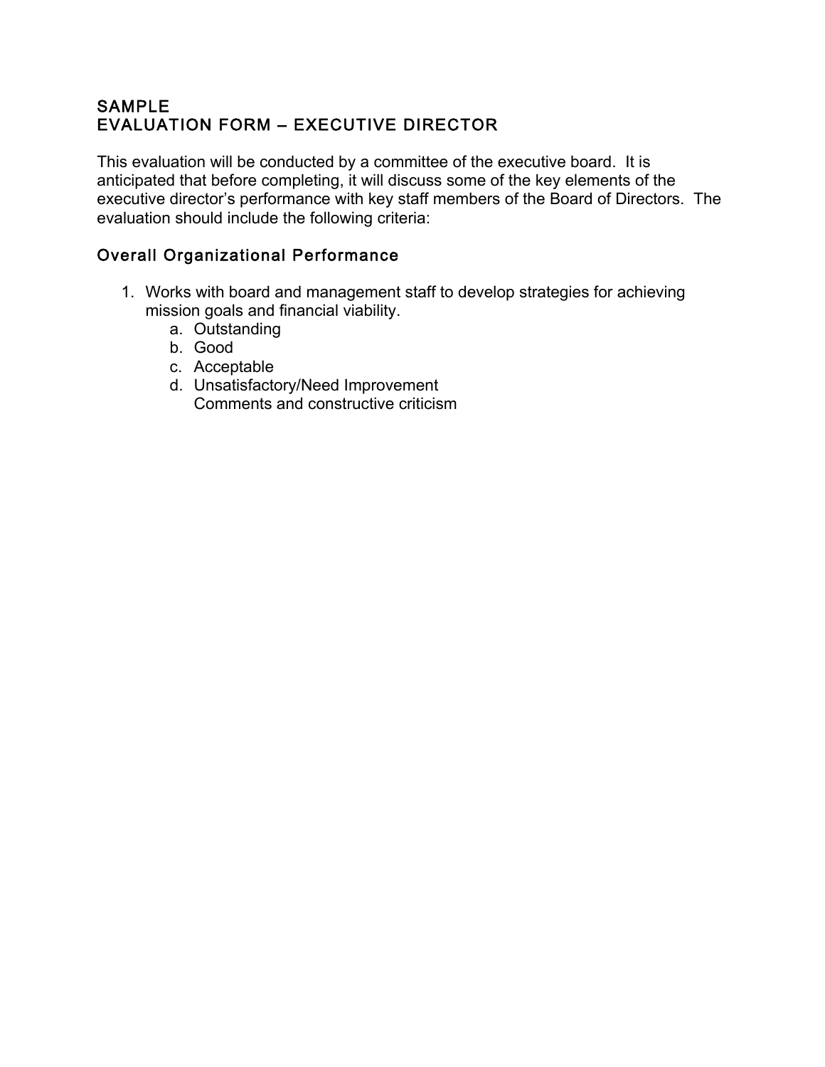## SAMPLE
## EVALUATION FORM – EXECUTIVE DIRECTOR

This evaluation will be conducted by a committee of the executive board. It is anticipated that before completing, it will discuss some of the key elements of the executive director's performance with key staff members of the Board of Directors. The evaluation should include the following criteria:

### Overall Organizational Performance

1. Works with board and management staff to develop strategies for achieving mission goals and financial viability.
   a. Outstanding
   b. Good
   c. Acceptable
   d. Unsatisfactory/Need Improvement
   Comments and constructive criticism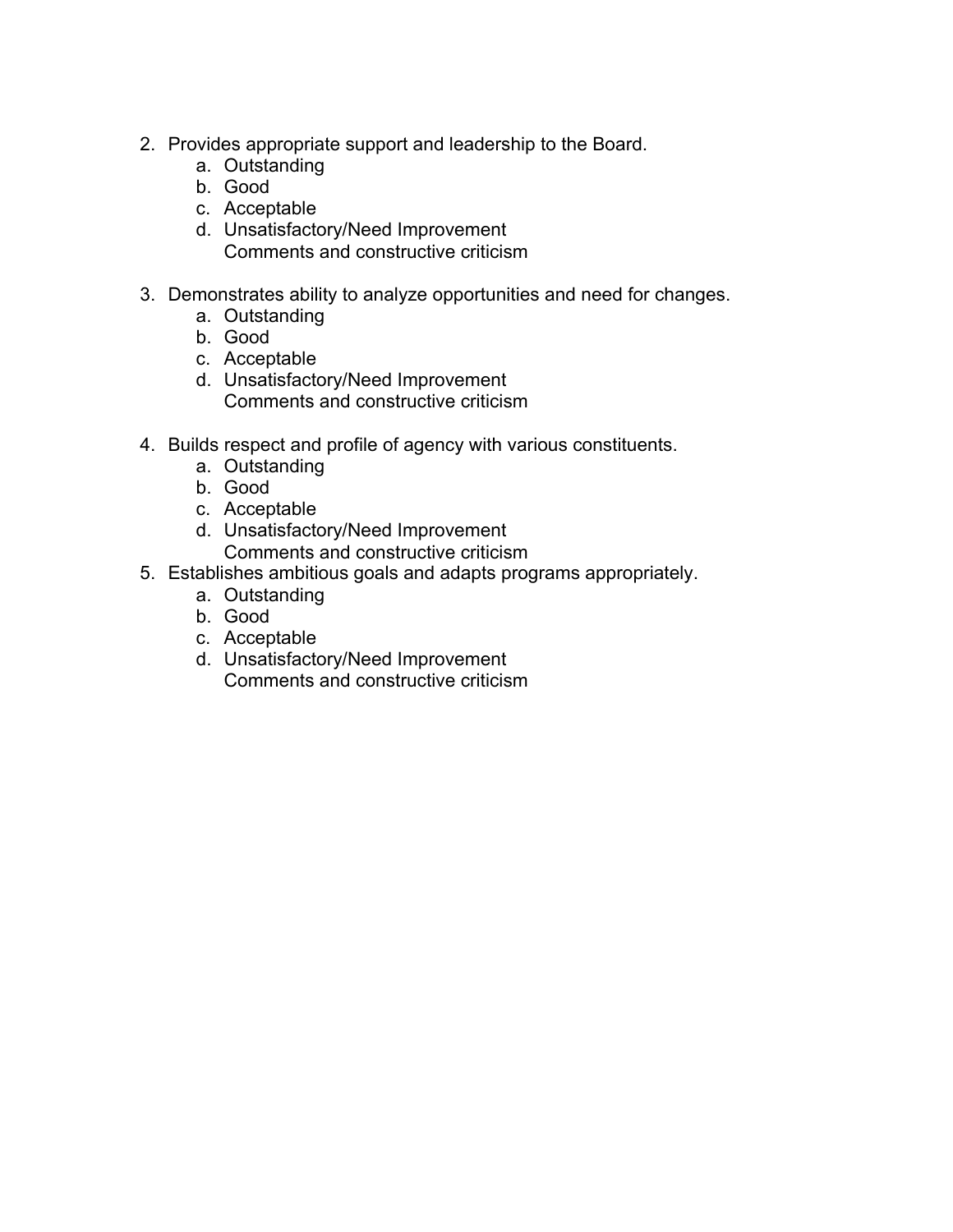2. Provides appropriate support and leadership to the Board.
    a. Outstanding
    b. Good
    c. Acceptable
    d. Unsatisfactory/Need Improvement
       Comments and constructive criticism

3. Demonstrates ability to analyze opportunities and need for changes.
    a. Outstanding
    b. Good
    c. Acceptable
    d. Unsatisfactory/Need Improvement
       Comments and constructive criticism

4. Builds respect and profile of agency with various constituents.
    a. Outstanding
    b. Good
    c. Acceptable
    d. Unsatisfactory/Need Improvement
       Comments and constructive criticism

5. Establishes ambitious goals and adapts programs appropriately.
    a. Outstanding
    b. Good
    c. Acceptable
    d. Unsatisfactory/Need Improvement
       Comments and constructive criticism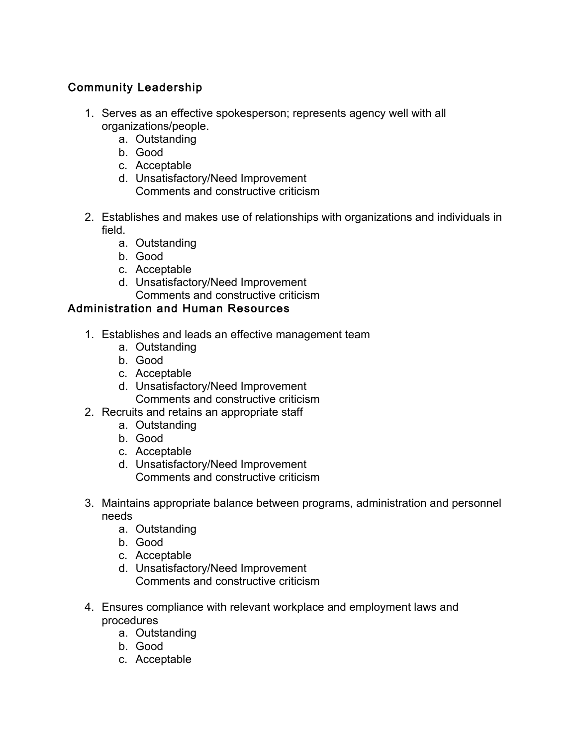### Community Leadership

1. Serves as an effective spokesperson; represents agency well with all organizations/people.
   a. Outstanding
   b. Good
   c. Acceptable
   d. Unsatisfactory/Need Improvement
      Comments and constructive criticism

2. Establishes and makes use of relationships with organizations and individuals in field.
   a. Outstanding
   b. Good
   c. Acceptable
   d. Unsatisfactory/Need Improvement
      Comments and constructive criticism

### Administration and Human Resources

1. Establishes and leads an effective management team
   a. Outstanding
   b. Good
   c. Acceptable
   d. Unsatisfactory/Need Improvement
      Comments and constructive criticism
2. Recruits and retains an appropriate staff
   a. Outstanding
   b. Good
   c. Acceptable
   d. Unsatisfactory/Need Improvement
      Comments and constructive criticism

3. Maintains appropriate balance between programs, administration and personnel needs
   a. Outstanding
   b. Good
   c. Acceptable
   d. Unsatisfactory/Need Improvement
      Comments and constructive criticism

4. Ensures compliance with relevant workplace and employment laws and procedures
   a. Outstanding
   b. Good
   c. Acceptable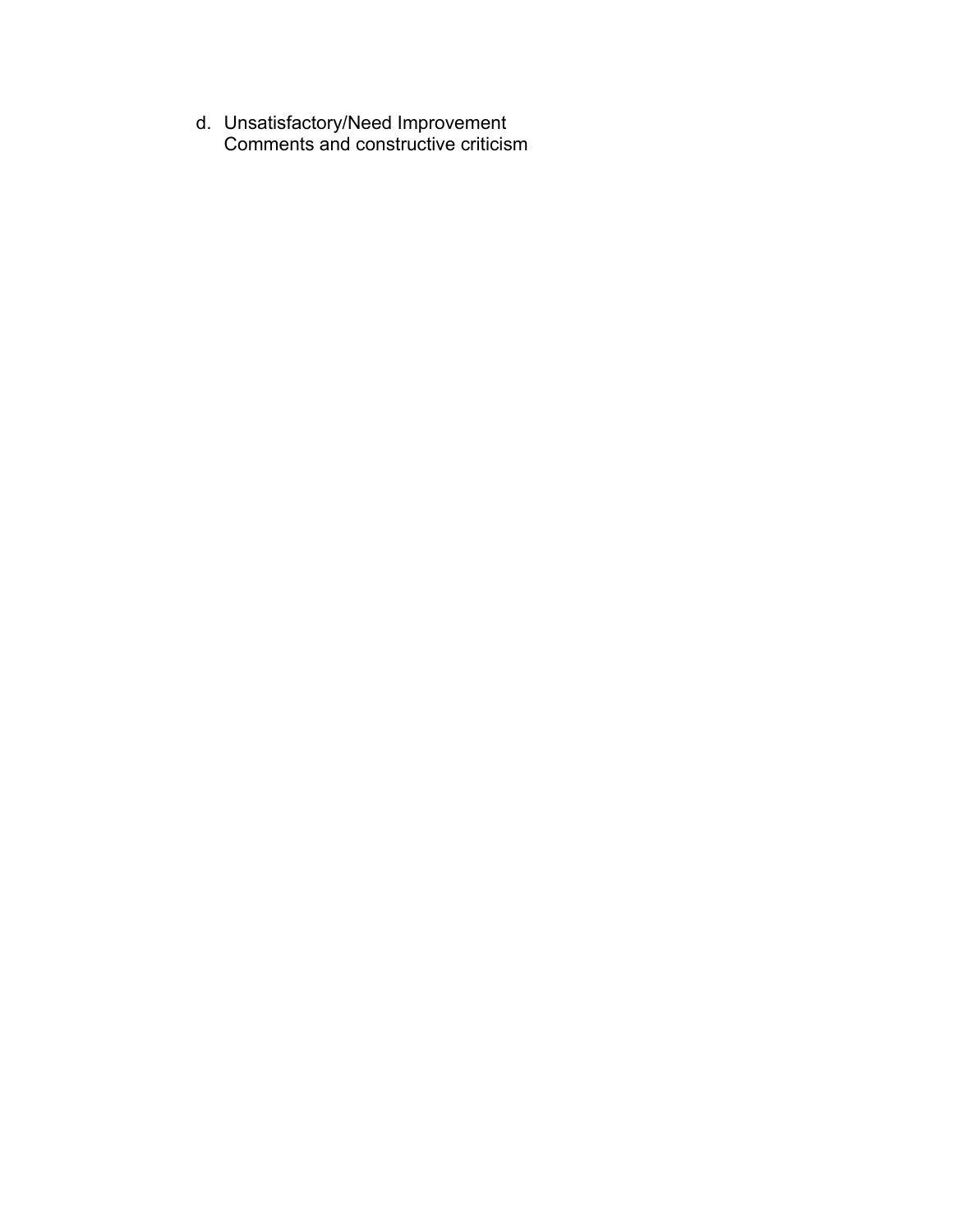d. Unsatisfactory/Need Improvement
   Comments and constructive criticism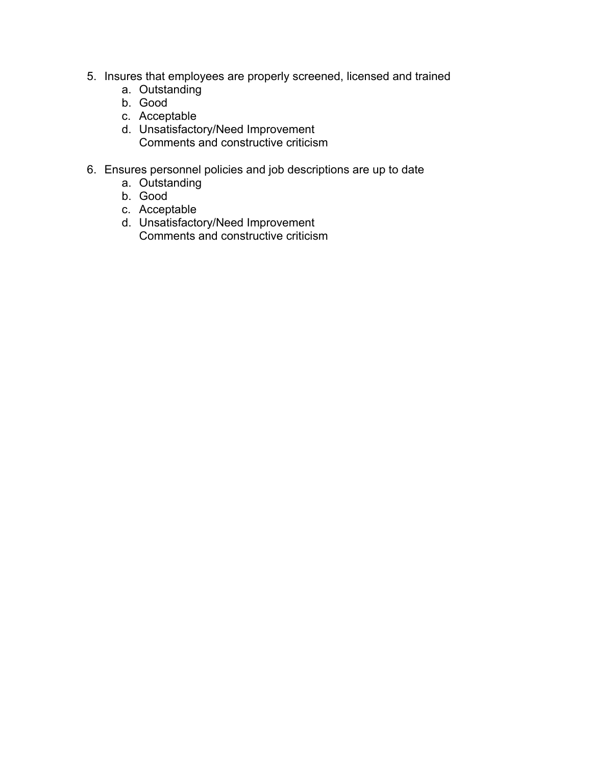5. Insures that employees are properly screened, licensed and trained
    a. Outstanding
    b. Good
    c. Acceptable
    d. Unsatisfactory/Need Improvement
       Comments and constructive criticism

6. Ensures personnel policies and job descriptions are up to date
    a. Outstanding
    b. Good
    c. Acceptable
    d. Unsatisfactory/Need Improvement
       Comments and constructive criticism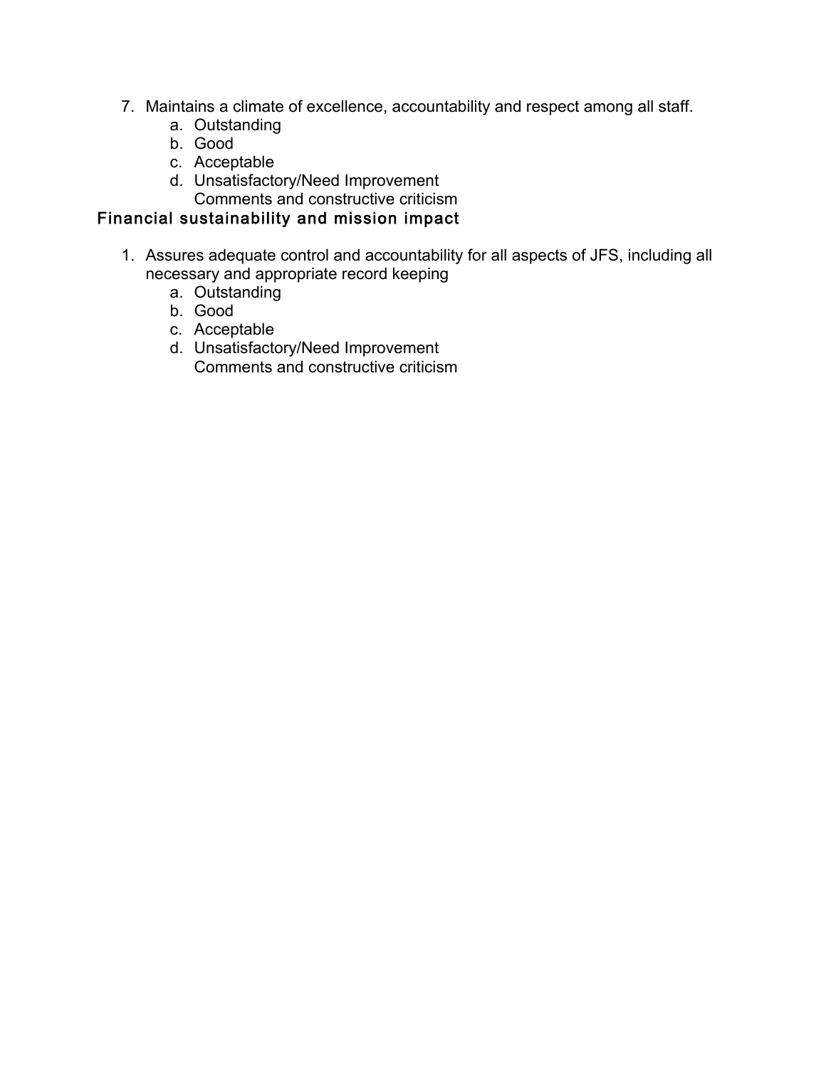7. Maintains a climate of excellence, accountability and respect among all staff.
   a. Outstanding
   b. Good
   c. Acceptable
   d. Unsatisfactory/Need Improvement
   Comments and constructive criticism

## Financial sustainability and mission impact

1. Assures adequate control and accountability for all aspects of JFS, including all necessary and appropriate record keeping
   a. Outstanding
   b. Good
   c. Acceptable
   d. Unsatisfactory/Need Improvement
   Comments and constructive criticism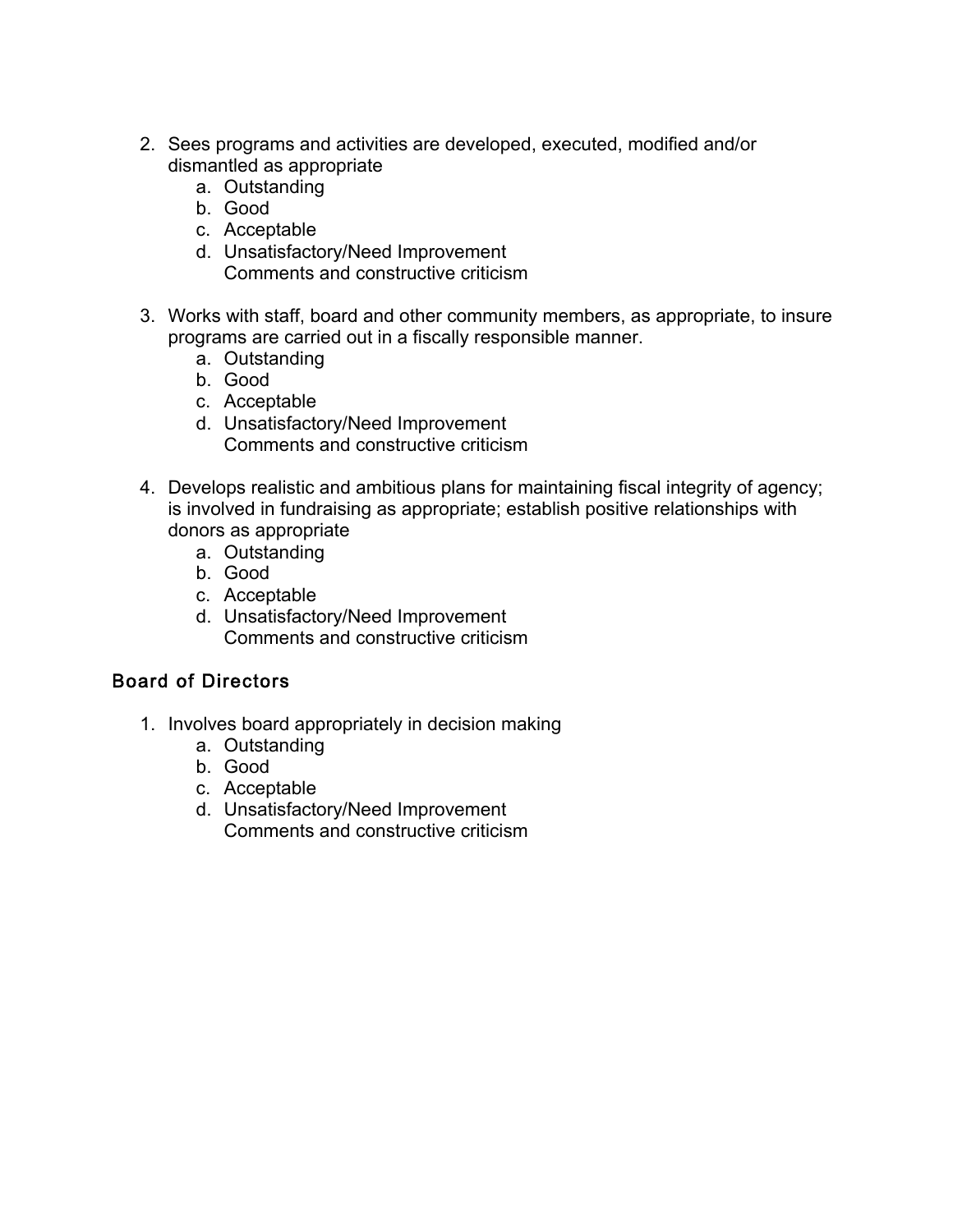2. Sees programs and activities are developed, executed, modified and/or dismantled as appropriate
    a. Outstanding
    b. Good
    c. Acceptable
    d. Unsatisfactory/Need Improvement
    Comments and constructive criticism

3. Works with staff, board and other community members, as appropriate, to insure programs are carried out in a fiscally responsible manner.
    a. Outstanding
    b. Good
    c. Acceptable
    d. Unsatisfactory/Need Improvement
    Comments and constructive criticism

4. Develops realistic and ambitious plans for maintaining fiscal integrity of agency; is involved in fundraising as appropriate; establish positive relationships with donors as appropriate
    a. Outstanding
    b. Good
    c. Acceptable
    d. Unsatisfactory/Need Improvement
    Comments and constructive criticism

## Board of Directors

1. Involves board appropriately in decision making
    a. Outstanding
    b. Good
    c. Acceptable
    d. Unsatisfactory/Need Improvement
    Comments and constructive criticism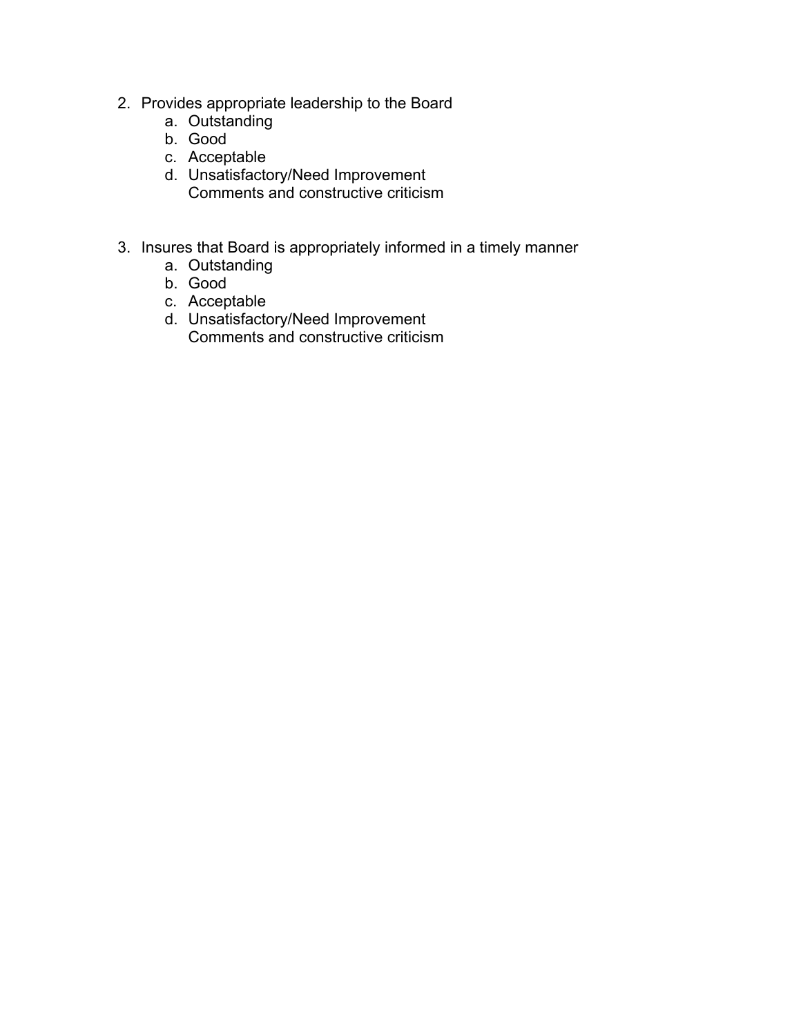2. Provides appropriate leadership to the Board
    a. Outstanding
    b. Good
    c. Acceptable
    d. Unsatisfactory/Need Improvement
       Comments and constructive criticism

3. Insures that Board is appropriately informed in a timely manner
    a. Outstanding
    b. Good
    c. Acceptable
    d. Unsatisfactory/Need Improvement
       Comments and constructive criticism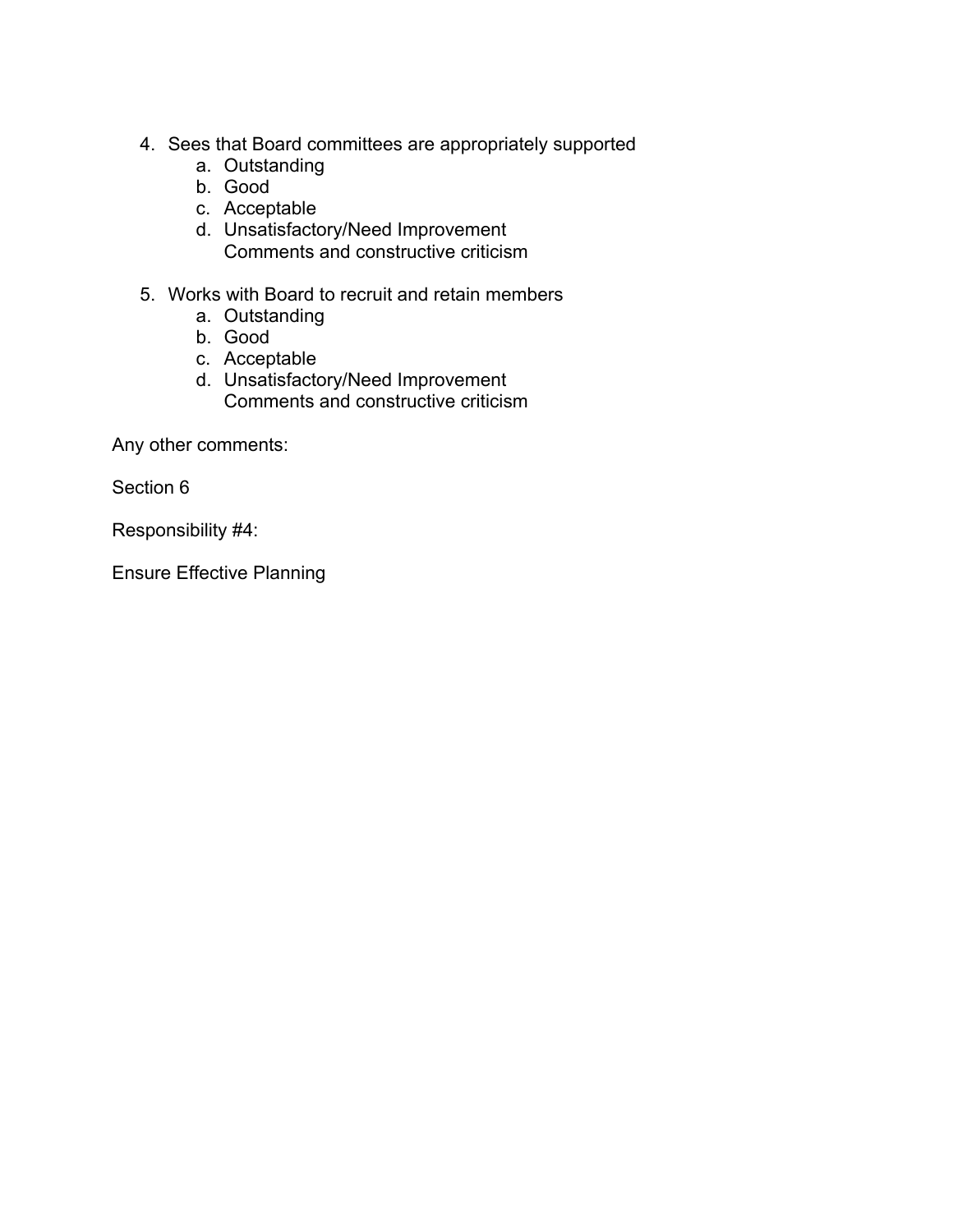4. Sees that Board committees are appropriately supported
    a. Outstanding
    b. Good
    c. Acceptable
    d. Unsatisfactory/Need Improvement
       Comments and constructive criticism

5. Works with Board to recruit and retain members
    a. Outstanding
    b. Good
    c. Acceptable
    d. Unsatisfactory/Need Improvement
       Comments and constructive criticism

Any other comments:

Section 6

Responsibility #4:

Ensure Effective Planning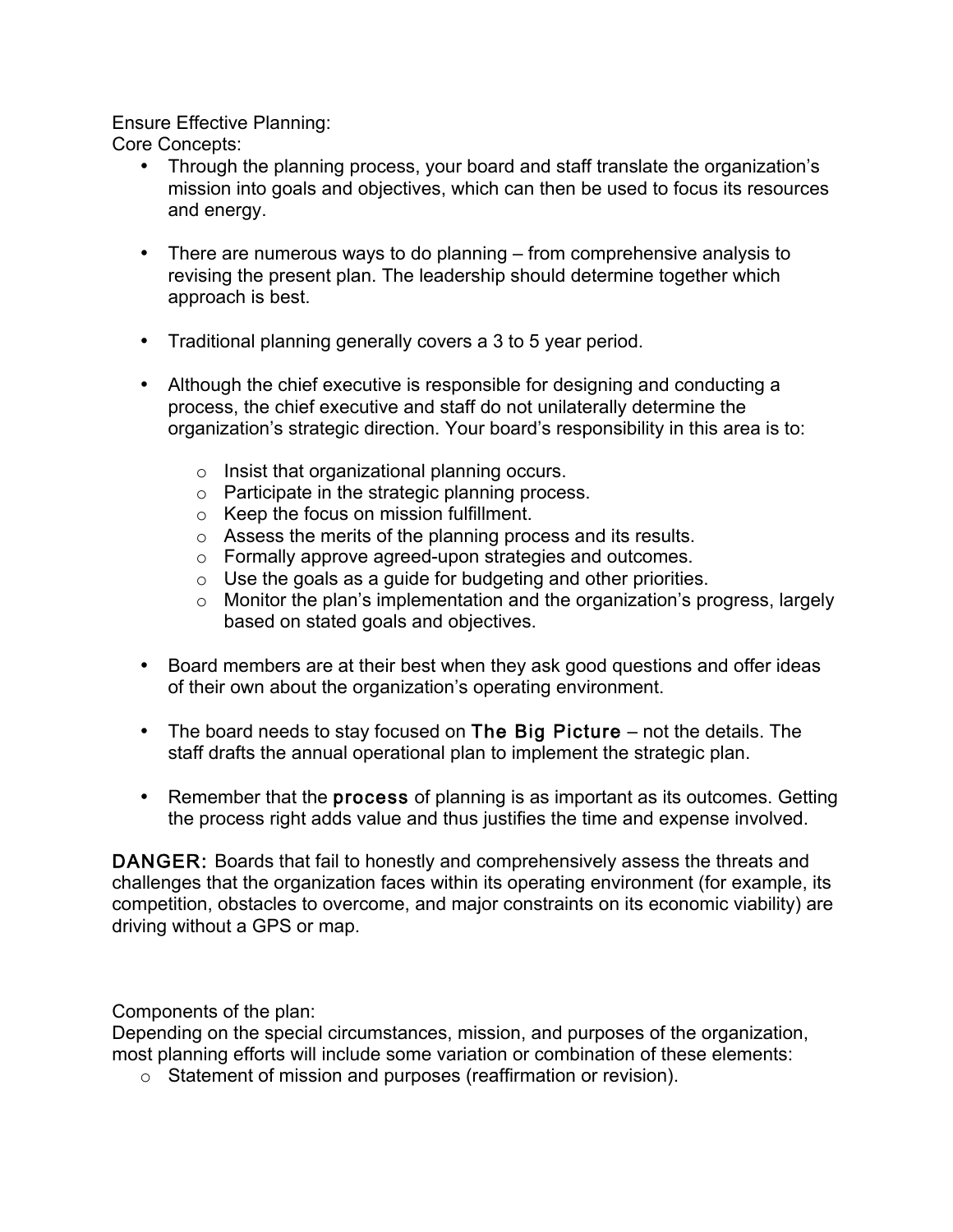Ensure Effective Planning:

Core Concepts:

- Through the planning process, your board and staff translate the organization's mission into goals and objectives, which can then be used to focus its resources and energy.

- There are numerous ways to do planning – from comprehensive analysis to revising the present plan. The leadership should determine together which approach is best.

- Traditional planning generally covers a 3 to 5 year period.

- Although the chief executive is responsible for designing and conducting a process, the chief executive and staff do not unilaterally determine the organization's strategic direction. Your board's responsibility in this area is to:

    - Insist that organizational planning occurs.
    - Participate in the strategic planning process.
    - Keep the focus on mission fulfillment.
    - Assess the merits of the planning process and its results.
    - Formally approve agreed-upon strategies and outcomes.
    - Use the goals as a guide for budgeting and other priorities.
    - Monitor the plan's implementation and the organization's progress, largely based on stated goals and objectives.

- Board members are at their best when they ask good questions and offer ideas of their own about the organization's operating environment.

- The board needs to stay focused on **The Big Picture** – not the details. The staff drafts the annual operational plan to implement the strategic plan.

- Remember that the **process** of planning is as important as its outcomes. Getting the process right adds value and thus justifies the time and expense involved.

**DANGER:** Boards that fail to honestly and comprehensively assess the threats and challenges that the organization faces within its operating environment (for example, its competition, obstacles to overcome, and major constraints on its economic viability) are driving without a GPS or map.

Components of the plan:

Depending on the special circumstances, mission, and purposes of the organization, most planning efforts will include some variation or combination of these elements:

- Statement of mission and purposes (reaffirmation or revision).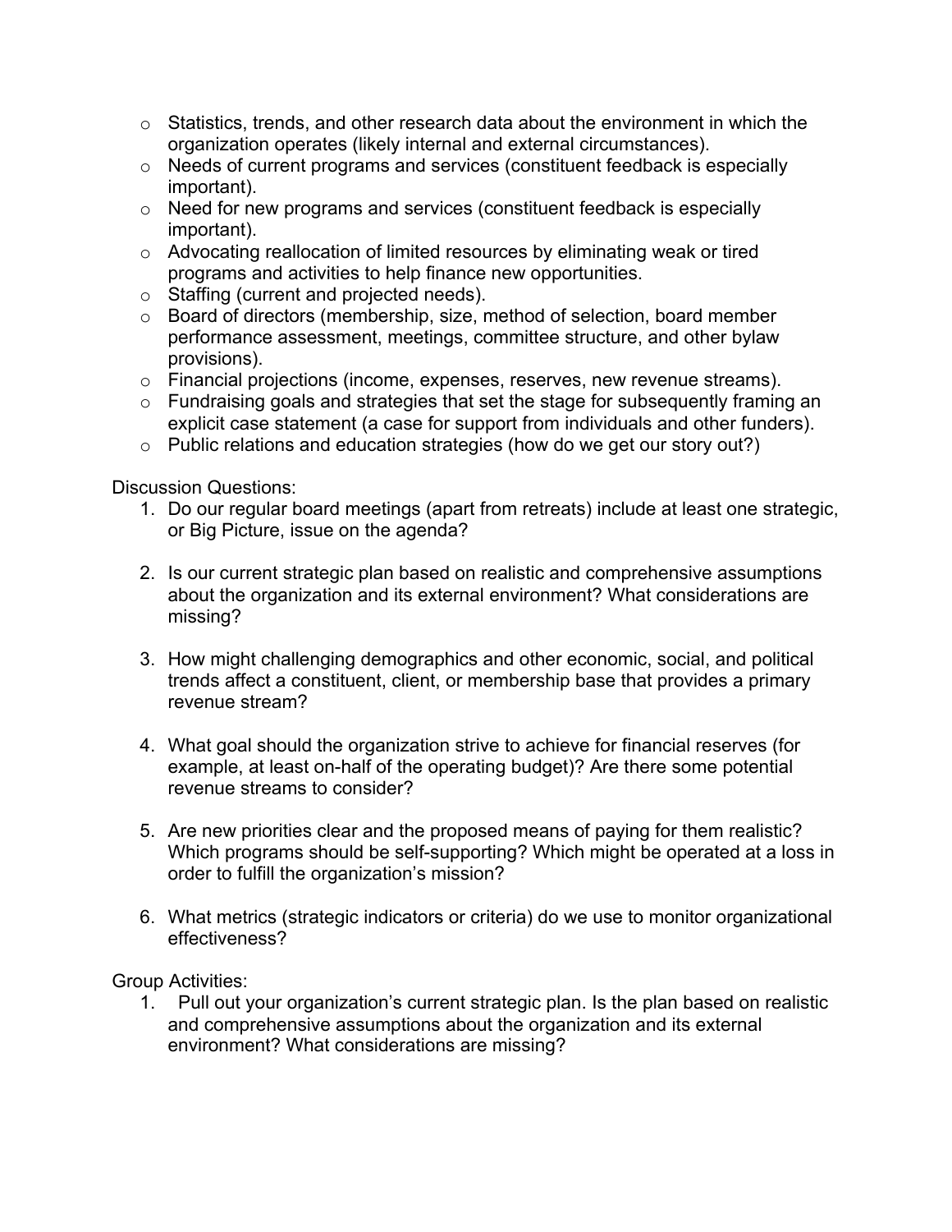- Statistics, trends, and other research data about the environment in which the organization operates (likely internal and external circumstances).
- Needs of current programs and services (constituent feedback is especially important).
- Need for new programs and services (constituent feedback is especially important).
- Advocating reallocation of limited resources by eliminating weak or tired programs and activities to help finance new opportunities.
- Staffing (current and projected needs).
- Board of directors (membership, size, method of selection, board member performance assessment, meetings, committee structure, and other bylaw provisions).
- Financial projections (income, expenses, reserves, new revenue streams).
- Fundraising goals and strategies that set the stage for subsequently framing an explicit case statement (a case for support from individuals and other funders).
- Public relations and education strategies (how do we get our story out?)

Discussion Questions:

1. Do our regular board meetings (apart from retreats) include at least one strategic, or Big Picture, issue on the agenda?

2. Is our current strategic plan based on realistic and comprehensive assumptions about the organization and its external environment? What considerations are missing?

3. How might challenging demographics and other economic, social, and political trends affect a constituent, client, or membership base that provides a primary revenue stream?

4. What goal should the organization strive to achieve for financial reserves (for example, at least on-half of the operating budget)? Are there some potential revenue streams to consider?

5. Are new priorities clear and the proposed means of paying for them realistic? Which programs should be self-supporting? Which might be operated at a loss in order to fulfill the organization's mission?

6. What metrics (strategic indicators or criteria) do we use to monitor organizational effectiveness?

Group Activities:

1. Pull out your organization's current strategic plan. Is the plan based on realistic and comprehensive assumptions about the organization and its external environment? What considerations are missing?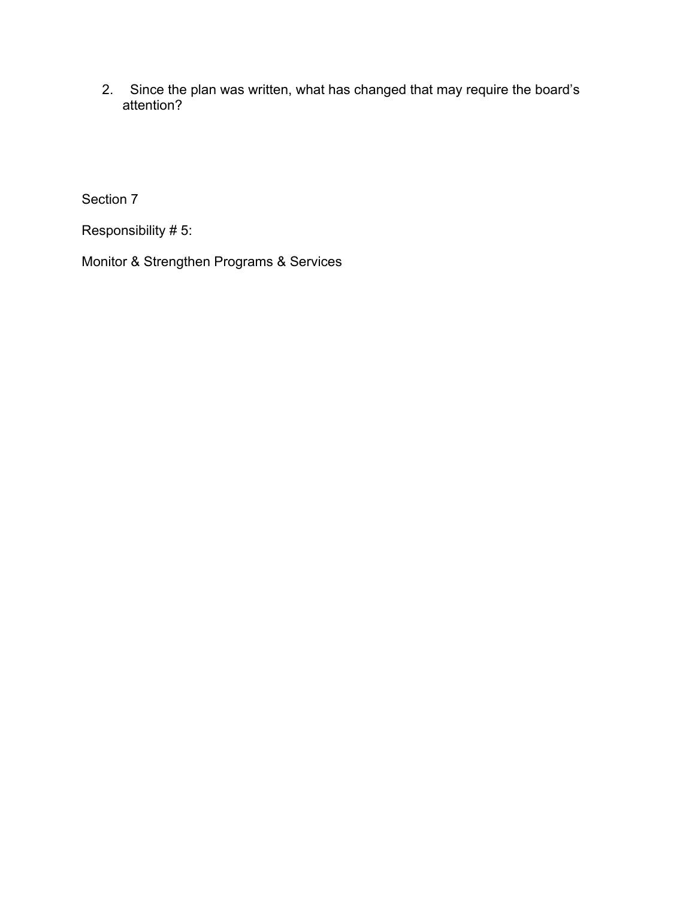2. Since the plan was written, what has changed that may require the board's attention?

Section 7

Responsibility # 5:

Monitor & Strengthen Programs & Services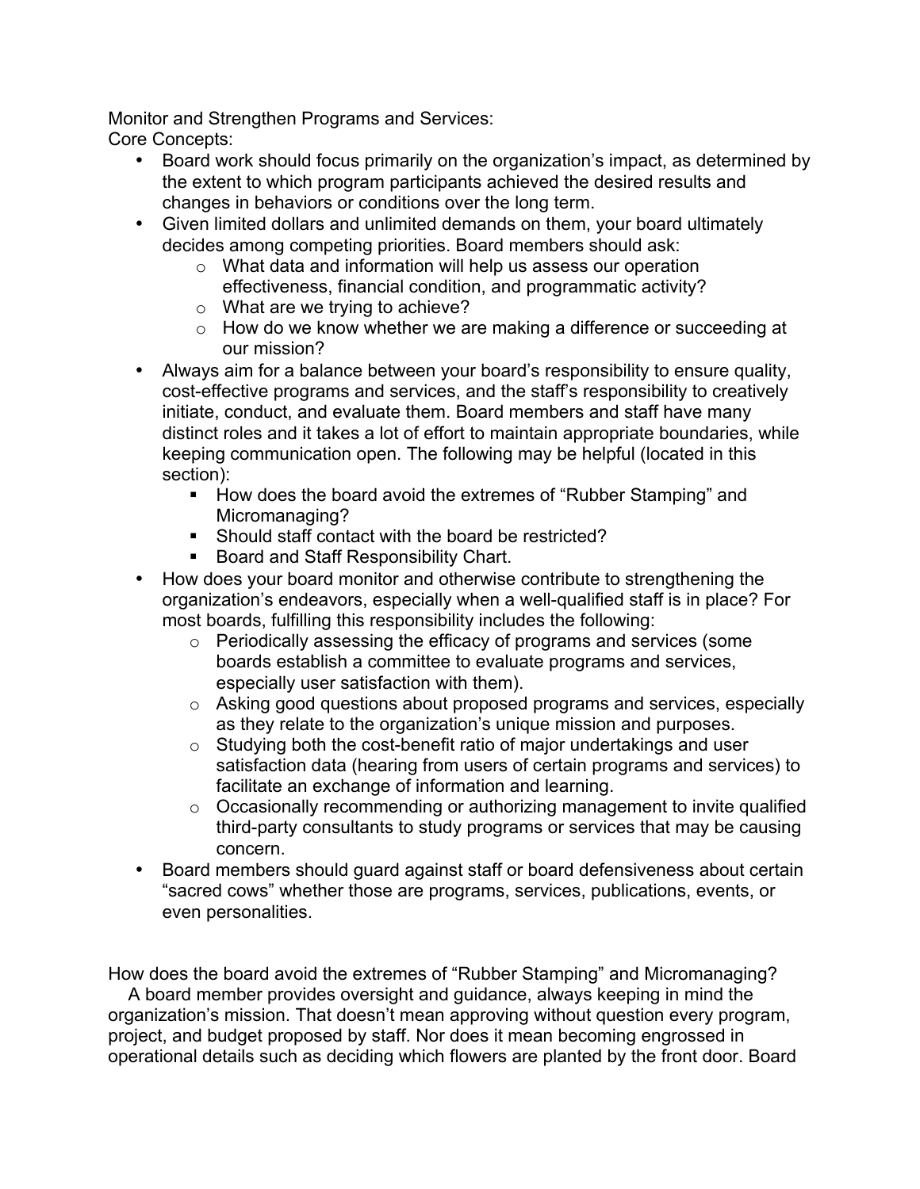Monitor and Strengthen Programs and Services:
Core Concepts:

- Board work should focus primarily on the organization's impact, as determined by the extent to which program participants achieved the desired results and changes in behaviors or conditions over the long term.
- Given limited dollars and unlimited demands on them, your board ultimately decides among competing priorities. Board members should ask:
  - What data and information will help us assess our operation effectiveness, financial condition, and programmatic activity?
  - What are we trying to achieve?
  - How do we know whether we are making a difference or succeeding at our mission?
- Always aim for a balance between your board's responsibility to ensure quality, cost-effective programs and services, and the staff's responsibility to creatively initiate, conduct, and evaluate them. Board members and staff have many distinct roles and it takes a lot of effort to maintain appropriate boundaries, while keeping communication open. The following may be helpful (located in this section):
  - How does the board avoid the extremes of "Rubber Stamping" and Micromanaging?
  - Should staff contact with the board be restricted?
  - Board and Staff Responsibility Chart.
- How does your board monitor and otherwise contribute to strengthening the organization's endeavors, especially when a well-qualified staff is in place? For most boards, fulfilling this responsibility includes the following:
  - Periodically assessing the efficacy of programs and services (some boards establish a committee to evaluate programs and services, especially user satisfaction with them).
  - Asking good questions about proposed programs and services, especially as they relate to the organization's unique mission and purposes.
  - Studying both the cost-benefit ratio of major undertakings and user satisfaction data (hearing from users of certain programs and services) to facilitate an exchange of information and learning.
  - Occasionally recommending or authorizing management to invite qualified third-party consultants to study programs or services that may be causing concern.
- Board members should guard against staff or board defensiveness about certain "sacred cows" whether those are programs, services, publications, events, or even personalities.

How does the board avoid the extremes of "Rubber Stamping" and Micromanaging?

A board member provides oversight and guidance, always keeping in mind the organization's mission. That doesn't mean approving without question every program, project, and budget proposed by staff. Nor does it mean becoming engrossed in operational details such as deciding which flowers are planted by the front door. Board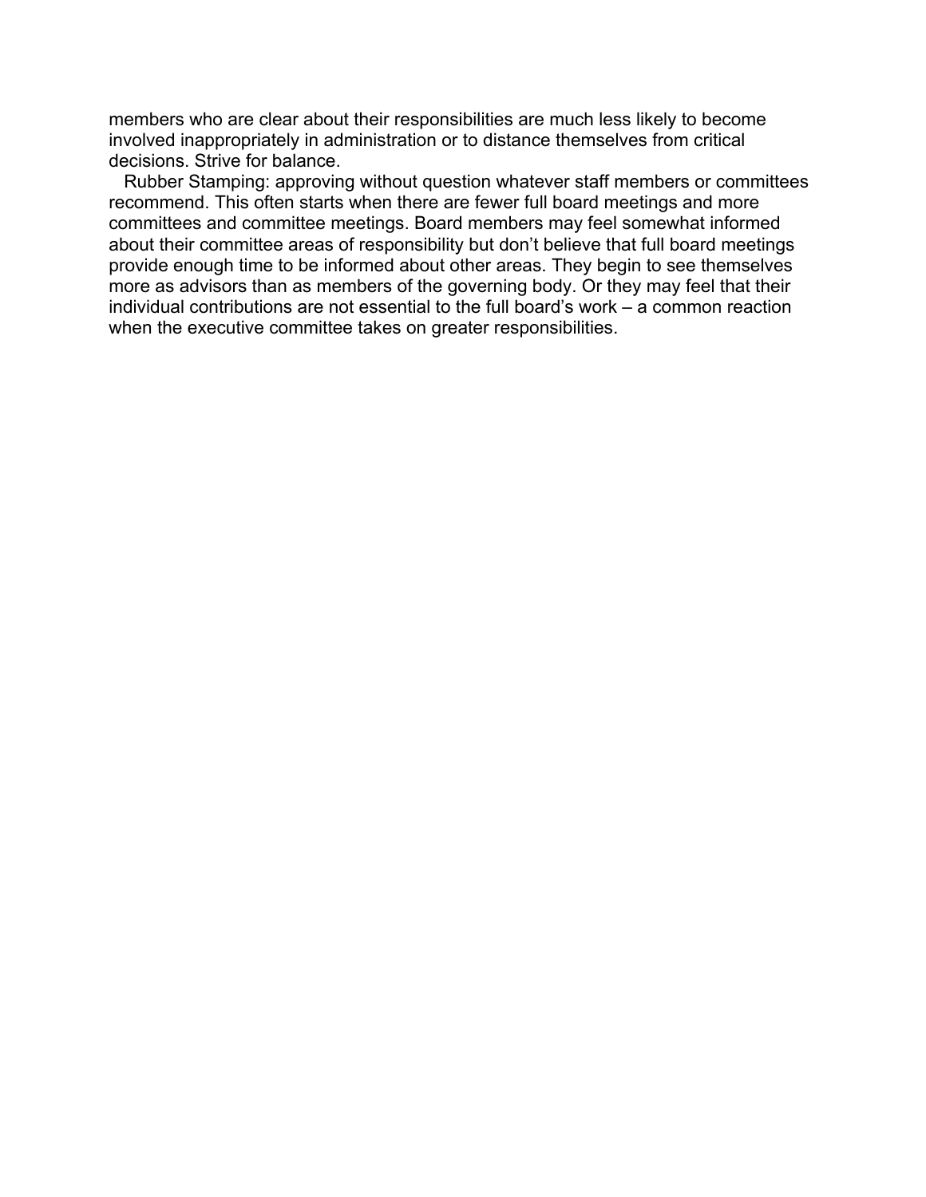members who are clear about their responsibilities are much less likely to become involved inappropriately in administration or to distance themselves from critical decisions. Strive for balance.

Rubber Stamping: approving without question whatever staff members or committees recommend. This often starts when there are fewer full board meetings and more committees and committee meetings. Board members may feel somewhat informed about their committee areas of responsibility but don't believe that full board meetings provide enough time to be informed about other areas. They begin to see themselves more as advisors than as members of the governing body. Or they may feel that their individual contributions are not essential to the full board's work – a common reaction when the executive committee takes on greater responsibilities.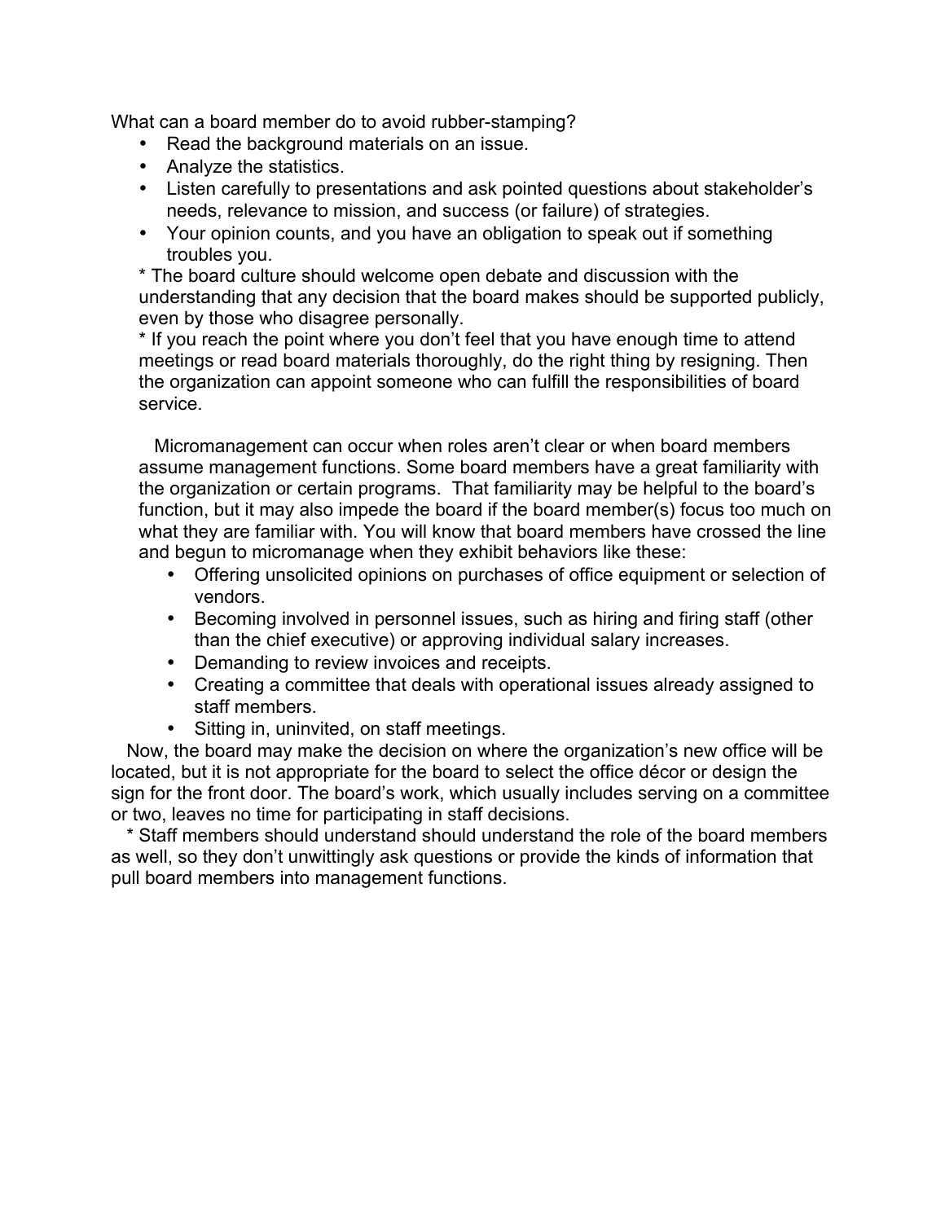What can a board member do to avoid rubber-stamping?

- Read the background materials on an issue.
- Analyze the statistics.
- Listen carefully to presentations and ask pointed questions about stakeholder's needs, relevance to mission, and success (or failure) of strategies.
- Your opinion counts, and you have an obligation to speak out if something troubles you.

* The board culture should welcome open debate and discussion with the understanding that any decision that the board makes should be supported publicly, even by those who disagree personally.

* If you reach the point where you don't feel that you have enough time to attend meetings or read board materials thoroughly, do the right thing by resigning. Then the organization can appoint someone who can fulfill the responsibilities of board service.

Micromanagement can occur when roles aren't clear or when board members assume management functions. Some board members have a great familiarity with the organization or certain programs. That familiarity may be helpful to the board's function, but it may also impede the board if the board member(s) focus too much on what they are familiar with. You will know that board members have crossed the line and begun to micromanage when they exhibit behaviors like these:

- Offering unsolicited opinions on purchases of office equipment or selection of vendors.
- Becoming involved in personnel issues, such as hiring and firing staff (other than the chief executive) or approving individual salary increases.
- Demanding to review invoices and receipts.
- Creating a committee that deals with operational issues already assigned to staff members.
- Sitting in, uninvited, on staff meetings.

Now, the board may make the decision on where the organization's new office will be located, but it is not appropriate for the board to select the office décor or design the sign for the front door. The board's work, which usually includes serving on a committee or two, leaves no time for participating in staff decisions.

* Staff members should understand should understand the role of the board members as well, so they don't unwittingly ask questions or provide the kinds of information that pull board members into management functions.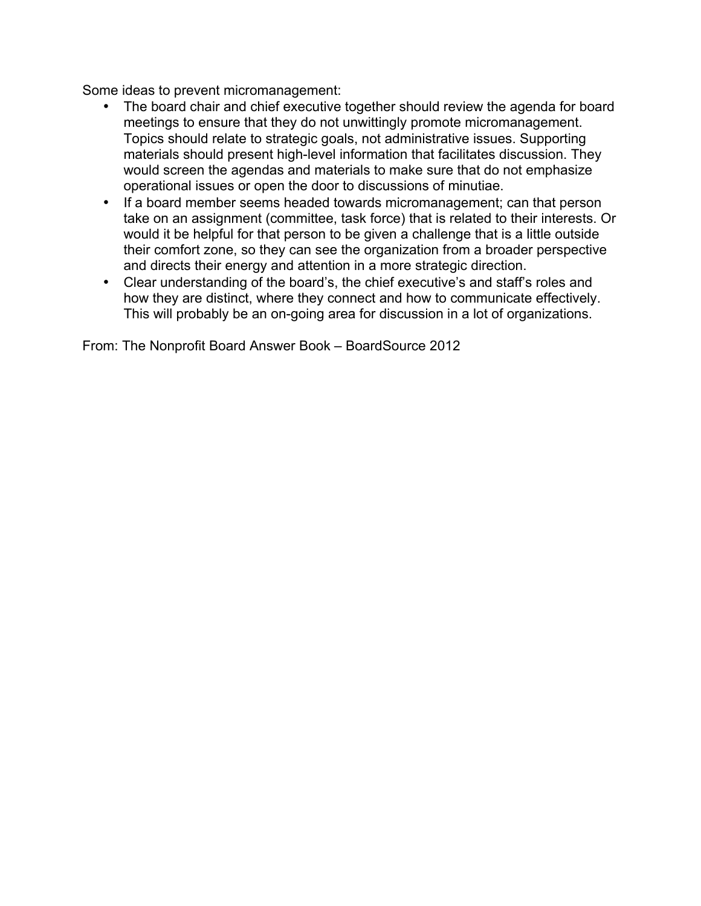Some ideas to prevent micromanagement:

- The board chair and chief executive together should review the agenda for board meetings to ensure that they do not unwittingly promote micromanagement. Topics should relate to strategic goals, not administrative issues. Supporting materials should present high-level information that facilitates discussion. They would screen the agendas and materials to make sure that do not emphasize operational issues or open the door to discussions of minutiae.
- If a board member seems headed towards micromanagement; can that person take on an assignment (committee, task force) that is related to their interests. Or would it be helpful for that person to be given a challenge that is a little outside their comfort zone, so they can see the organization from a broader perspective and directs their energy and attention in a more strategic direction.
- Clear understanding of the board's, the chief executive's and staff's roles and how they are distinct, where they connect and how to communicate effectively. This will probably be an on-going area for discussion in a lot of organizations.

From: The Nonprofit Board Answer Book – BoardSource 2012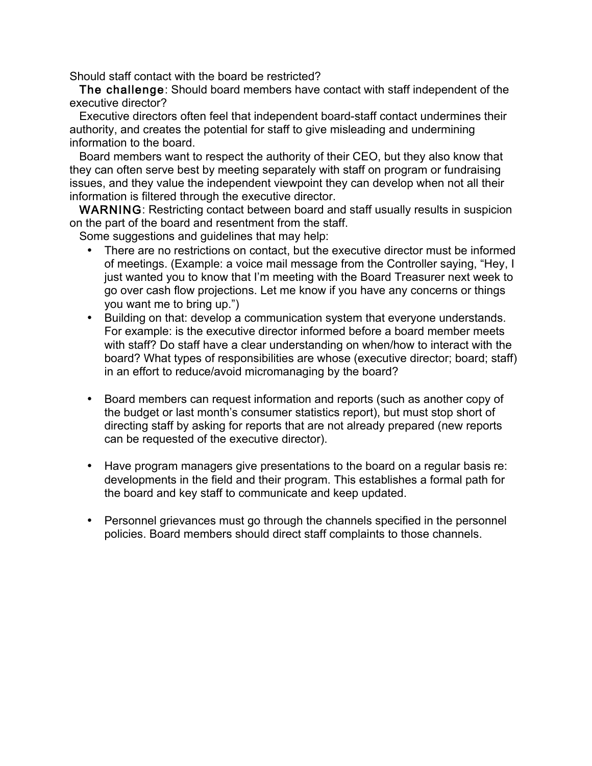## Should staff contact with the board be restricted?

**The challenge**: Should board members have contact with staff independent of the executive director?

Executive directors often feel that independent board-staff contact undermines their authority, and creates the potential for staff to give misleading and undermining information to the board.

Board members want to respect the authority of their CEO, but they also know that they can often serve best by meeting separately with staff on program or fundraising issues, and they value the independent viewpoint they can develop when not all their information is filtered through the executive director.

**WARNING**: Restricting contact between board and staff usually results in suspicion on the part of the board and resentment from the staff.

Some suggestions and guidelines that may help:

- There are no restrictions on contact, but the executive director must be informed of meetings. (Example: a voice mail message from the Controller saying, "Hey, I just wanted you to know that I'm meeting with the Board Treasurer next week to go over cash flow projections. Let me know if you have any concerns or things you want me to bring up.")
- Building on that: develop a communication system that everyone understands. For example: is the executive director informed before a board member meets with staff? Do staff have a clear understanding on when/how to interact with the board? What types of responsibilities are whose (executive director; board; staff) in an effort to reduce/avoid micromanaging by the board?
- Board members can request information and reports (such as another copy of the budget or last month's consumer statistics report), but must stop short of directing staff by asking for reports that are not already prepared (new reports can be requested of the executive director).
- Have program managers give presentations to the board on a regular basis re: developments in the field and their program. This establishes a formal path for the board and key staff to communicate and keep updated.
- Personnel grievances must go through the channels specified in the personnel policies. Board members should direct staff complaints to those channels.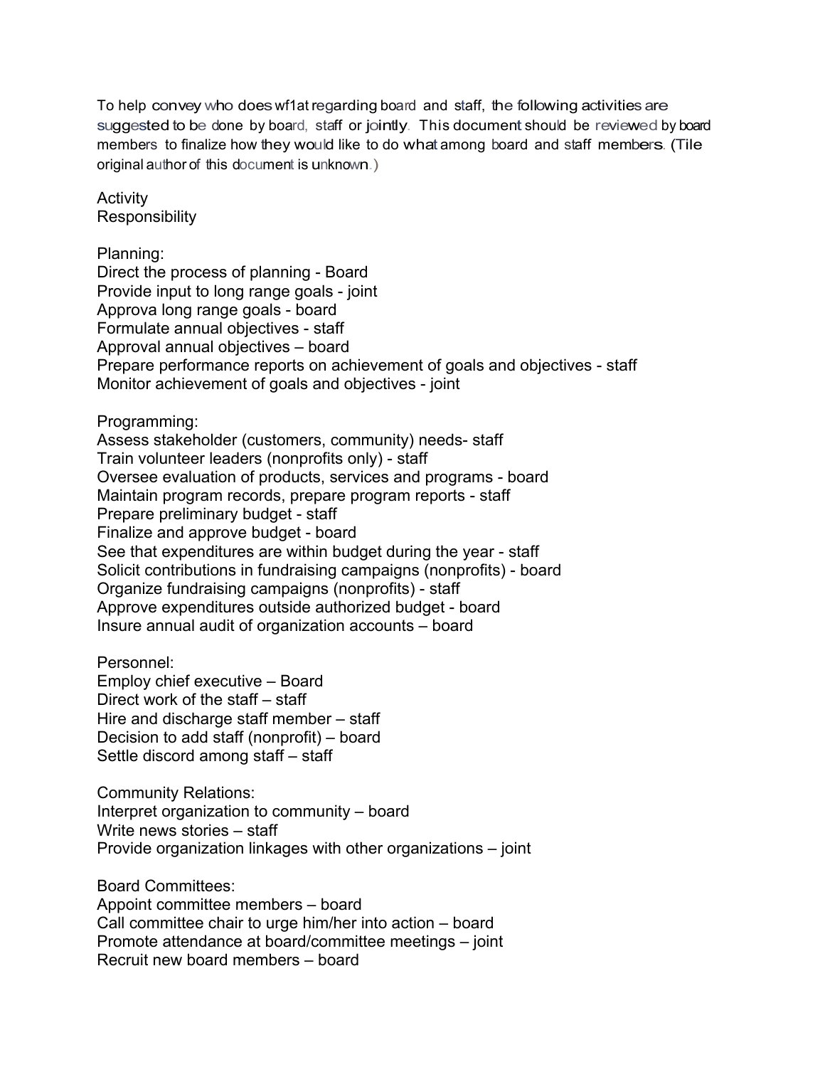To help convey who does wf1at regarding board and staff, the following activities are suggested to be done by board, staff or jointly. This document should be reviewed by board members to finalize how they would like to do what among board and staff members. (Tile original author of this document is unknown.)

Activity
Responsibility

Planning:
Direct the process of planning - Board
Provide input to long range goals - joint
Approva long range goals - board
Formulate annual objectives - staff
Approval annual objectives – board
Prepare performance reports on achievement of goals and objectives - staff
Monitor achievement of goals and objectives - joint

Programming:
Assess stakeholder (customers, community) needs- staff
Train volunteer leaders (nonprofits only) - staff
Oversee evaluation of products, services and programs - board
Maintain program records, prepare program reports - staff
Prepare preliminary budget - staff
Finalize and approve budget - board
See that expenditures are within budget during the year - staff
Solicit contributions in fundraising campaigns (nonprofits) - board
Organize fundraising campaigns (nonprofits) - staff
Approve expenditures outside authorized budget - board
Insure annual audit of organization accounts – board

Personnel:
Employ chief executive – Board
Direct work of the staff – staff
Hire and discharge staff member – staff
Decision to add staff (nonprofit) – board
Settle discord among staff – staff

Community Relations:
Interpret organization to community – board
Write news stories – staff
Provide organization linkages with other organizations – joint

Board Committees:
Appoint committee members – board
Call committee chair to urge him/her into action – board
Promote attendance at board/committee meetings – joint
Recruit new board members – board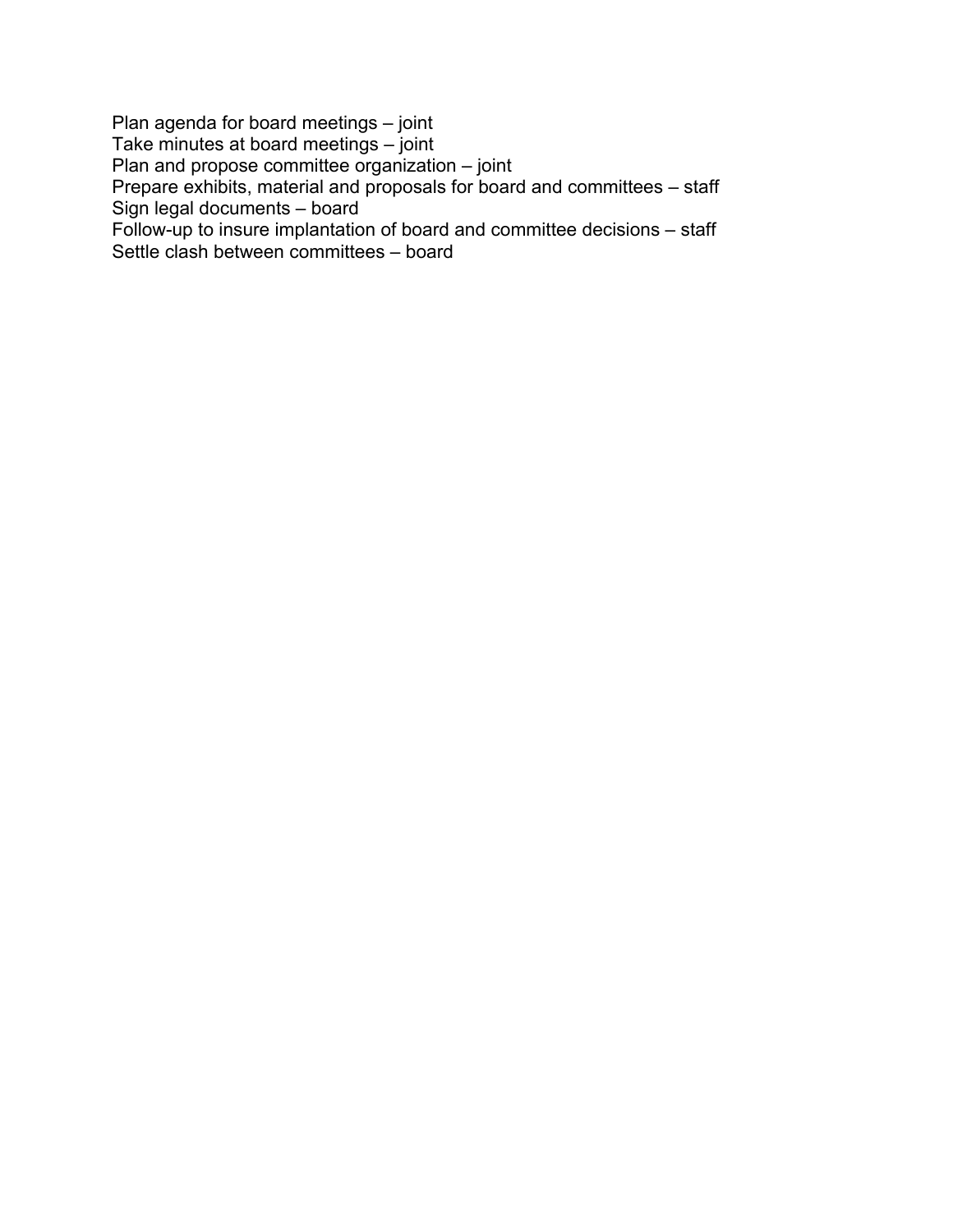Plan agenda for board meetings – joint
Take minutes at board meetings – joint
Plan and propose committee organization – joint
Prepare exhibits, material and proposals for board and committees – staff
Sign legal documents – board
Follow-up to insure implantation of board and committee decisions – staff
Settle clash between committees – board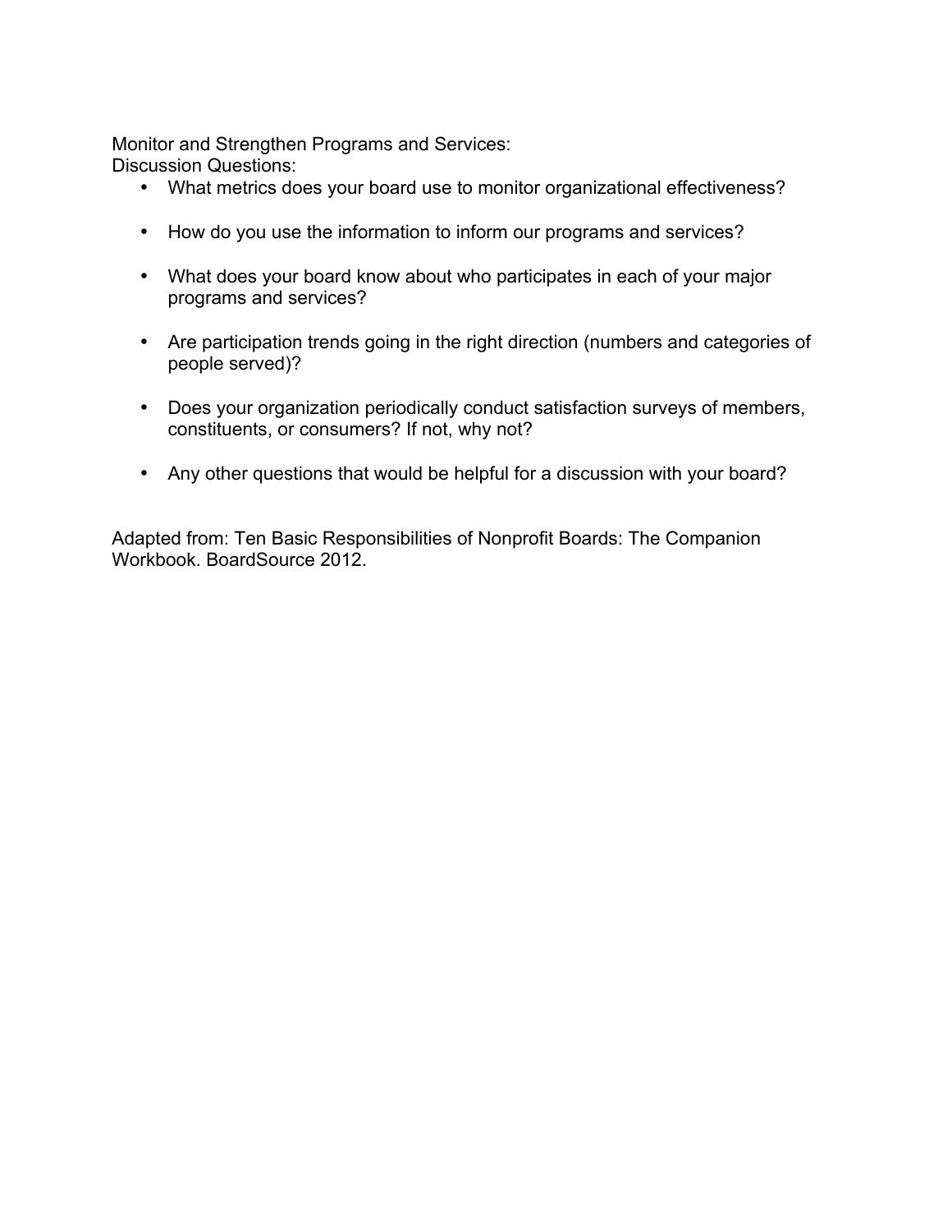Monitor and Strengthen Programs and Services:
Discussion Questions:

- What metrics does your board use to monitor organizational effectiveness?
- How do you use the information to inform our programs and services?
- What does your board know about who participates in each of your major programs and services?
- Are participation trends going in the right direction (numbers and categories of people served)?
- Does your organization periodically conduct satisfaction surveys of members, constituents, or consumers? If not, why not?
- Any other questions that would be helpful for a discussion with your board?

Adapted from: Ten Basic Responsibilities of Nonprofit Boards: The Companion Workbook. BoardSource 2012.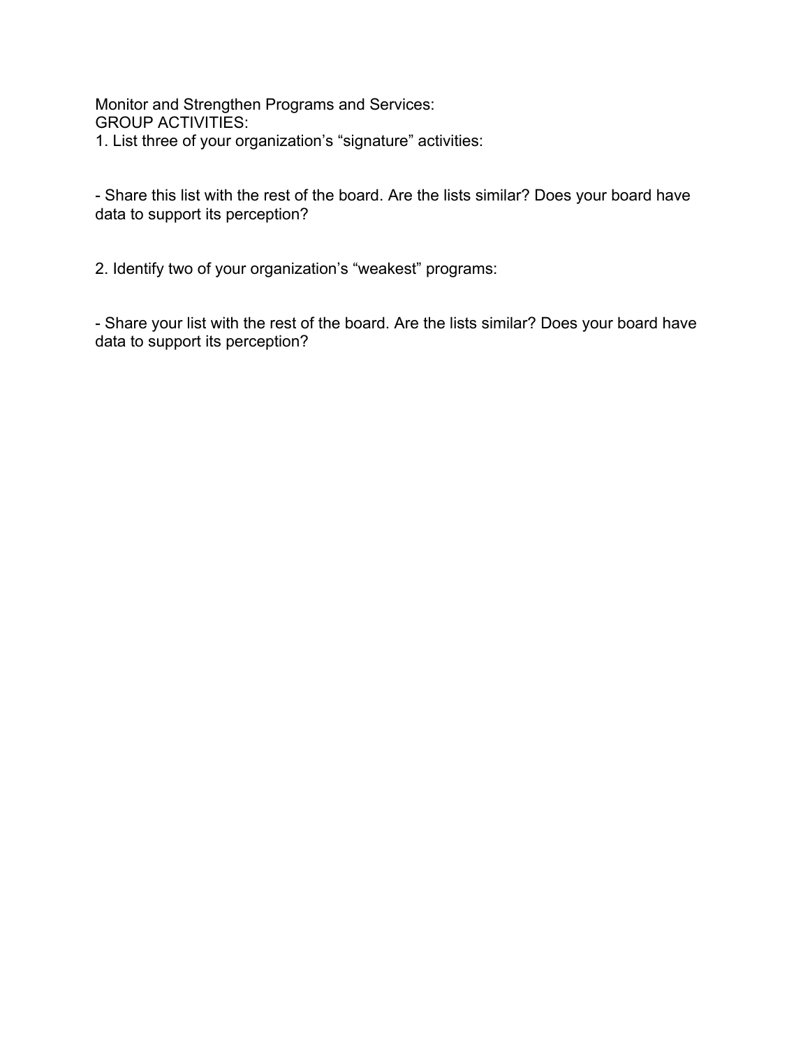Monitor and Strengthen Programs and Services:

GROUP ACTIVITIES:

1. List three of your organization's "signature" activities:

- Share this list with the rest of the board. Are the lists similar? Does your board have data to support its perception?

2. Identify two of your organization's "weakest" programs:

- Share your list with the rest of the board. Are the lists similar? Does your board have data to support its perception?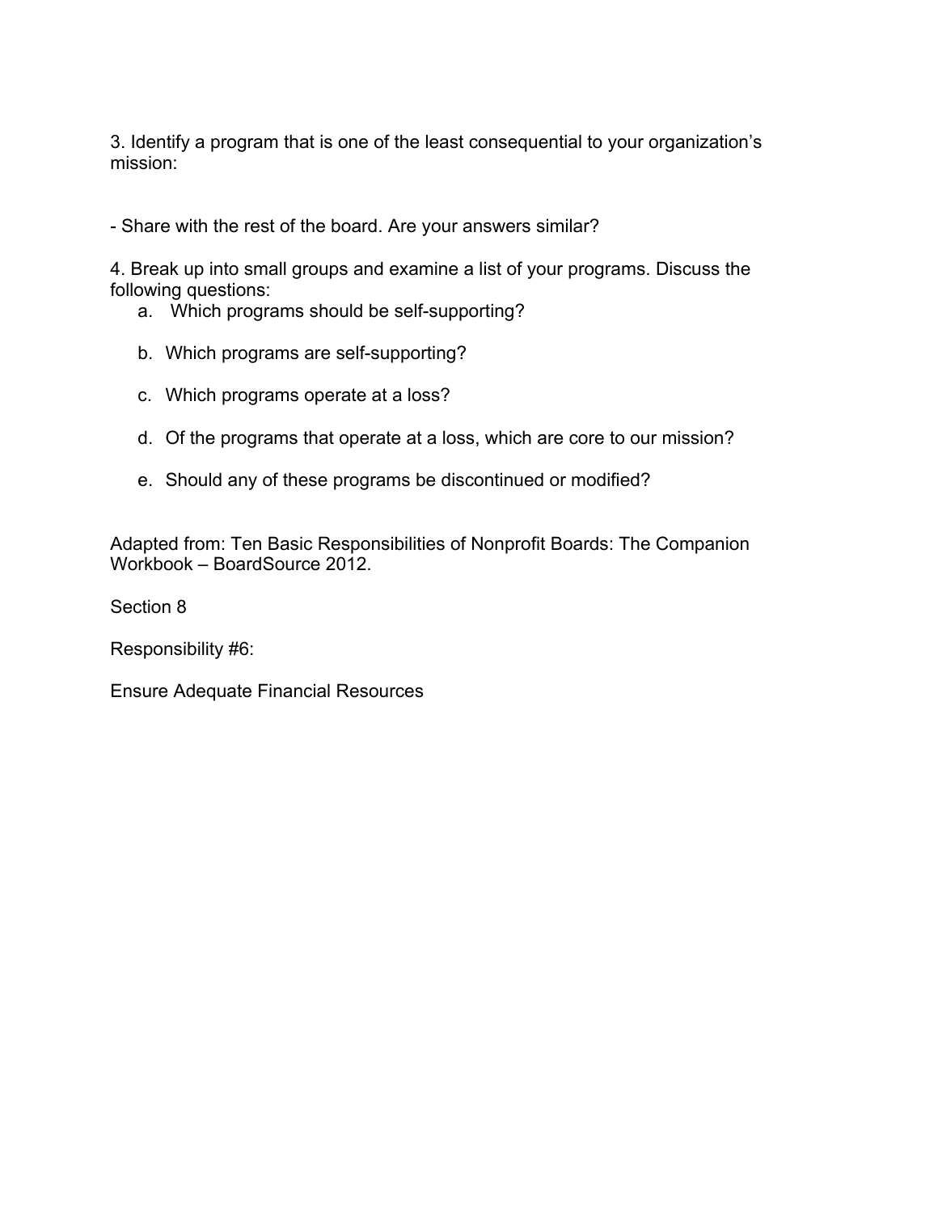3. Identify a program that is one of the least consequential to your organization's mission:

- Share with the rest of the board. Are your answers similar?

4. Break up into small groups and examine a list of your programs. Discuss the following questions:

   a. Which programs should be self-supporting?

   b. Which programs are self-supporting?

   c. Which programs operate at a loss?

   d. Of the programs that operate at a loss, which are core to our mission?

   e. Should any of these programs be discontinued or modified?

Adapted from: Ten Basic Responsibilities of Nonprofit Boards: The Companion Workbook – BoardSource 2012.

Section 8

Responsibility #6:

Ensure Adequate Financial Resources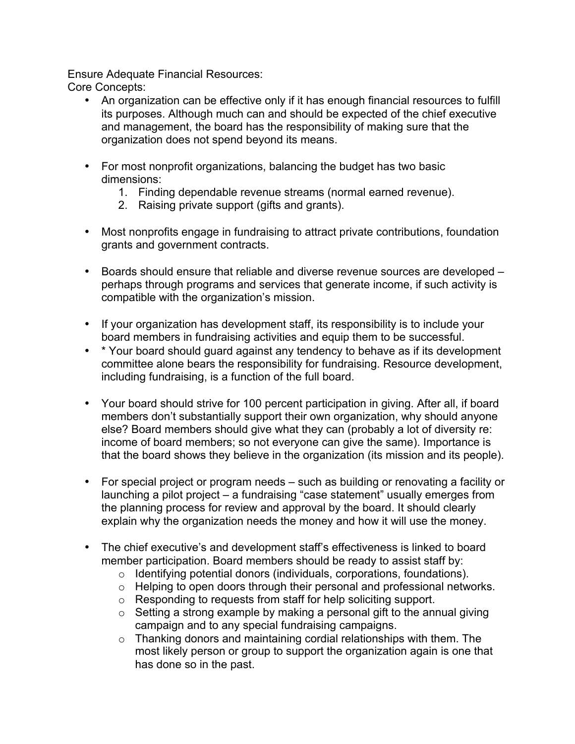Ensure Adequate Financial Resources:

Core Concepts:

- An organization can be effective only if it has enough financial resources to fulfill its purposes. Although much can and should be expected of the chief executive and management, the board has the responsibility of making sure that the organization does not spend beyond its means.

- For most nonprofit organizations, balancing the budget has two basic dimensions:
  1. Finding dependable revenue streams (normal earned revenue).
  2. Raising private support (gifts and grants).

- Most nonprofits engage in fundraising to attract private contributions, foundation grants and government contracts.

- Boards should ensure that reliable and diverse revenue sources are developed – perhaps through programs and services that generate income, if such activity is compatible with the organization's mission.

- If your organization has development staff, its responsibility is to include your board members in fundraising activities and equip them to be successful.
- * Your board should guard against any tendency to behave as if its development committee alone bears the responsibility for fundraising. Resource development, including fundraising, is a function of the full board.

- Your board should strive for 100 percent participation in giving. After all, if board members don't substantially support their own organization, why should anyone else? Board members should give what they can (probably a lot of diversity re: income of board members; so not everyone can give the same). Importance is that the board shows they believe in the organization (its mission and its people).

- For special project or program needs – such as building or renovating a facility or launching a pilot project – a fundraising "case statement" usually emerges from the planning process for review and approval by the board. It should clearly explain why the organization needs the money and how it will use the money.

- The chief executive's and development staff's effectiveness is linked to board member participation. Board members should be ready to assist staff by:
  - Identifying potential donors (individuals, corporations, foundations).
  - Helping to open doors through their personal and professional networks.
  - Responding to requests from staff for help soliciting support.
  - Setting a strong example by making a personal gift to the annual giving campaign and to any special fundraising campaigns.
  - Thanking donors and maintaining cordial relationships with them. The most likely person or group to support the organization again is one that has done so in the past.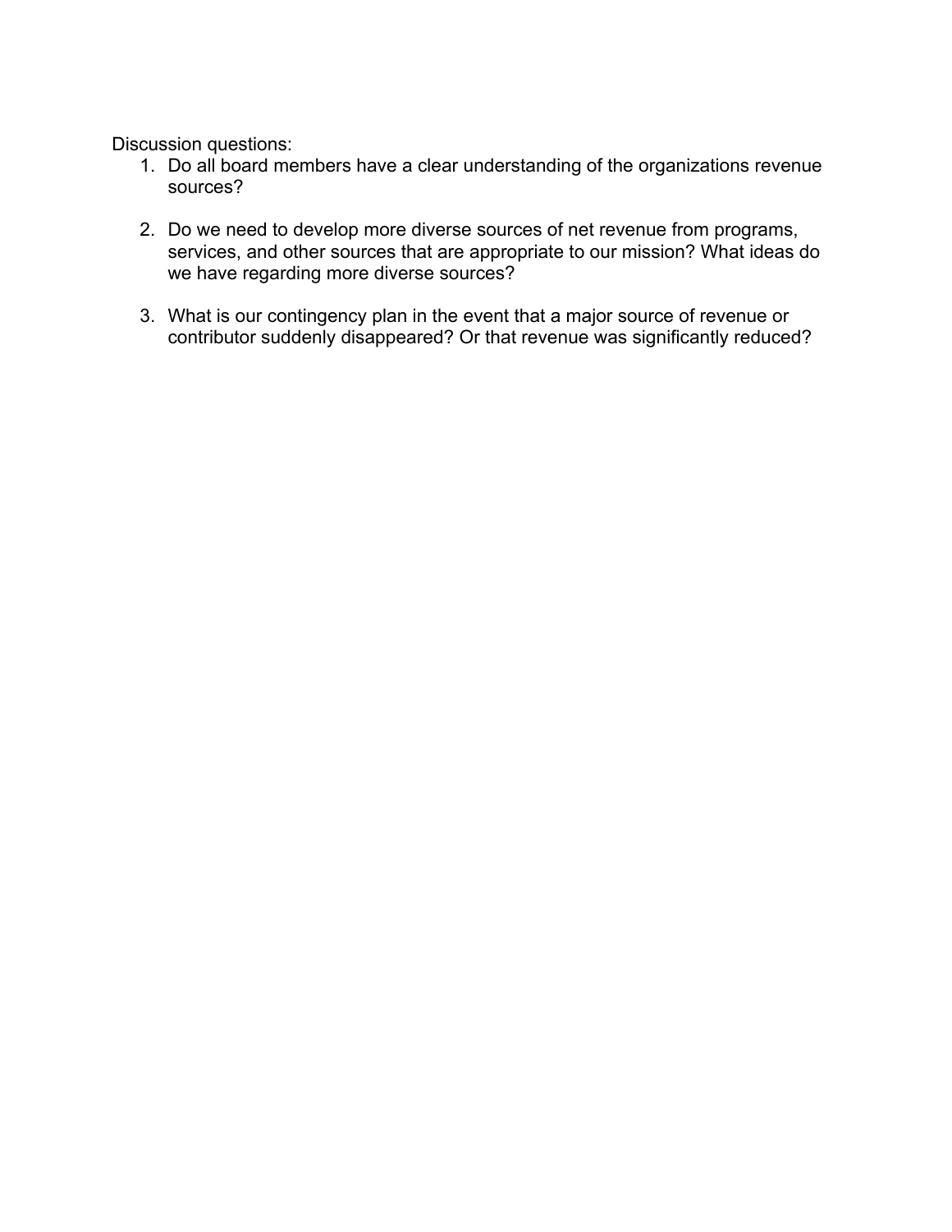Discussion questions:

1. Do all board members have a clear understanding of the organizations revenue sources?

2. Do we need to develop more diverse sources of net revenue from programs, services, and other sources that are appropriate to our mission? What ideas do we have regarding more diverse sources?

3. What is our contingency plan in the event that a major source of revenue or contributor suddenly disappeared? Or that revenue was significantly reduced?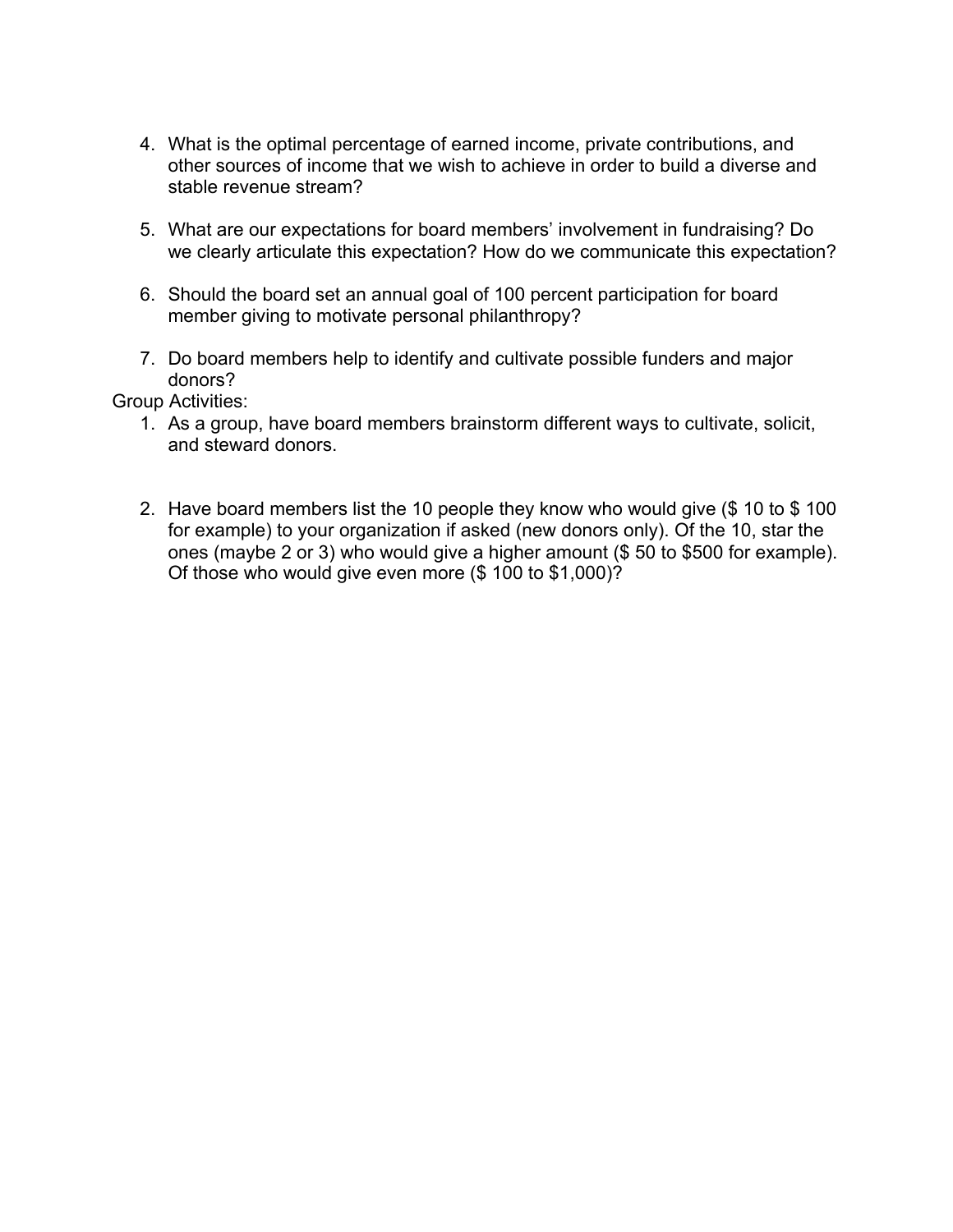4. What is the optimal percentage of earned income, private contributions, and other sources of income that we wish to achieve in order to build a diverse and stable revenue stream?

5. What are our expectations for board members' involvement in fundraising? Do we clearly articulate this expectation? How do we communicate this expectation?

6. Should the board set an annual goal of 100 percent participation for board member giving to motivate personal philanthropy?

7. Do board members help to identify and cultivate possible funders and major donors?

Group Activities:

1. As a group, have board members brainstorm different ways to cultivate, solicit, and steward donors.

2. Have board members list the 10 people they know who would give ($ 10 to $ 100 for example) to your organization if asked (new donors only). Of the 10, star the ones (maybe 2 or 3) who would give a higher amount ($ 50 to $500 for example). Of those who would give even more ($ 100 to $1,000)?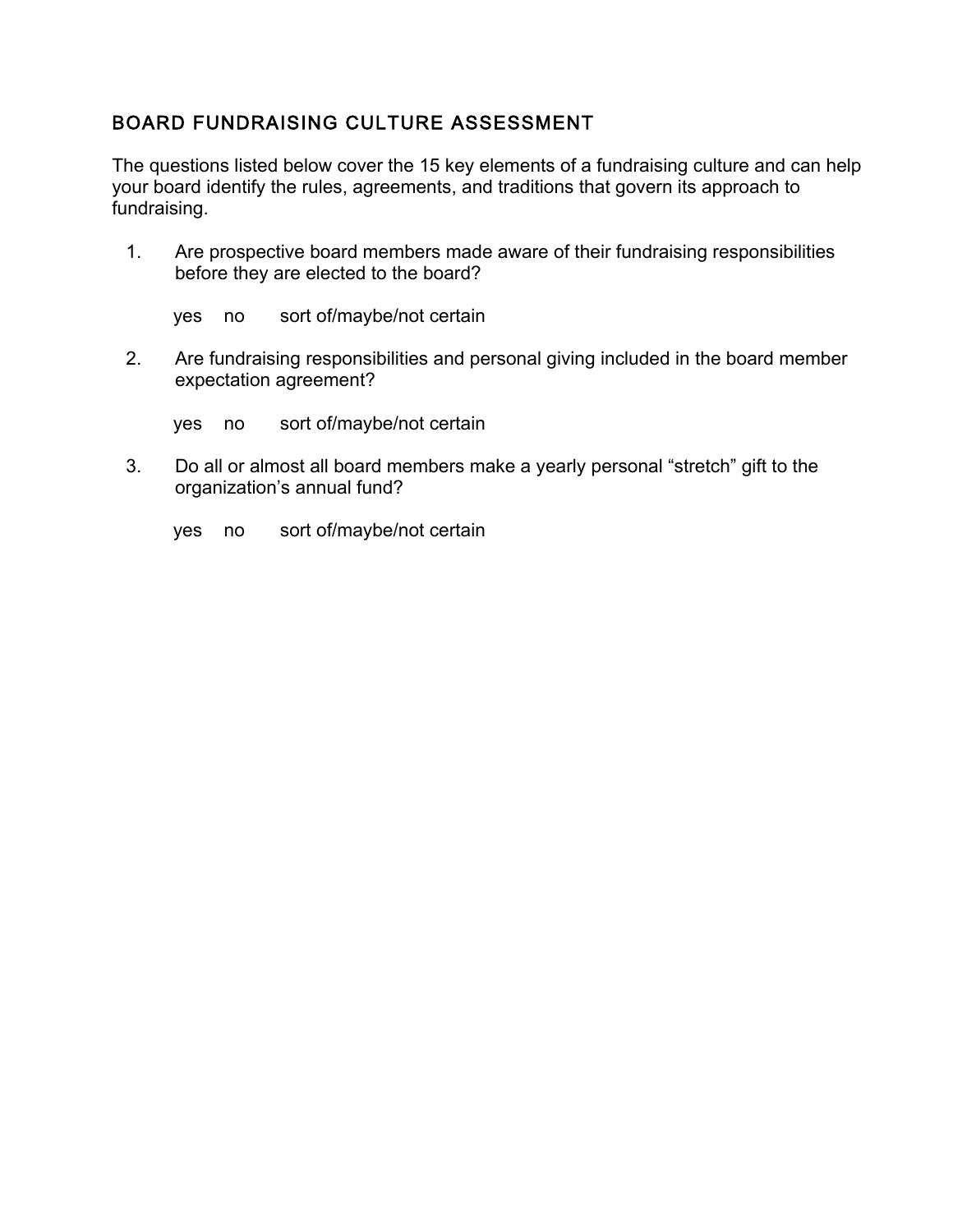## BOARD FUNDRAISING CULTURE ASSESSMENT

The questions listed below cover the 15 key elements of a fundraising culture and can help your board identify the rules, agreements, and traditions that govern its approach to fundraising.

1. Are prospective board members made aware of their fundraising responsibilities before they are elected to the board?

   yes    no    sort of/maybe/not certain

2. Are fundraising responsibilities and personal giving included in the board member expectation agreement?

   yes    no    sort of/maybe/not certain

3. Do all or almost all board members make a yearly personal "stretch" gift to the organization's annual fund?

   yes    no    sort of/maybe/not certain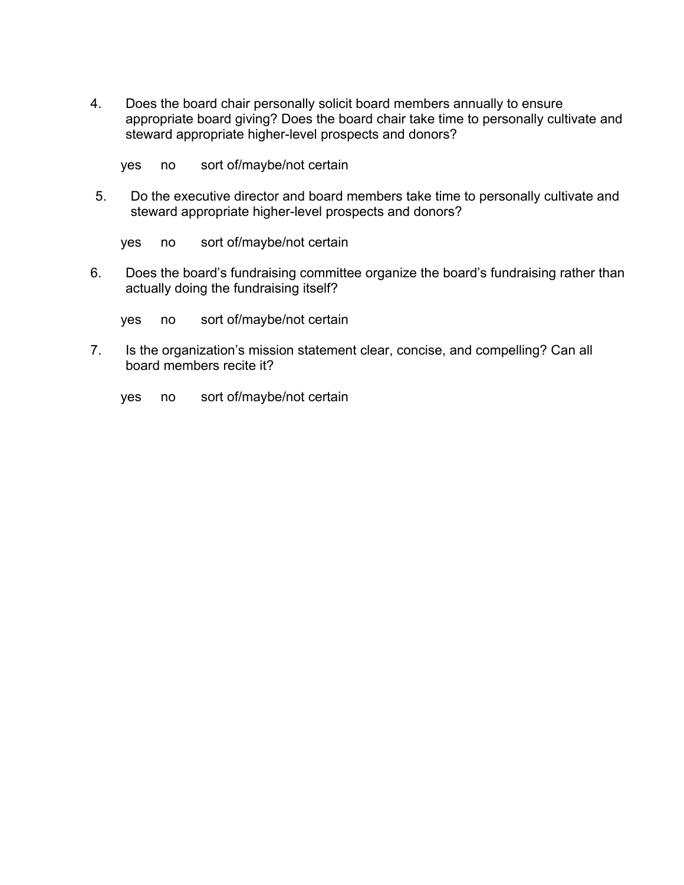4. Does the board chair personally solicit board members annually to ensure appropriate board giving? Does the board chair take time to personally cultivate and steward appropriate higher-level prospects and donors?

   yes  no  sort of/maybe/not certain

5. Do the executive director and board members take time to personally cultivate and steward appropriate higher-level prospects and donors?

   yes  no  sort of/maybe/not certain

6. Does the board's fundraising committee organize the board's fundraising rather than actually doing the fundraising itself?

   yes  no  sort of/maybe/not certain

7. Is the organization's mission statement clear, concise, and compelling? Can all board members recite it?

   yes  no  sort of/maybe/not certain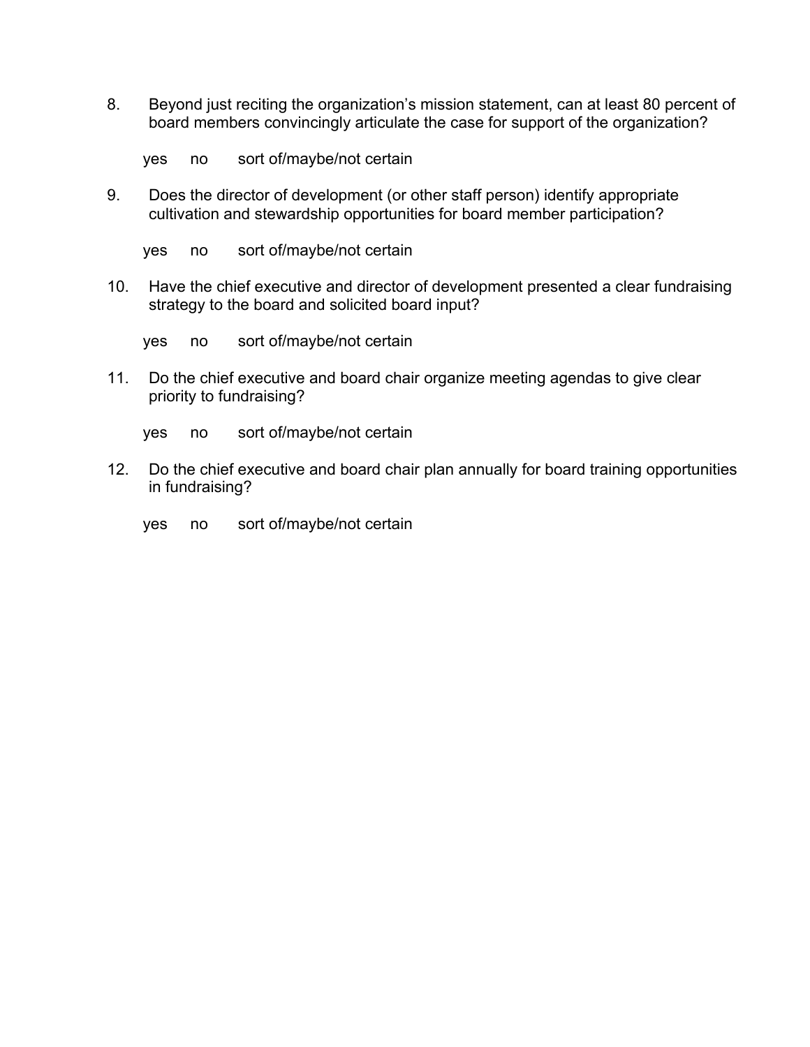8. Beyond just reciting the organization's mission statement, can at least 80 percent of board members convincingly articulate the case for support of the organization?

   yes   no   sort of/maybe/not certain

9. Does the director of development (or other staff person) identify appropriate cultivation and stewardship opportunities for board member participation?

   yes   no   sort of/maybe/not certain

10. Have the chief executive and director of development presented a clear fundraising strategy to the board and solicited board input?

    yes   no   sort of/maybe/not certain

11. Do the chief executive and board chair organize meeting agendas to give clear priority to fundraising?

    yes   no   sort of/maybe/not certain

12. Do the chief executive and board chair plan annually for board training opportunities in fundraising?

    yes   no   sort of/maybe/not certain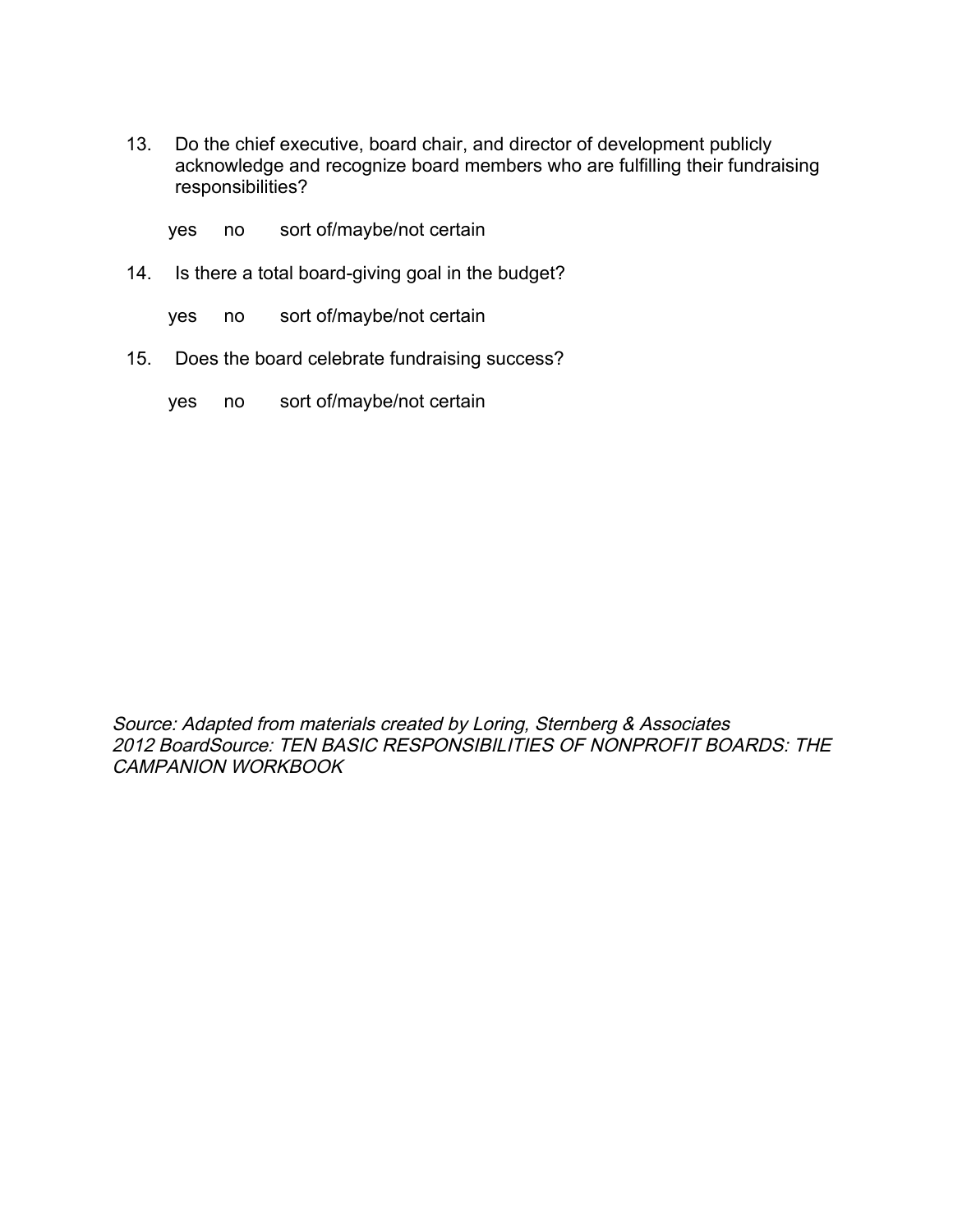13. Do the chief executive, board chair, and director of development publicly acknowledge and recognize board members who are fulfilling their fundraising responsibilities?

    yes    no    sort of/maybe/not certain

14. Is there a total board-giving goal in the budget?

    yes    no    sort of/maybe/not certain

15. Does the board celebrate fundraising success?

    yes    no    sort of/maybe/not certain

*Source: Adapted from materials created by Loring, Sternberg & Associates*
*2012 BoardSource: TEN BASIC RESPONSIBILITIES OF NONPROFIT BOARDS: THE CAMPANION WORKBOOK*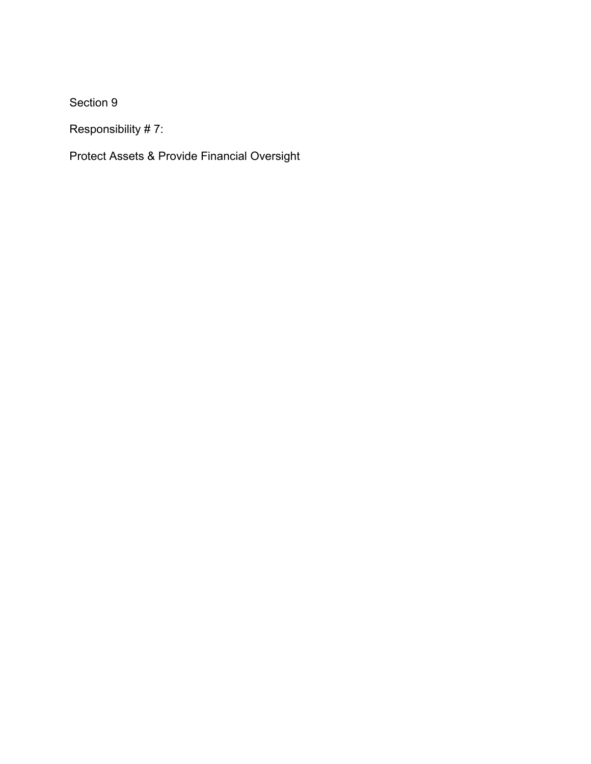Section 9

Responsibility # 7:

Protect Assets & Provide Financial Oversight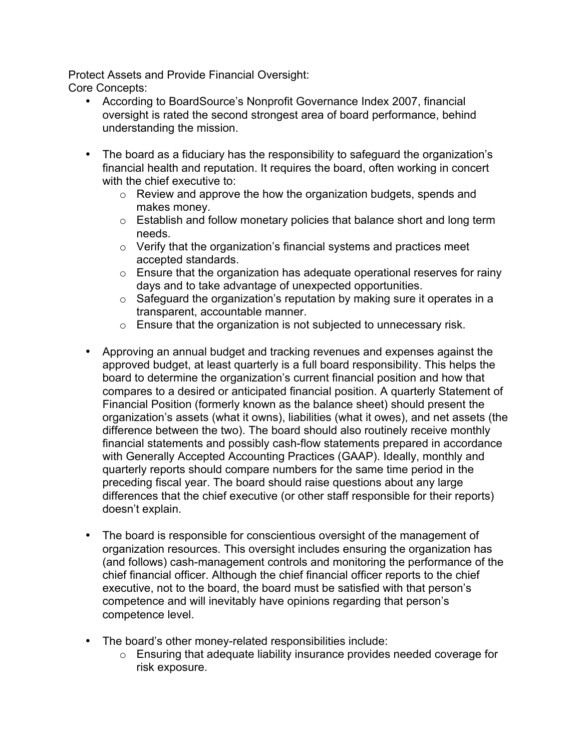Protect Assets and Provide Financial Oversight:
Core Concepts:

- According to BoardSource's Nonprofit Governance Index 2007, financial oversight is rated the second strongest area of board performance, behind understanding the mission.

- The board as a fiduciary has the responsibility to safeguard the organization's financial health and reputation. It requires the board, often working in concert with the chief executive to:
  - Review and approve the how the organization budgets, spends and makes money.
  - Establish and follow monetary policies that balance short and long term needs.
  - Verify that the organization's financial systems and practices meet accepted standards.
  - Ensure that the organization has adequate operational reserves for rainy days and to take advantage of unexpected opportunities.
  - Safeguard the organization's reputation by making sure it operates in a transparent, accountable manner.
  - Ensure that the organization is not subjected to unnecessary risk.

- Approving an annual budget and tracking revenues and expenses against the approved budget, at least quarterly is a full board responsibility. This helps the board to determine the organization's current financial position and how that compares to a desired or anticipated financial position. A quarterly Statement of Financial Position (formerly known as the balance sheet) should present the organization's assets (what it owns), liabilities (what it owes), and net assets (the difference between the two). The board should also routinely receive monthly financial statements and possibly cash-flow statements prepared in accordance with Generally Accepted Accounting Practices (GAAP). Ideally, monthly and quarterly reports should compare numbers for the same time period in the preceding fiscal year. The board should raise questions about any large differences that the chief executive (or other staff responsible for their reports) doesn't explain.

- The board is responsible for conscientious oversight of the management of organization resources. This oversight includes ensuring the organization has (and follows) cash-management controls and monitoring the performance of the chief financial officer. Although the chief financial officer reports to the chief executive, not to the board, the board must be satisfied with that person's competence and will inevitably have opinions regarding that person's competence level.

- The board's other money-related responsibilities include:
  - Ensuring that adequate liability insurance provides needed coverage for risk exposure.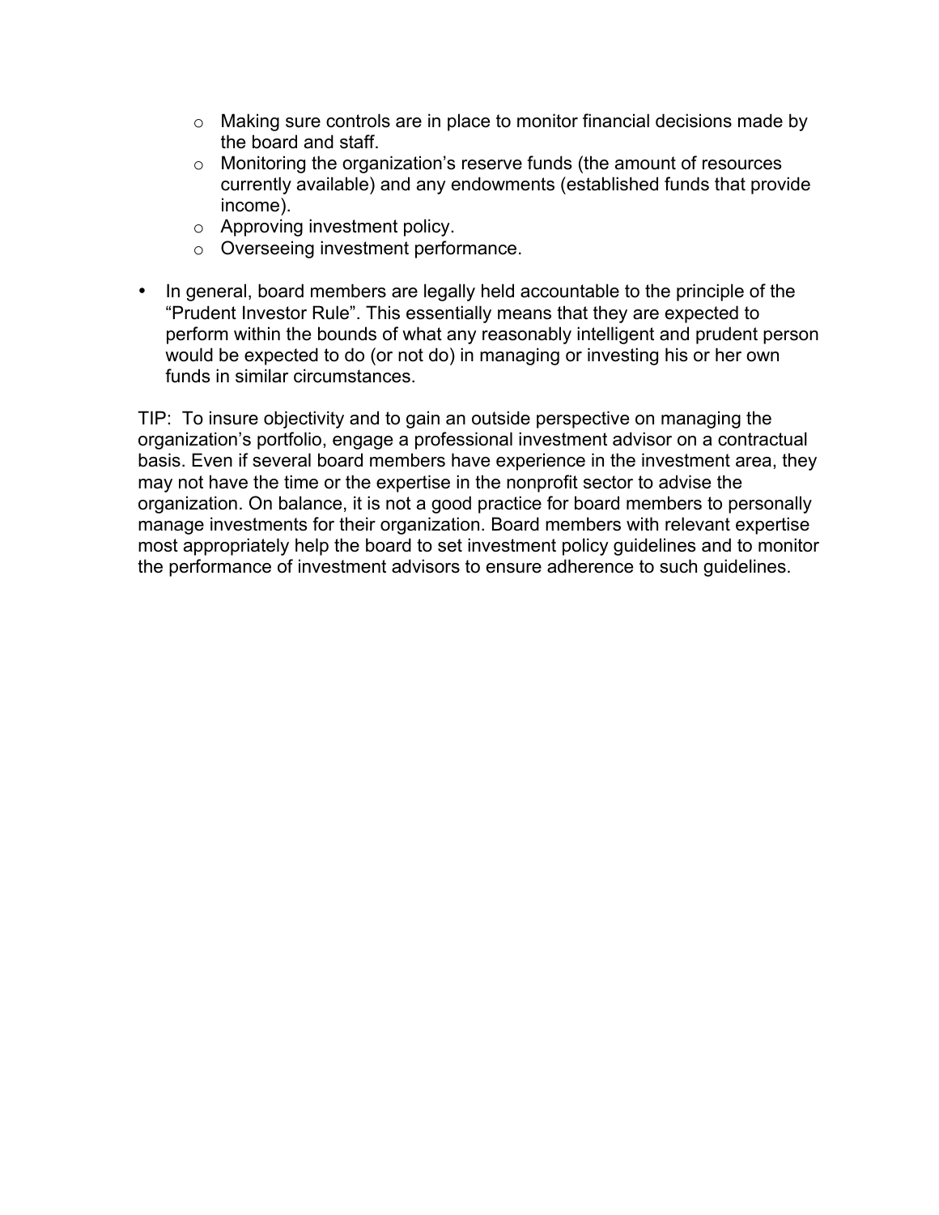- Making sure controls are in place to monitor financial decisions made by the board and staff.
  - Monitoring the organization's reserve funds (the amount of resources currently available) and any endowments (established funds that provide income).
  - Approving investment policy.
  - Overseeing investment performance.

- In general, board members are legally held accountable to the principle of the "Prudent Investor Rule". This essentially means that they are expected to perform within the bounds of what any reasonably intelligent and prudent person would be expected to do (or not do) in managing or investing his or her own funds in similar circumstances.

TIP: To insure objectivity and to gain an outside perspective on managing the organization's portfolio, engage a professional investment advisor on a contractual basis. Even if several board members have experience in the investment area, they may not have the time or the expertise in the nonprofit sector to advise the organization. On balance, it is not a good practice for board members to personally manage investments for their organization. Board members with relevant expertise most appropriately help the board to set investment policy guidelines and to monitor the performance of investment advisors to ensure adherence to such guidelines.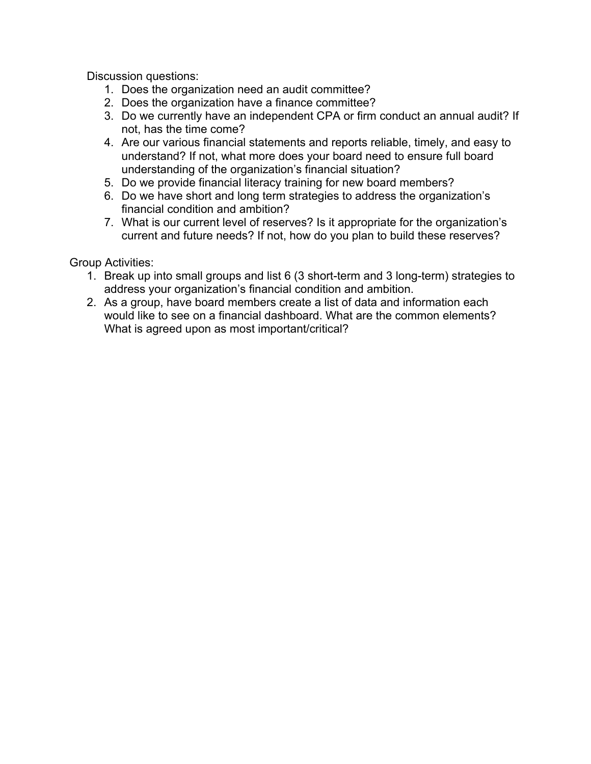Discussion questions:

1. Does the organization need an audit committee?
2. Does the organization have a finance committee?
3. Do we currently have an independent CPA or firm conduct an annual audit? If not, has the time come?
4. Are our various financial statements and reports reliable, timely, and easy to understand? If not, what more does your board need to ensure full board understanding of the organization's financial situation?
5. Do we provide financial literacy training for new board members?
6. Do we have short and long term strategies to address the organization's financial condition and ambition?
7. What is our current level of reserves? Is it appropriate for the organization's current and future needs? If not, how do you plan to build these reserves?

Group Activities:

1. Break up into small groups and list 6 (3 short-term and 3 long-term) strategies to address your organization's financial condition and ambition.
2. As a group, have board members create a list of data and information each would like to see on a financial dashboard. What are the common elements? What is agreed upon as most important/critical?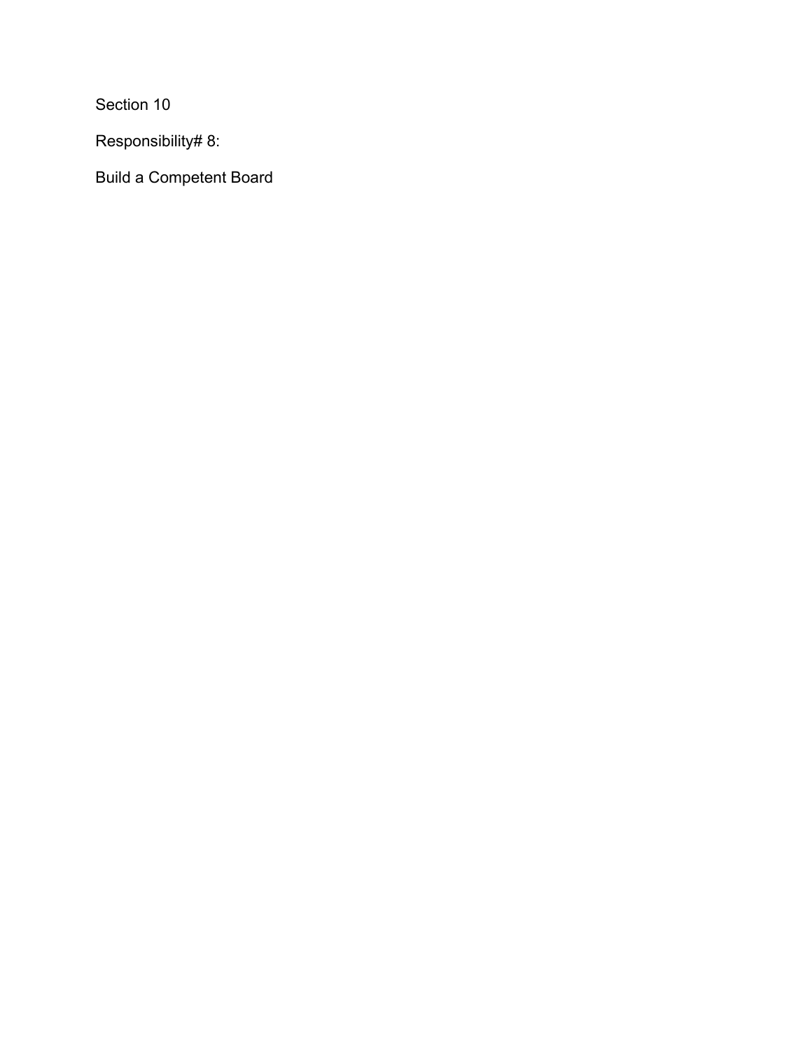# Section 10

## Responsibility# 8:

## Build a Competent Board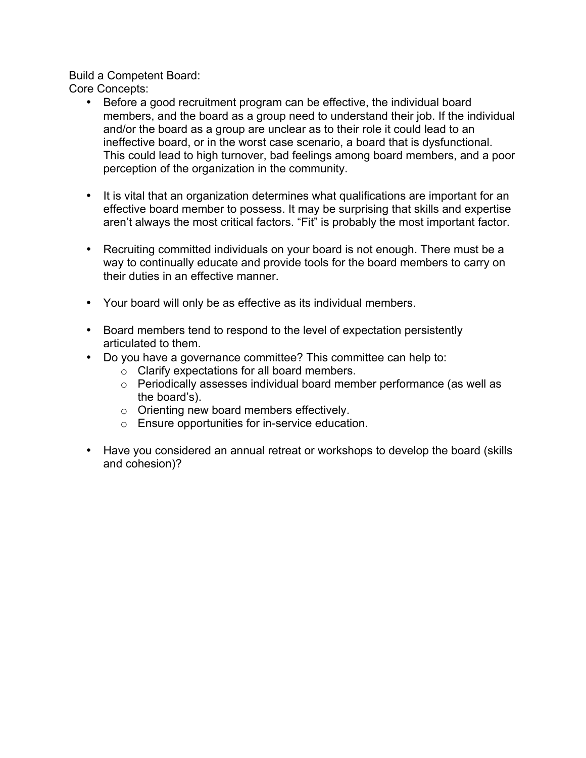Build a Competent Board:

Core Concepts:

- Before a good recruitment program can be effective, the individual board members, and the board as a group need to understand their job. If the individual and/or the board as a group are unclear as to their role it could lead to an ineffective board, or in the worst case scenario, a board that is dysfunctional. This could lead to high turnover, bad feelings among board members, and a poor perception of the organization in the community.

- It is vital that an organization determines what qualifications are important for an effective board member to possess. It may be surprising that skills and expertise aren't always the most critical factors. "Fit" is probably the most important factor.

- Recruiting committed individuals on your board is not enough. There must be a way to continually educate and provide tools for the board members to carry on their duties in an effective manner.

- Your board will only be as effective as its individual members.

- Board members tend to respond to the level of expectation persistently articulated to them.
- Do you have a governance committee? This committee can help to:
  - Clarify expectations for all board members.
  - Periodically assesses individual board member performance (as well as the board's).
  - Orienting new board members effectively.
  - Ensure opportunities for in-service education.

- Have you considered an annual retreat or workshops to develop the board (skills and cohesion)?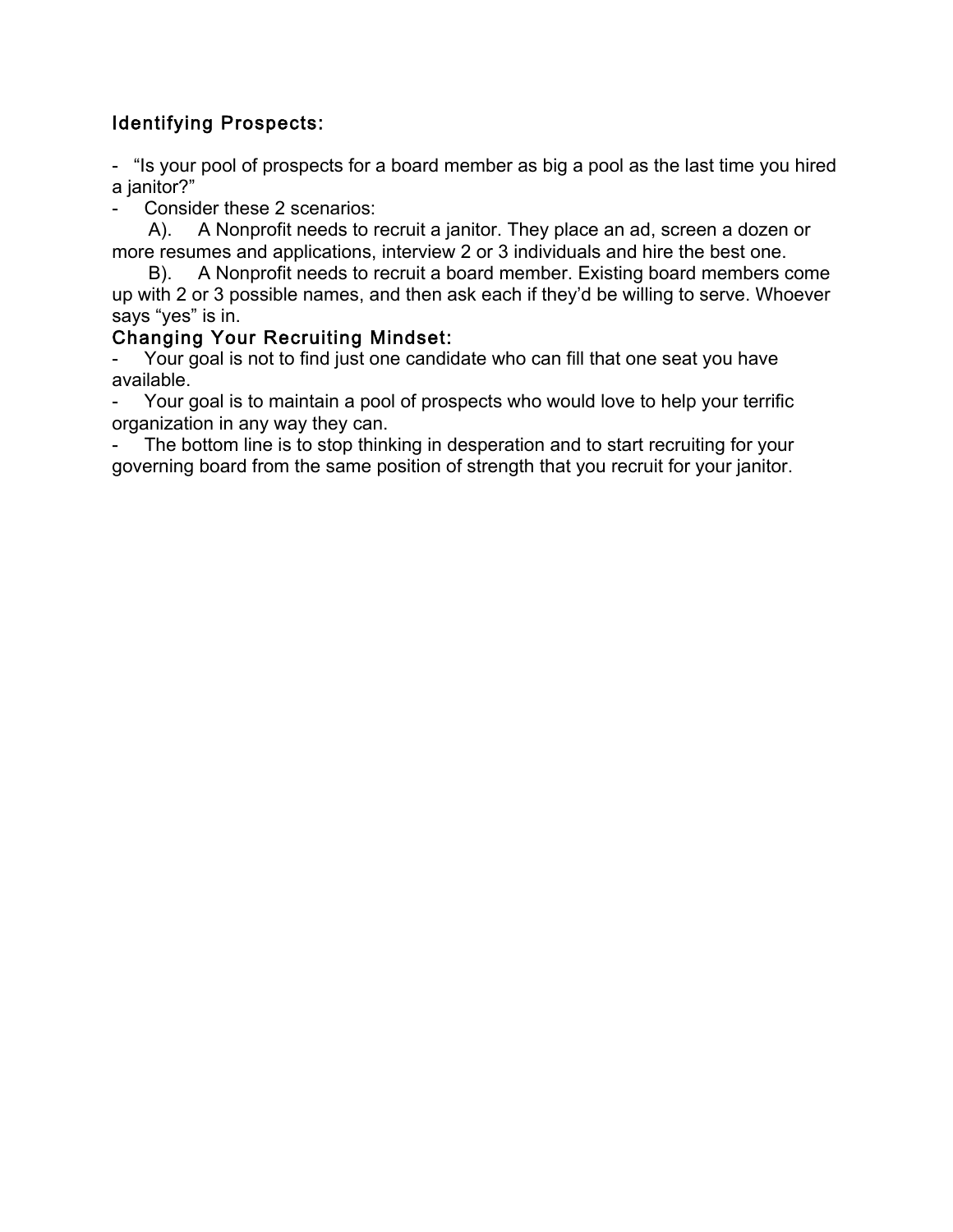### Identifying Prospects:

- "Is your pool of prospects for a board member as big a pool as the last time you hired a janitor?"
- Consider these 2 scenarios:
  A). A Nonprofit needs to recruit a janitor. They place an ad, screen a dozen or more resumes and applications, interview 2 or 3 individuals and hire the best one.
  B). A Nonprofit needs to recruit a board member. Existing board members come up with 2 or 3 possible names, and then ask each if they'd be willing to serve. Whoever says "yes" is in.

### Changing Your Recruiting Mindset:

- Your goal is not to find just one candidate who can fill that one seat you have available.
- Your goal is to maintain a pool of prospects who would love to help your terrific organization in any way they can.
- The bottom line is to stop thinking in desperation and to start recruiting for your governing board from the same position of strength that you recruit for your janitor.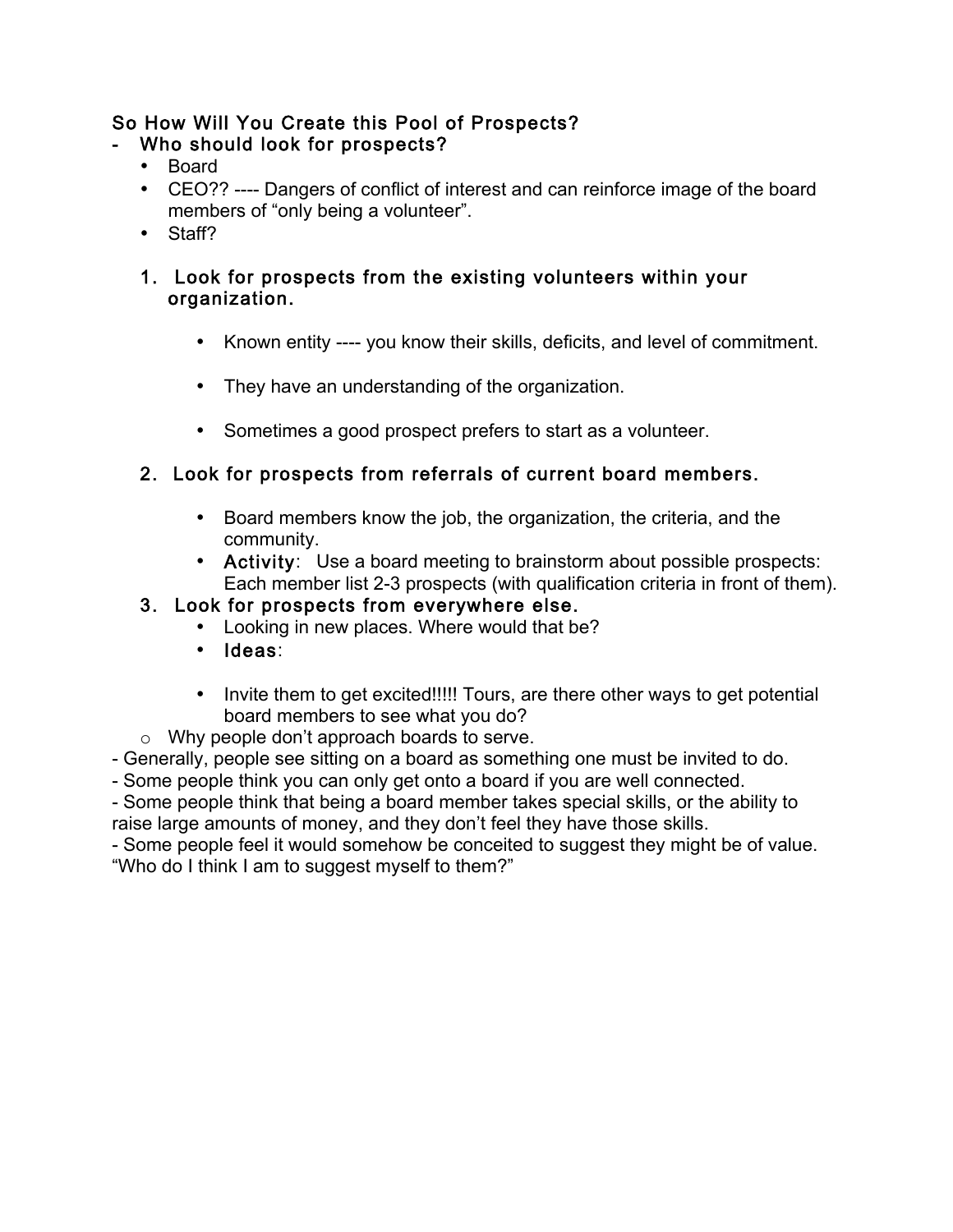**So How Will You Create this Pool of Prospects?**

- **Who should look for prospects?**
  - Board
  - CEO?? ---- Dangers of conflict of interest and can reinforce image of the board members of "only being a volunteer".
  - Staff?

1. **Look for prospects from the existing volunteers within your organization.**

   - Known entity ---- you know their skills, deficits, and level of commitment.
   - They have an understanding of the organization.
   - Sometimes a good prospect prefers to start as a volunteer.

2. **Look for prospects from referrals of current board members.**

   - Board members know the job, the organization, the criteria, and the community.
   - **Activity**: Use a board meeting to brainstorm about possible prospects: Each member list 2-3 prospects (with qualification criteria in front of them).

3. **Look for prospects from everywhere else.**
   - Looking in new places. Where would that be?
   - **Ideas**:

   - Invite them to get excited!!!!! Tours, are there other ways to get potential board members to see what you do?

  - Why people don't approach boards to serve.

- Generally, people see sitting on a board as something one must be invited to do.
- Some people think you can only get onto a board if you are well connected.
- Some people think that being a board member takes special skills, or the ability to raise large amounts of money, and they don't feel they have those skills.
- Some people feel it would somehow be conceited to suggest they might be of value. "Who do I think I am to suggest myself to them?"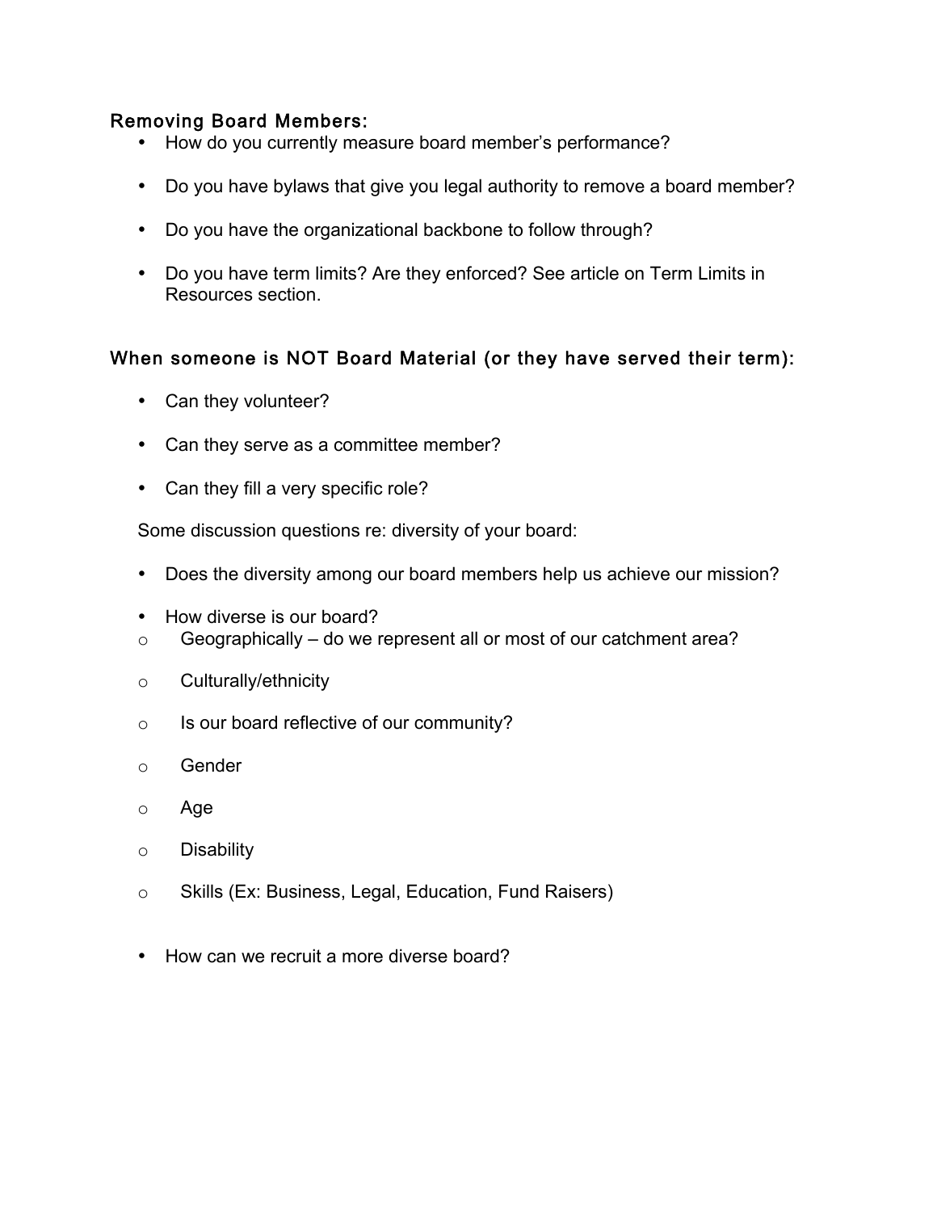### Removing Board Members:

- How do you currently measure board member's performance?
- Do you have bylaws that give you legal authority to remove a board member?
- Do you have the organizational backbone to follow through?
- Do you have term limits? Are they enforced? See article on Term Limits in Resources section.

### When someone is NOT Board Material (or they have served their term):

- Can they volunteer?
- Can they serve as a committee member?
- Can they fill a very specific role?

Some discussion questions re: diversity of your board:

- Does the diversity among our board members help us achieve our mission?
- How diverse is our board?
  - Geographically – do we represent all or most of our catchment area?
  - Culturally/ethnicity
  - Is our board reflective of our community?
  - Gender
  - Age
  - Disability
  - Skills (Ex: Business, Legal, Education, Fund Raisers)
- How can we recruit a more diverse board?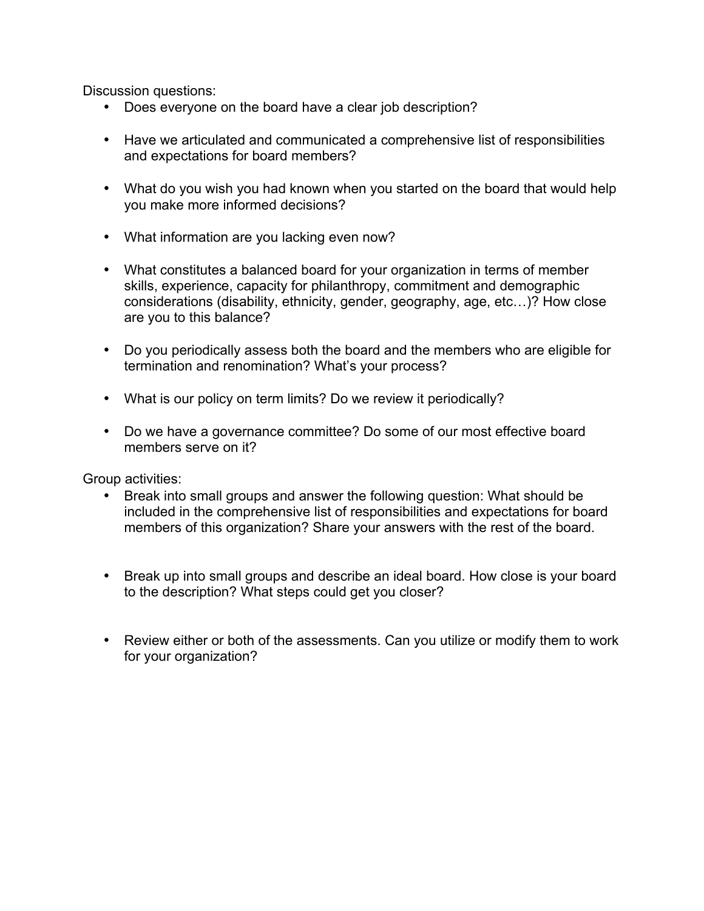Discussion questions:

- Does everyone on the board have a clear job description?

- Have we articulated and communicated a comprehensive list of responsibilities and expectations for board members?

- What do you wish you had known when you started on the board that would help you make more informed decisions?

- What information are you lacking even now?

- What constitutes a balanced board for your organization in terms of member skills, experience, capacity for philanthropy, commitment and demographic considerations (disability, ethnicity, gender, geography, age, etc…)? How close are you to this balance?

- Do you periodically assess both the board and the members who are eligible for termination and renomination? What's your process?

- What is our policy on term limits? Do we review it periodically?

- Do we have a governance committee? Do some of our most effective board members serve on it?

Group activities:

- Break into small groups and answer the following question: What should be included in the comprehensive list of responsibilities and expectations for board members of this organization? Share your answers with the rest of the board.

- Break up into small groups and describe an ideal board. How close is your board to the description? What steps could get you closer?

- Review either or both of the assessments. Can you utilize or modify them to work for your organization?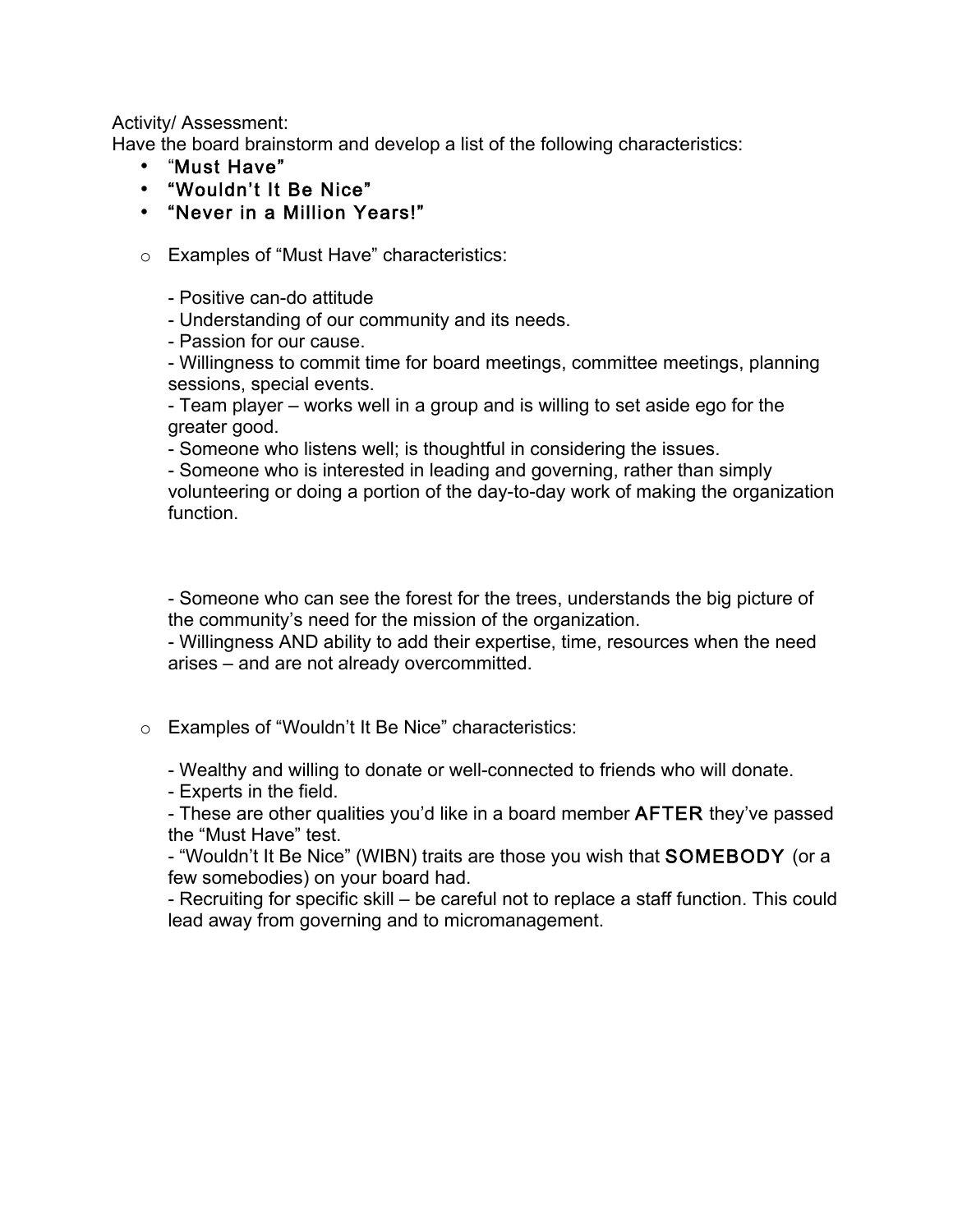Activity/ Assessment:
Have the board brainstorm and develop a list of the following characteristics:

- "**Must Have**"
- **"Wouldn't It Be Nice"**
- **"Never in a Million Years!"**

  - Examples of "Must Have" characteristics:

    - Positive can-do attitude
    - Understanding of our community and its needs.
    - Passion for our cause.
    - Willingness to commit time for board meetings, committee meetings, planning sessions, special events.
    - Team player – works well in a group and is willing to set aside ego for the greater good.
    - Someone who listens well; is thoughtful in considering the issues.
    - Someone who is interested in leading and governing, rather than simply volunteering or doing a portion of the day-to-day work of making the organization function.

    - Someone who can see the forest for the trees, understands the big picture of the community's need for the mission of the organization.
    - Willingness AND ability to add their expertise, time, resources when the need arises – and are not already overcommitted.

  - Examples of "Wouldn't It Be Nice" characteristics:

    - Wealthy and willing to donate or well-connected to friends who will donate.
    - Experts in the field.
    - These are other qualities you'd like in a board member AFTER they've passed the "Must Have" test.
    - "Wouldn't It Be Nice" (WIBN) traits are those you wish that SOMEBODY (or a few somebodies) on your board had.
    - Recruiting for specific skill – be careful not to replace a staff function. This could lead away from governing and to micromanagement.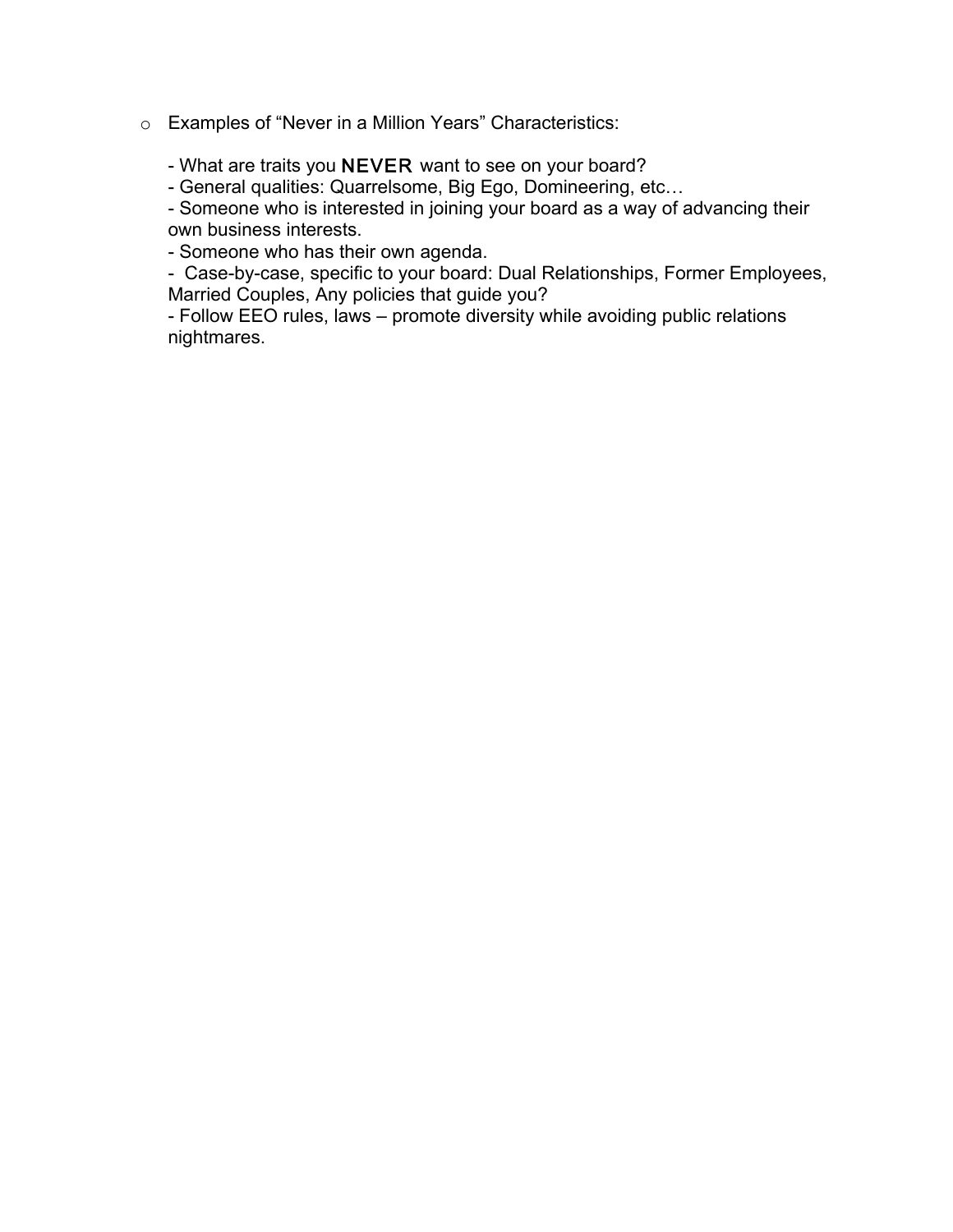- Examples of "Never in a Million Years" Characteristics:

  - What are traits you **NEVER** want to see on your board?
  - General qualities: Quarrelsome, Big Ego, Domineering, etc…
  - Someone who is interested in joining your board as a way of advancing their own business interests.
  - Someone who has their own agenda.
  - Case-by-case, specific to your board: Dual Relationships, Former Employees, Married Couples, Any policies that guide you?
  - Follow EEO rules, laws – promote diversity while avoiding public relations nightmares.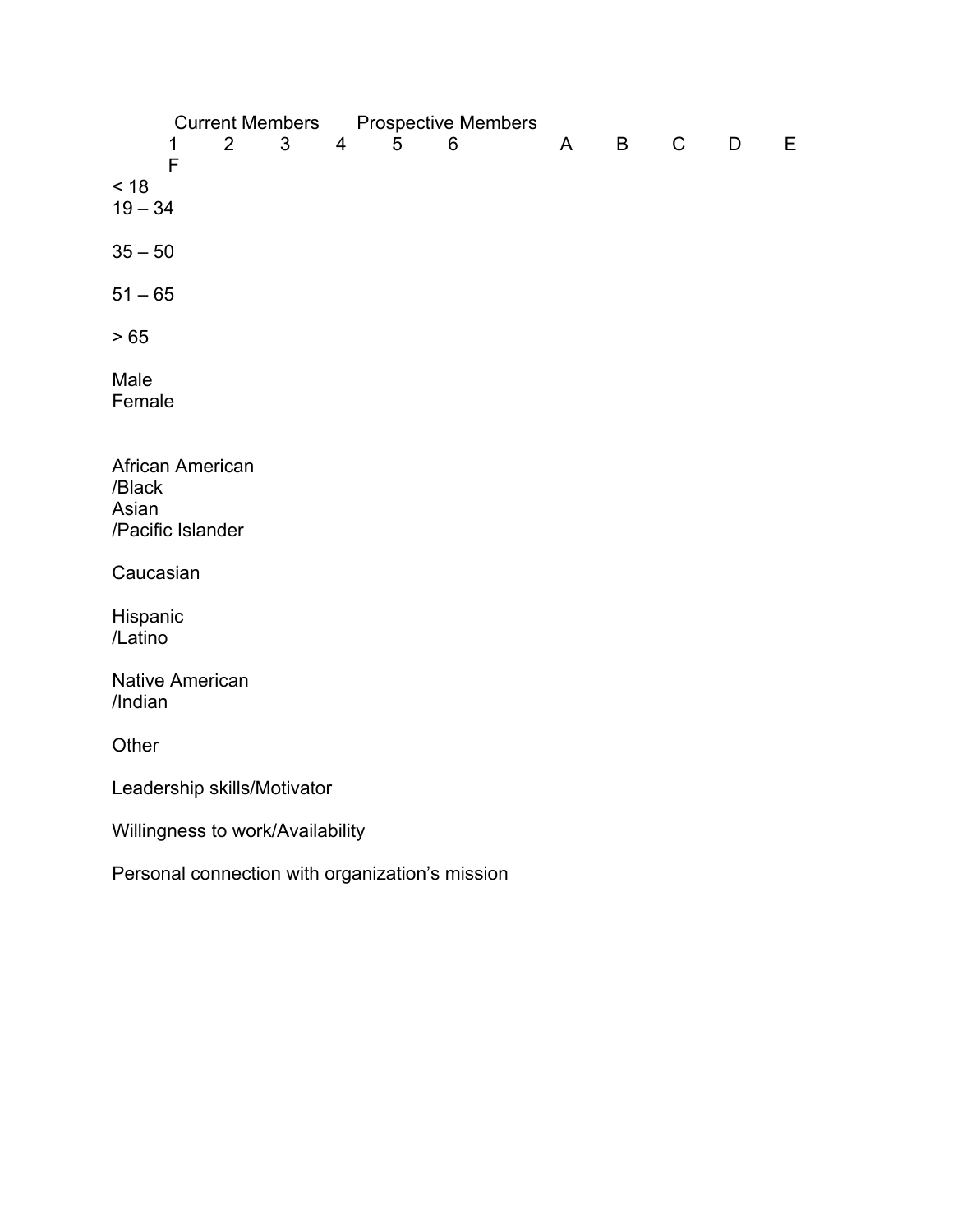| | Current Members | | | | | | Prospective Members | | | | | |
|---|---|---|---|---|---|---|---|---|---|---|---|---|
| | 1 | 2 | 3 | 4 | 5 | 6 | A | B | C | D | E | F |
| < 18 | | | | | | | | | | | | |
| 19 – 34 | | | | | | | | | | | | |
| 35 – 50 | | | | | | | | | | | | |
| 51 – 65 | | | | | | | | | | | | |
| > 65 | | | | | | | | | | | | |
| Male | | | | | | | | | | | | |
| Female | | | | | | | | | | | | |
| African American /Black | | | | | | | | | | | | |
| Asian /Pacific Islander | | | | | | | | | | | | |
| Caucasian | | | | | | | | | | | | |
| Hispanic /Latino | | | | | | | | | | | | |
| Native American /Indian | | | | | | | | | | | | |
| Other | | | | | | | | | | | | |
| Leadership skills/Motivator | | | | | | | | | | | | |
| Willingness to work/Availability | | | | | | | | | | | | |
| Personal connection with organization's mission | | | | | | | | | | | | |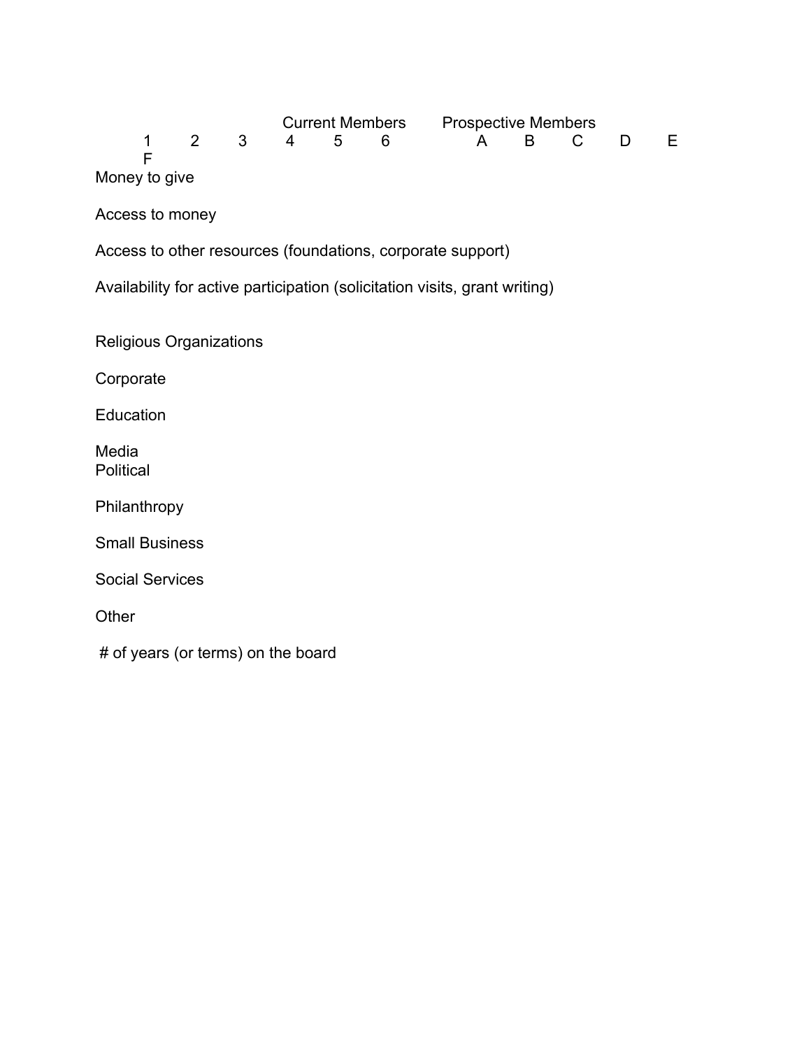| | Current Members | | | | | | Prospective Members | | | | | |
|---|---|---|---|---|---|---|---|---|---|---|---|---|
| | 1 | 2 | 3 | 4 | 5 | 6 | A | B | C | D | E | F |
| Money to give | | | | | | | | | | | | |
| Access to money | | | | | | | | | | | | |
| Access to other resources (foundations, corporate support) | | | | | | | | | | | | |
| Availability for active participation (solicitation visits, grant writing) | | | | | | | | | | | | |
| | | | | | | | | | | | | |
| Religious Organizations | | | | | | | | | | | | |
| Corporate | | | | | | | | | | | | |
| Education | | | | | | | | | | | | |
| Media | | | | | | | | | | | | |
| Political | | | | | | | | | | | | |
| Philanthropy | | | | | | | | | | | | |
| Small Business | | | | | | | | | | | | |
| Social Services | | | | | | | | | | | | |
| Other | | | | | | | | | | | | |
| # of years (or terms) on the board | | | | | | | | | | | | |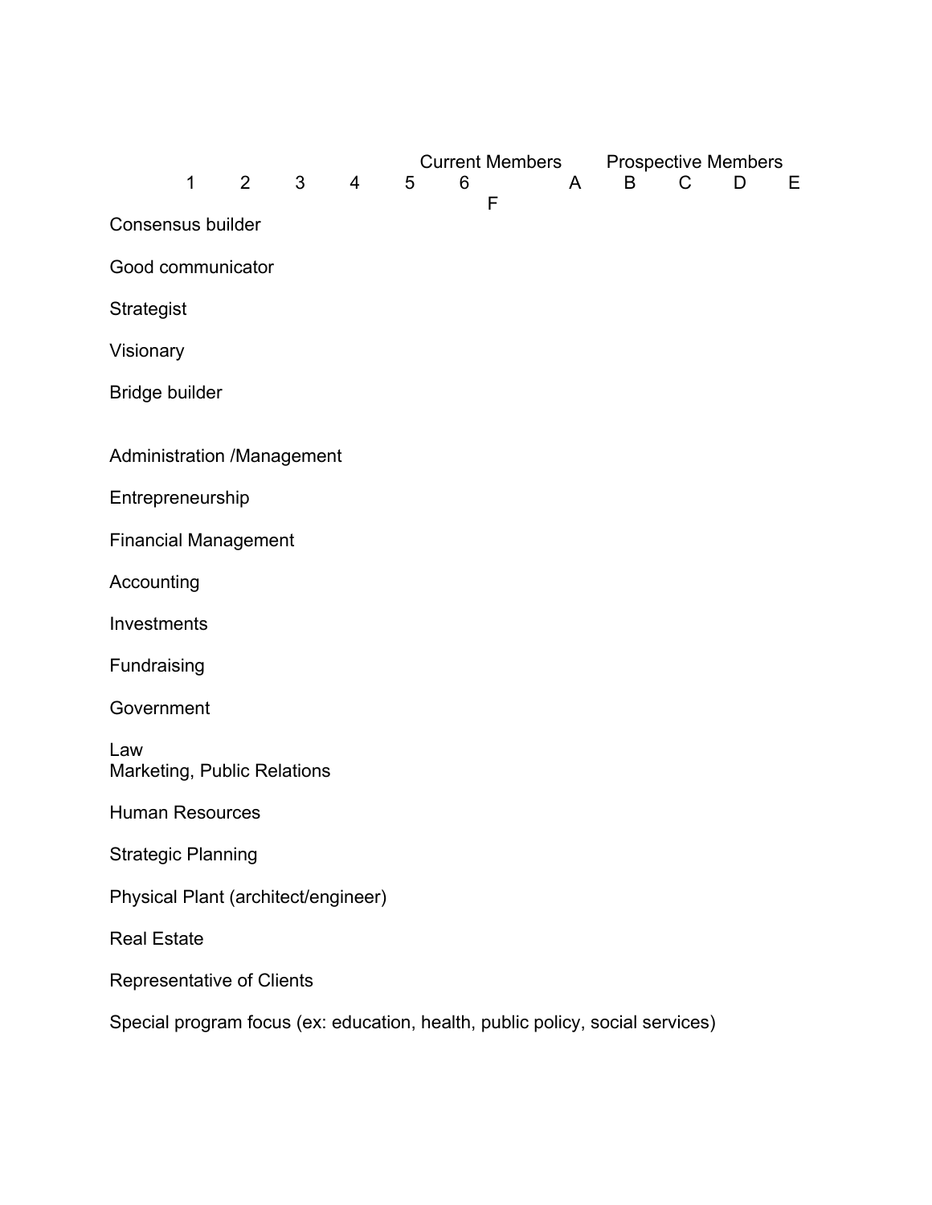| | Current Members | | | | | | Prospective Members | | | | | |
|---|---|---|---|---|---|---|---|---|---|---|---|---|
| | 1 | 2 | 3 | 4 | 5 | 6 | A | B | C | D | E | F |
| Consensus builder | | | | | | | | | | | | |
| Good communicator | | | | | | | | | | | | |
| Strategist | | | | | | | | | | | | |
| Visionary | | | | | | | | | | | | |
| Bridge builder | | | | | | | | | | | | |
| Administration /Management | | | | | | | | | | | | |
| Entrepreneurship | | | | | | | | | | | | |
| Financial Management | | | | | | | | | | | | |
| Accounting | | | | | | | | | | | | |
| Investments | | | | | | | | | | | | |
| Fundraising | | | | | | | | | | | | |
| Government | | | | | | | | | | | | |
| Law | | | | | | | | | | | | |
| Marketing, Public Relations | | | | | | | | | | | | |
| Human Resources | | | | | | | | | | | | |
| Strategic Planning | | | | | | | | | | | | |
| Physical Plant (architect/engineer) | | | | | | | | | | | | |
| Real Estate | | | | | | | | | | | | |
| Representative of Clients | | | | | | | | | | | | |
| Special program focus (ex: education, health, public policy, social services) | | | | | | | | | | | | |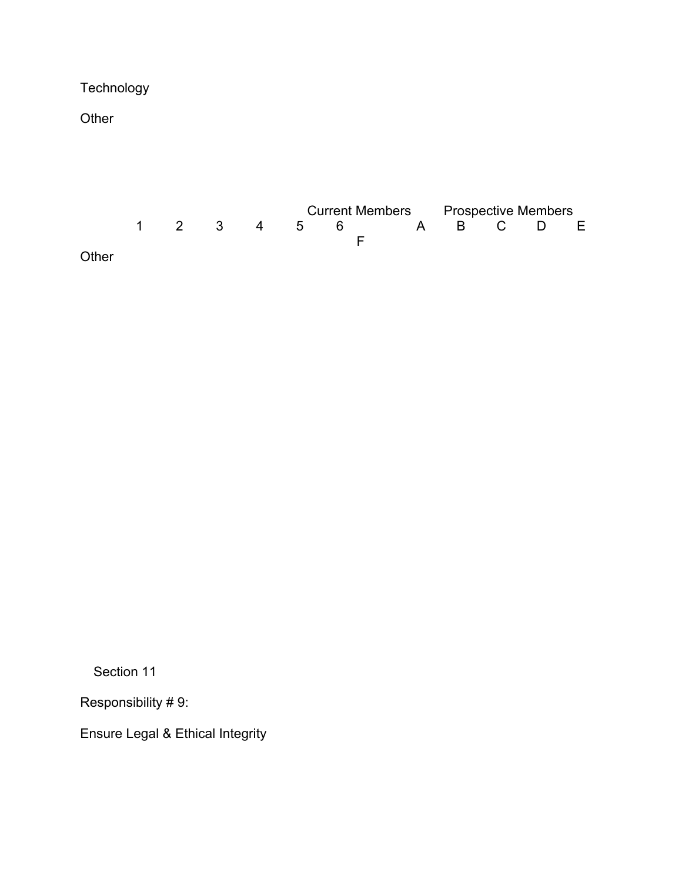Technology

Other

| | Current Members | | | | | | Prospective Members | | | | | |
|---|---|---|---|---|---|---|---|---|---|---|---|---|
| | 1 | 2 | 3 | 4 | 5 | 6 | A | B | C | D | E | F |
| Other | | | | | | | | | | | | |

Section 11

Responsibility # 9:

Ensure Legal & Ethical Integrity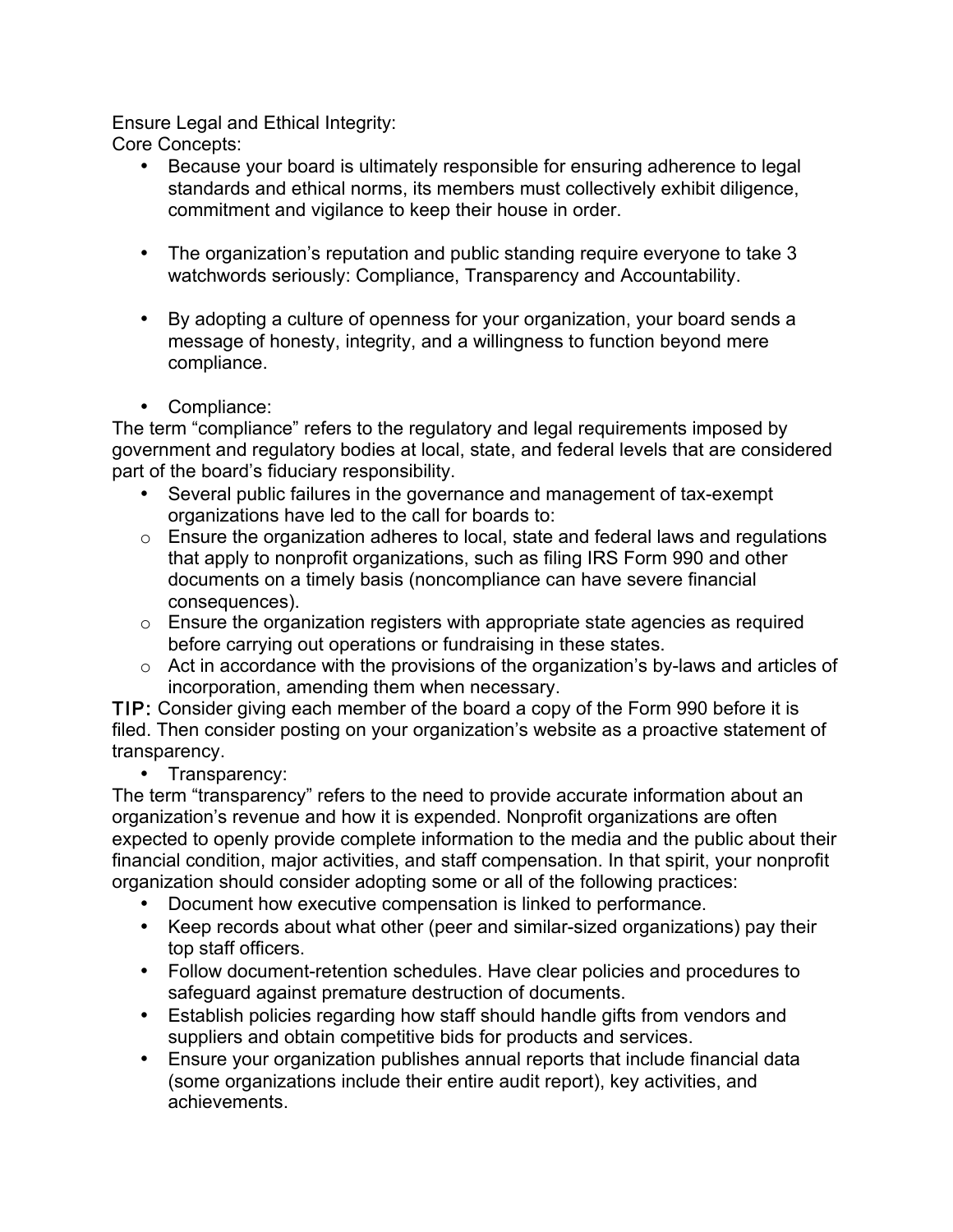Ensure Legal and Ethical Integrity:

Core Concepts:

- Because your board is ultimately responsible for ensuring adherence to legal standards and ethical norms, its members must collectively exhibit diligence, commitment and vigilance to keep their house in order.

- The organization's reputation and public standing require everyone to take 3 watchwords seriously: Compliance, Transparency and Accountability.

- By adopting a culture of openness for your organization, your board sends a message of honesty, integrity, and a willingness to function beyond mere compliance.

- Compliance:

The term "compliance" refers to the regulatory and legal requirements imposed by government and regulatory bodies at local, state, and federal levels that are considered part of the board's fiduciary responsibility.

- Several public failures in the governance and management of tax-exempt organizations have led to the call for boards to:
  - Ensure the organization adheres to local, state and federal laws and regulations that apply to nonprofit organizations, such as filing IRS Form 990 and other documents on a timely basis (noncompliance can have severe financial consequences).
  - Ensure the organization registers with appropriate state agencies as required before carrying out operations or fundraising in these states.
  - Act in accordance with the provisions of the organization's by-laws and articles of incorporation, amending them when necessary.

TIP: Consider giving each member of the board a copy of the Form 990 before it is filed. Then consider posting on your organization's website as a proactive statement of transparency.

- Transparency:

The term "transparency" refers to the need to provide accurate information about an organization's revenue and how it is expended. Nonprofit organizations are often expected to openly provide complete information to the media and the public about their financial condition, major activities, and staff compensation. In that spirit, your nonprofit organization should consider adopting some or all of the following practices:

- Document how executive compensation is linked to performance.
- Keep records about what other (peer and similar-sized organizations) pay their top staff officers.
- Follow document-retention schedules. Have clear policies and procedures to safeguard against premature destruction of documents.
- Establish policies regarding how staff should handle gifts from vendors and suppliers and obtain competitive bids for products and services.
- Ensure your organization publishes annual reports that include financial data (some organizations include their entire audit report), key activities, and achievements.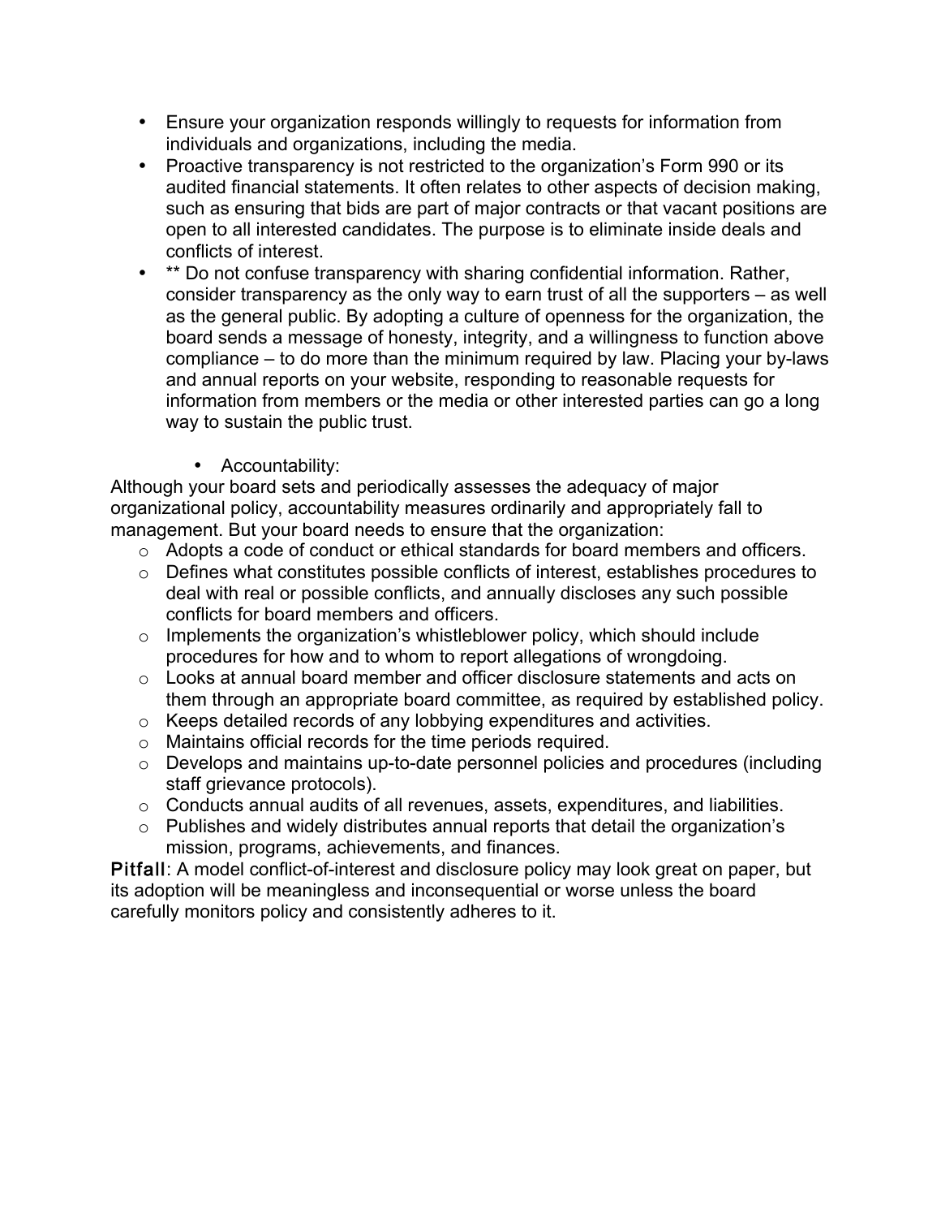- Ensure your organization responds willingly to requests for information from individuals and organizations, including the media.
- Proactive transparency is not restricted to the organization's Form 990 or its audited financial statements. It often relates to other aspects of decision making, such as ensuring that bids are part of major contracts or that vacant positions are open to all interested candidates. The purpose is to eliminate inside deals and conflicts of interest.
- ** Do not confuse transparency with sharing confidential information. Rather, consider transparency as the only way to earn trust of all the supporters – as well as the general public. By adopting a culture of openness for the organization, the board sends a message of honesty, integrity, and a willingness to function above compliance – to do more than the minimum required by law. Placing your by-laws and annual reports on your website, responding to reasonable requests for information from members or the media or other interested parties can go a long way to sustain the public trust.

    - Accountability:

Although your board sets and periodically assesses the adequacy of major organizational policy, accountability measures ordinarily and appropriately fall to management. But your board needs to ensure that the organization:

- Adopts a code of conduct or ethical standards for board members and officers.
- Defines what constitutes possible conflicts of interest, establishes procedures to deal with real or possible conflicts, and annually discloses any such possible conflicts for board members and officers.
- Implements the organization's whistleblower policy, which should include procedures for how and to whom to report allegations of wrongdoing.
- Looks at annual board member and officer disclosure statements and acts on them through an appropriate board committee, as required by established policy.
- Keeps detailed records of any lobbying expenditures and activities.
- Maintains official records for the time periods required.
- Develops and maintains up-to-date personnel policies and procedures (including staff grievance protocols).
- Conducts annual audits of all revenues, assets, expenditures, and liabilities.
- Publishes and widely distributes annual reports that detail the organization's mission, programs, achievements, and finances.

**Pitfall**: A model conflict-of-interest and disclosure policy may look great on paper, but its adoption will be meaningless and inconsequential or worse unless the board carefully monitors policy and consistently adheres to it.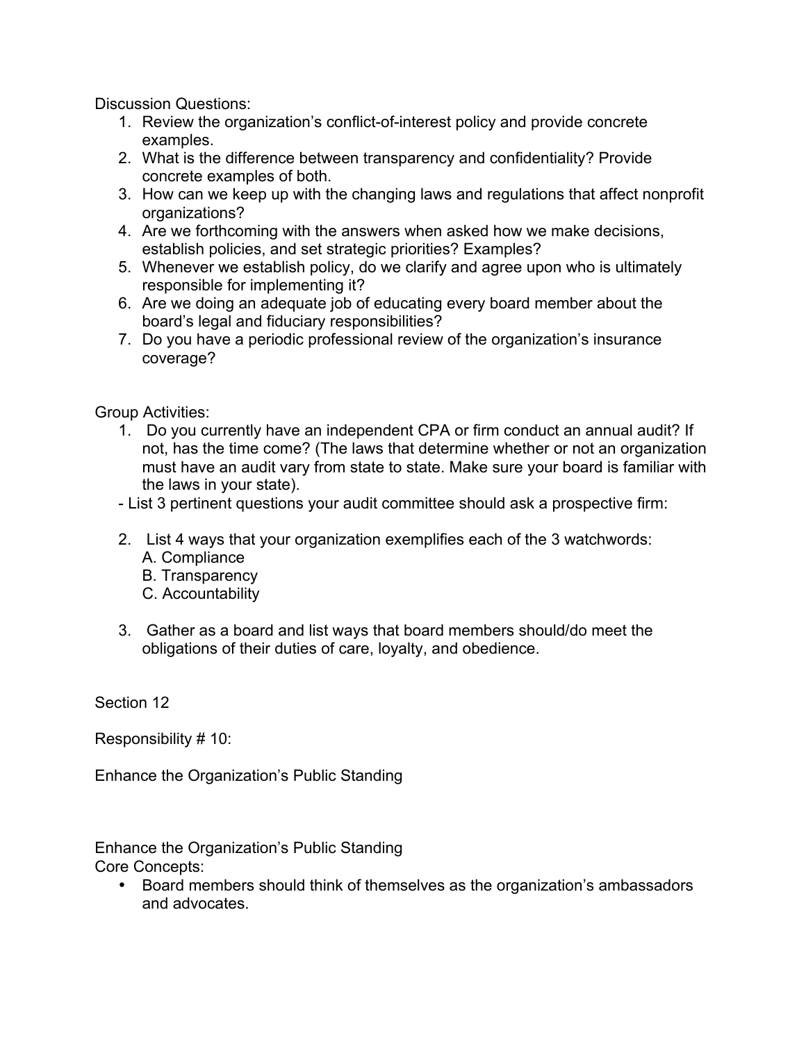Discussion Questions:

1. Review the organization's conflict-of-interest policy and provide concrete examples.
2. What is the difference between transparency and confidentiality? Provide concrete examples of both.
3. How can we keep up with the changing laws and regulations that affect nonprofit organizations?
4. Are we forthcoming with the answers when asked how we make decisions, establish policies, and set strategic priorities? Examples?
5. Whenever we establish policy, do we clarify and agree upon who is ultimately responsible for implementing it?
6. Are we doing an adequate job of educating every board member about the board's legal and fiduciary responsibilities?
7. Do you have a periodic professional review of the organization's insurance coverage?

Group Activities:

1. Do you currently have an independent CPA or firm conduct an annual audit? If not, has the time come? (The laws that determine whether or not an organization must have an audit vary from state to state. Make sure your board is familiar with the laws in your state).

- List 3 pertinent questions your audit committee should ask a prospective firm:

2. List 4 ways that your organization exemplifies each of the 3 watchwords:
   A. Compliance
   B. Transparency
   C. Accountability

3. Gather as a board and list ways that board members should/do meet the obligations of their duties of care, loyalty, and obedience.

## Section 12

Responsibility # 10:

Enhance the Organization's Public Standing

### Enhance the Organization's Public Standing

Core Concepts:

- Board members should think of themselves as the organization's ambassadors and advocates.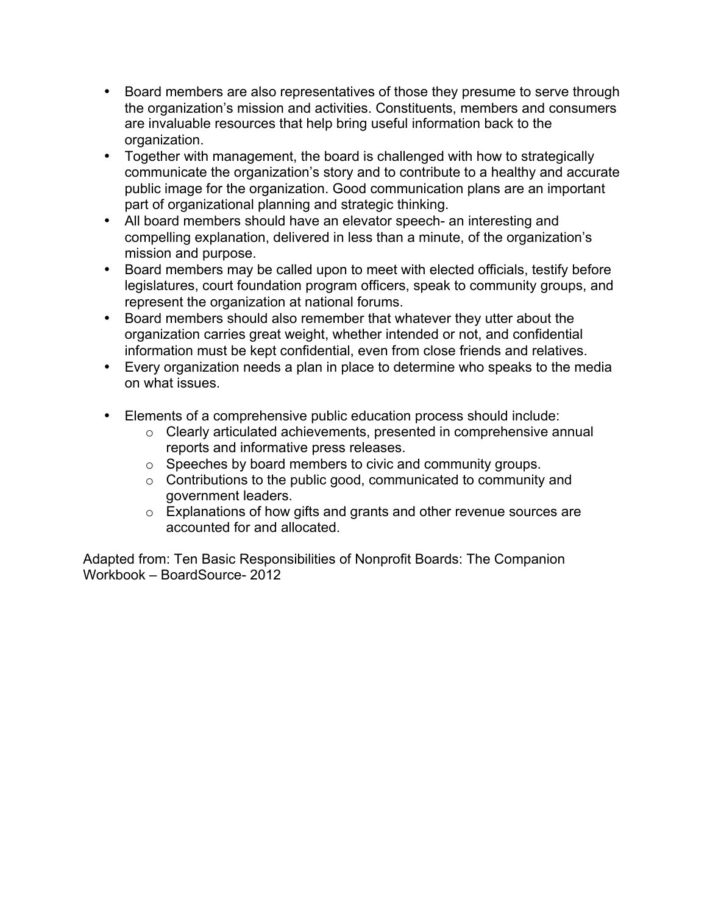- Board members are also representatives of those they presume to serve through the organization's mission and activities. Constituents, members and consumers are invaluable resources that help bring useful information back to the organization.
- Together with management, the board is challenged with how to strategically communicate the organization's story and to contribute to a healthy and accurate public image for the organization. Good communication plans are an important part of organizational planning and strategic thinking.
- All board members should have an elevator speech- an interesting and compelling explanation, delivered in less than a minute, of the organization's mission and purpose.
- Board members may be called upon to meet with elected officials, testify before legislatures, court foundation program officers, speak to community groups, and represent the organization at national forums.
- Board members should also remember that whatever they utter about the organization carries great weight, whether intended or not, and confidential information must be kept confidential, even from close friends and relatives.
- Every organization needs a plan in place to determine who speaks to the media on what issues.

- Elements of a comprehensive public education process should include:
    - Clearly articulated achievements, presented in comprehensive annual reports and informative press releases.
    - Speeches by board members to civic and community groups.
    - Contributions to the public good, communicated to community and government leaders.
    - Explanations of how gifts and grants and other revenue sources are accounted for and allocated.

Adapted from: Ten Basic Responsibilities of Nonprofit Boards: The Companion Workbook – BoardSource- 2012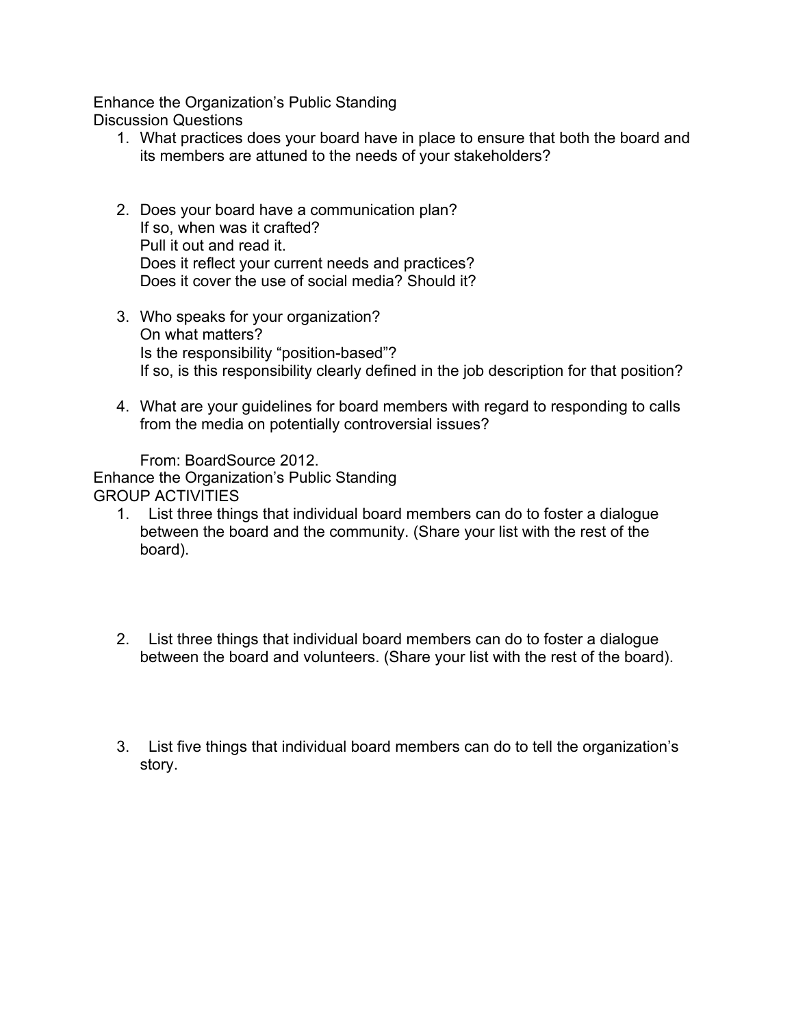## Enhance the Organization's Public Standing

### Discussion Questions

1. What practices does your board have in place to ensure that both the board and its members are attuned to the needs of your stakeholders?

2. Does your board have a communication plan?
   If so, when was it crafted?
   Pull it out and read it.
   Does it reflect your current needs and practices?
   Does it cover the use of social media? Should it?

3. Who speaks for your organization?
   On what matters?
   Is the responsibility "position-based"?
   If so, is this responsibility clearly defined in the job description for that position?

4. What are your guidelines for board members with regard to responding to calls from the media on potentially controversial issues?

   From: BoardSource 2012.

## Enhance the Organization's Public Standing

### GROUP ACTIVITIES

1. List three things that individual board members can do to foster a dialogue between the board and the community. (Share your list with the rest of the board).

2. List three things that individual board members can do to foster a dialogue between the board and volunteers. (Share your list with the rest of the board).

3. List five things that individual board members can do to tell the organization's story.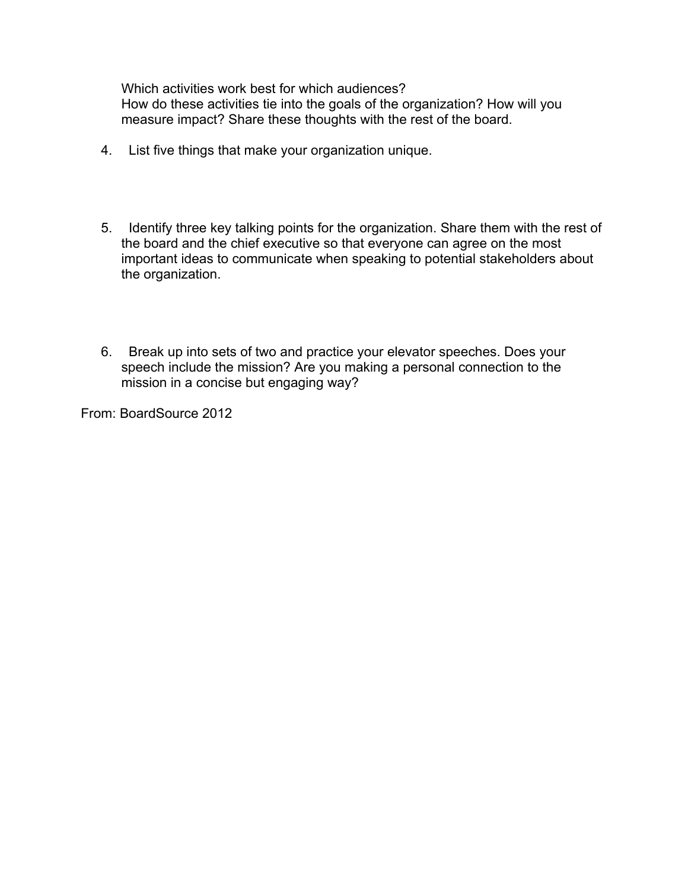Which activities work best for which audiences?
How do these activities tie into the goals of the organization? How will you measure impact? Share these thoughts with the rest of the board.

4. List five things that make your organization unique.

5. Identify three key talking points for the organization. Share them with the rest of the board and the chief executive so that everyone can agree on the most important ideas to communicate when speaking to potential stakeholders about the organization.

6. Break up into sets of two and practice your elevator speeches. Does your speech include the mission? Are you making a personal connection to the mission in a concise but engaging way?

From: BoardSource 2012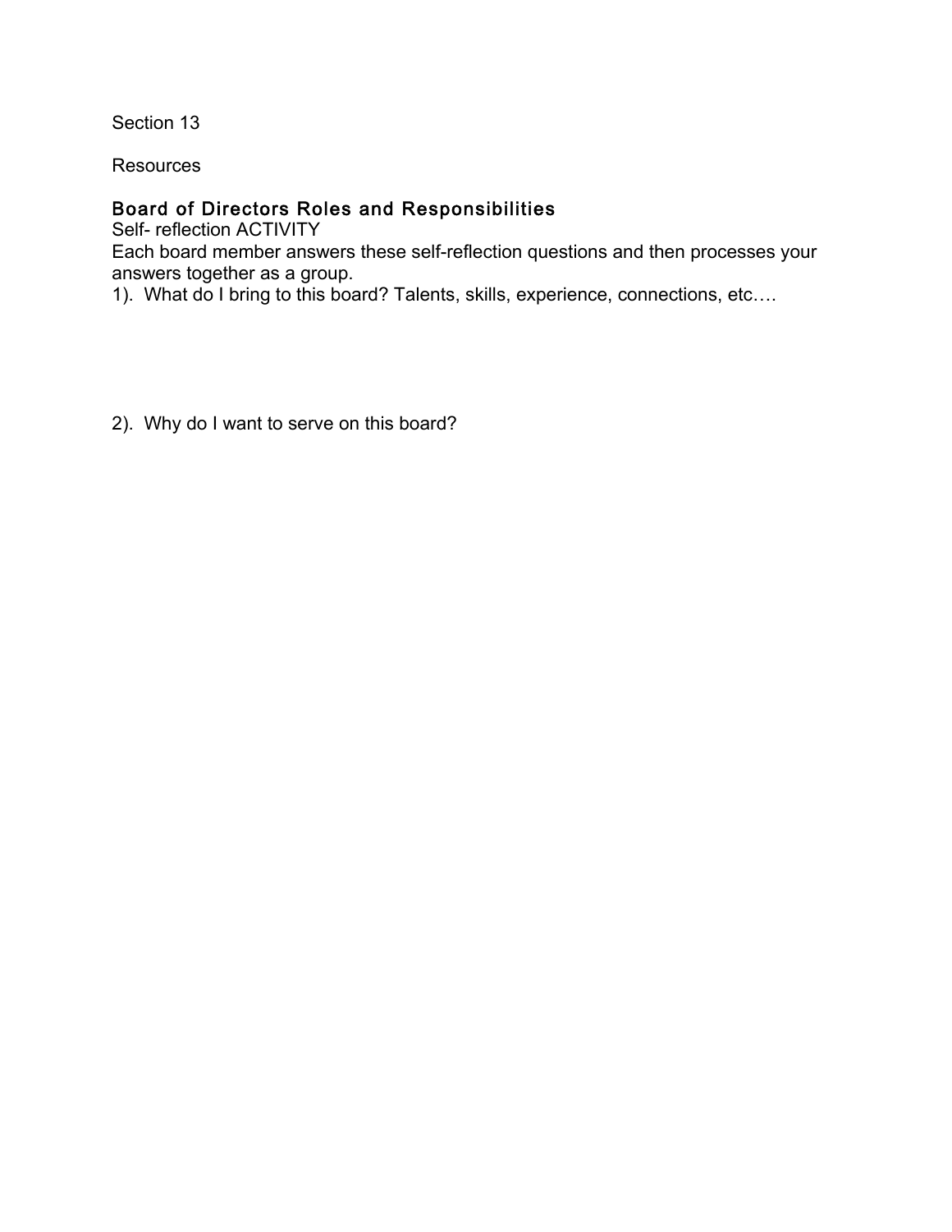Section 13

Resources

## Board of Directors Roles and Responsibilities

Self- reflection ACTIVITY

Each board member answers these self-reflection questions and then processes your answers together as a group.

1). What do I bring to this board? Talents, skills, experience, connections, etc….

2). Why do I want to serve on this board?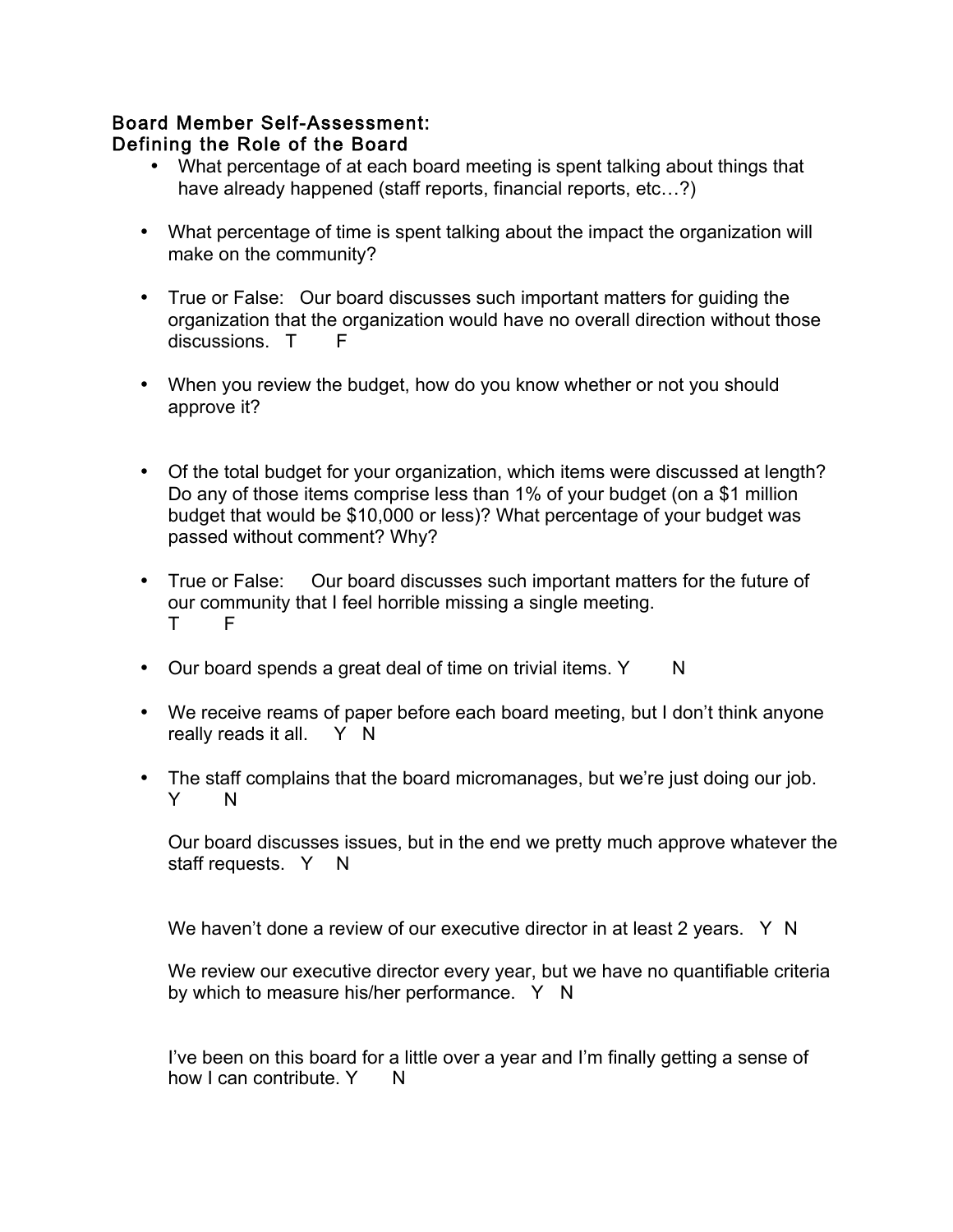## Board Member Self-Assessment:
## Defining the Role of the Board

- What percentage of at each board meeting is spent talking about things that have already happened (staff reports, financial reports, etc…?)

- What percentage of time is spent talking about the impact the organization will make on the community?

- True or False: Our board discusses such important matters for guiding the organization that the organization would have no overall direction without those discussions. T F

- When you review the budget, how do you know whether or not you should approve it?

- Of the total budget for your organization, which items were discussed at length? Do any of those items comprise less than 1% of your budget (on a $1 million budget that would be $10,000 or less)? What percentage of your budget was passed without comment? Why?

- True or False: Our board discusses such important matters for the future of our community that I feel horrible missing a single meeting.
  T F

- Our board spends a great deal of time on trivial items. Y N

- We receive reams of paper before each board meeting, but I don't think anyone really reads it all. Y N

- The staff complains that the board micromanages, but we're just doing our job.
  Y N

  Our board discusses issues, but in the end we pretty much approve whatever the staff requests. Y N

  We haven't done a review of our executive director in at least 2 years. Y N

  We review our executive director every year, but we have no quantifiable criteria by which to measure his/her performance. Y N

  I've been on this board for a little over a year and I'm finally getting a sense of how I can contribute. Y N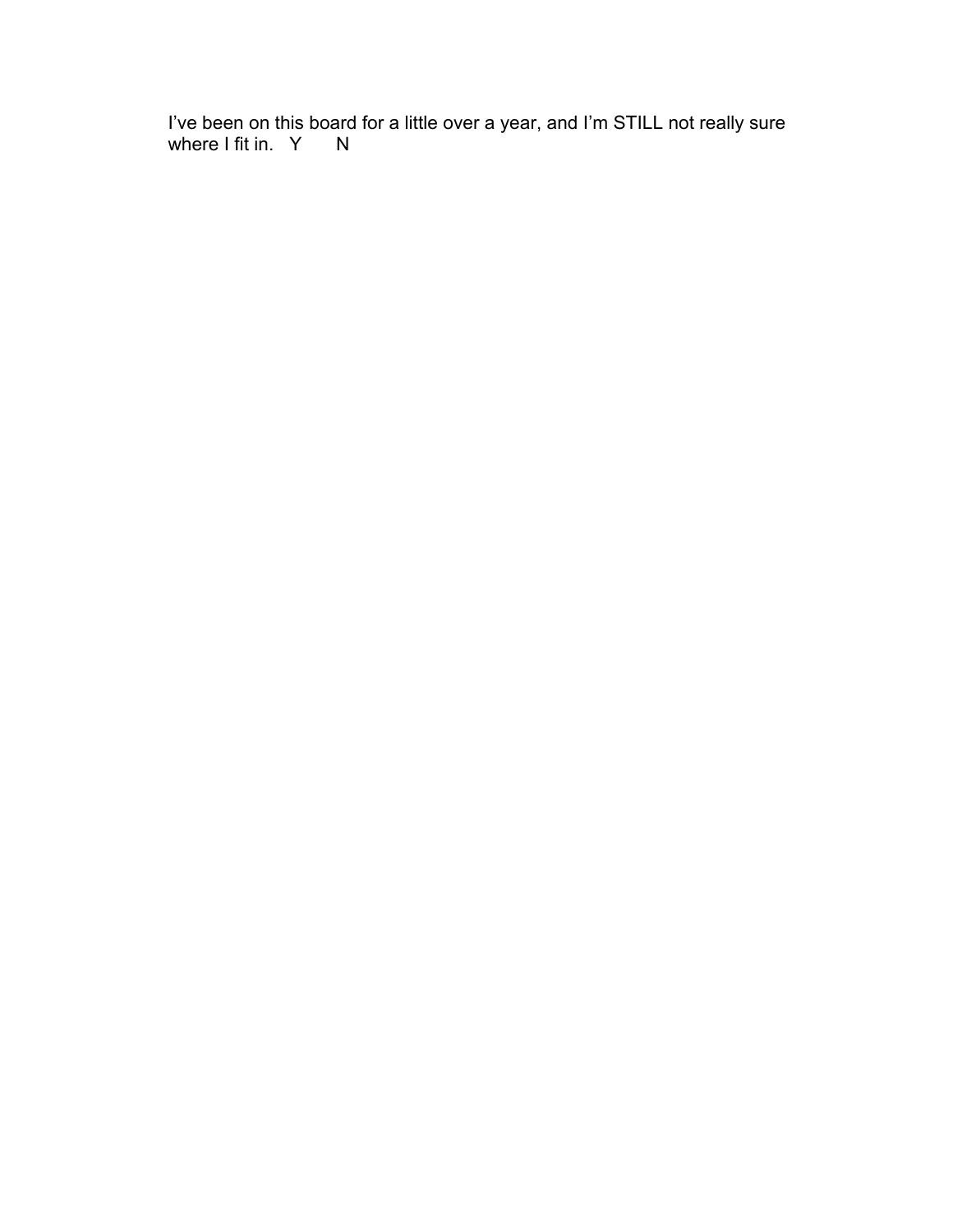I've been on this board for a little over a year, and I'm STILL not really sure where I fit in.   Y       N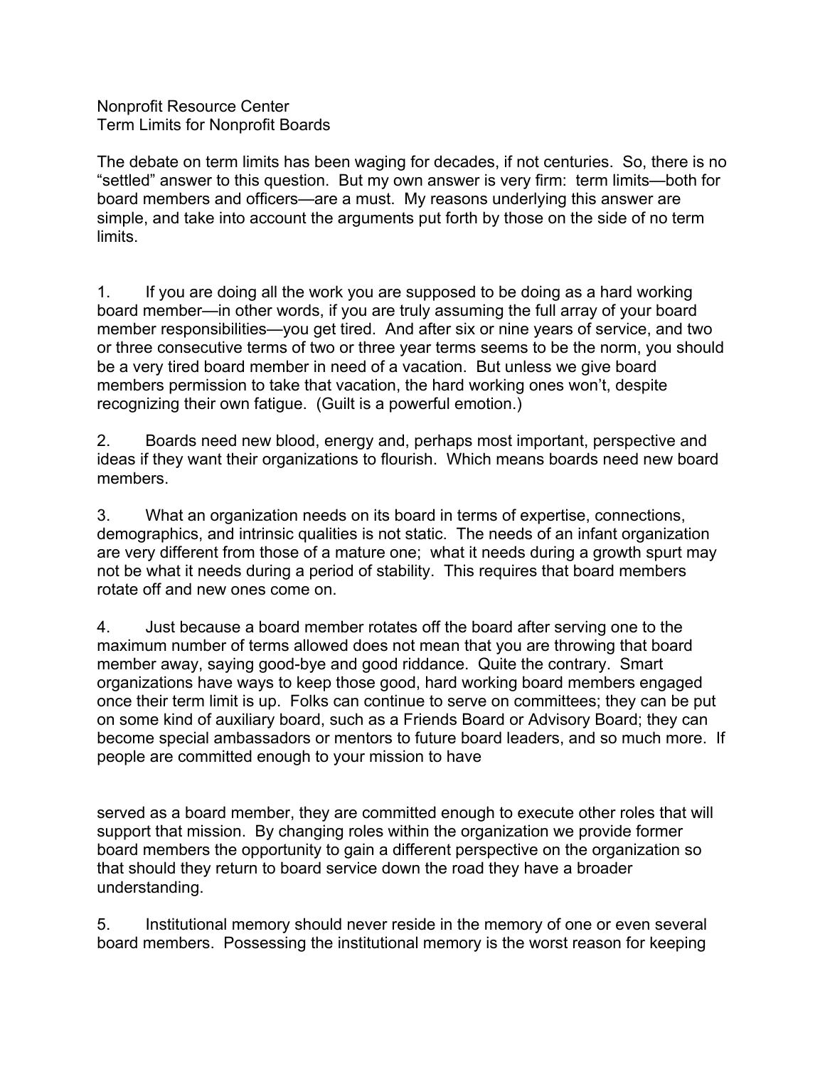Nonprofit Resource Center
Term Limits for Nonprofit Boards

The debate on term limits has been waging for decades, if not centuries. So, there is no "settled" answer to this question. But my own answer is very firm: term limits—both for board members and officers—are a must. My reasons underlying this answer are simple, and take into account the arguments put forth by those on the side of no term limits.

1. If you are doing all the work you are supposed to be doing as a hard working board member—in other words, if you are truly assuming the full array of your board member responsibilities—you get tired. And after six or nine years of service, and two or three consecutive terms of two or three year terms seems to be the norm, you should be a very tired board member in need of a vacation. But unless we give board members permission to take that vacation, the hard working ones won't, despite recognizing their own fatigue. (Guilt is a powerful emotion.)

2. Boards need new blood, energy and, perhaps most important, perspective and ideas if they want their organizations to flourish. Which means boards need new board members.

3. What an organization needs on its board in terms of expertise, connections, demographics, and intrinsic qualities is not static. The needs of an infant organization are very different from those of a mature one; what it needs during a growth spurt may not be what it needs during a period of stability. This requires that board members rotate off and new ones come on.

4. Just because a board member rotates off the board after serving one to the maximum number of terms allowed does not mean that you are throwing that board member away, saying good-bye and good riddance. Quite the contrary. Smart organizations have ways to keep those good, hard working board members engaged once their term limit is up. Folks can continue to serve on committees; they can be put on some kind of auxiliary board, such as a Friends Board or Advisory Board; they can become special ambassadors or mentors to future board leaders, and so much more. If people are committed enough to your mission to have served as a board member, they are committed enough to execute other roles that will support that mission. By changing roles within the organization we provide former board members the opportunity to gain a different perspective on the organization so that should they return to board service down the road they have a broader understanding.

5. Institutional memory should never reside in the memory of one or even several board members. Possessing the institutional memory is the worst reason for keeping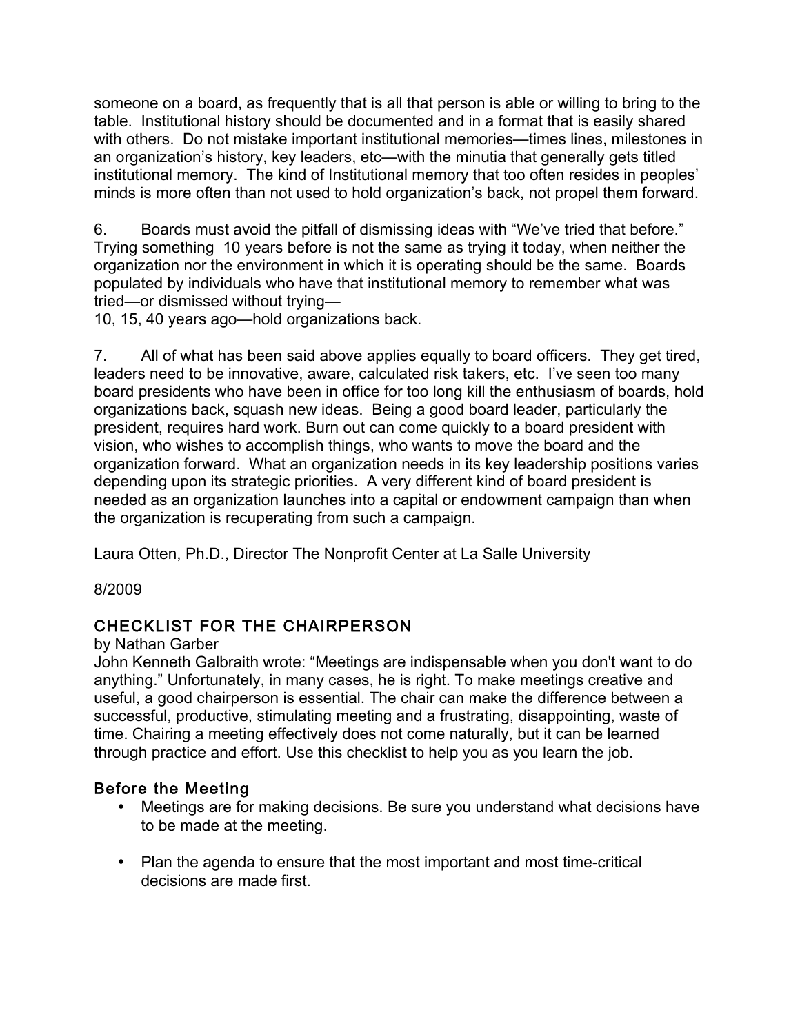someone on a board, as frequently that is all that person is able or willing to bring to the table. Institutional history should be documented and in a format that is easily shared with others. Do not mistake important institutional memories—times lines, milestones in an organization's history, key leaders, etc—with the minutia that generally gets titled institutional memory. The kind of Institutional memory that too often resides in peoples' minds is more often than not used to hold organization's back, not propel them forward.

6. Boards must avoid the pitfall of dismissing ideas with "We've tried that before." Trying something 10 years before is not the same as trying it today, when neither the organization nor the environment in which it is operating should be the same. Boards populated by individuals who have that institutional memory to remember what was tried—or dismissed without trying—
10, 15, 40 years ago—hold organizations back.

7. All of what has been said above applies equally to board officers. They get tired, leaders need to be innovative, aware, calculated risk takers, etc. I've seen too many board presidents who have been in office for too long kill the enthusiasm of boards, hold organizations back, squash new ideas. Being a good board leader, particularly the president, requires hard work. Burn out can come quickly to a board president with vision, who wishes to accomplish things, who wants to move the board and the organization forward. What an organization needs in its key leadership positions varies depending upon its strategic priorities. A very different kind of board president is needed as an organization launches into a capital or endowment campaign than when the organization is recuperating from such a campaign.

Laura Otten, Ph.D., Director The Nonprofit Center at La Salle University

8/2009

## CHECKLIST FOR THE CHAIRPERSON

by Nathan Garber

John Kenneth Galbraith wrote: "Meetings are indispensable when you don't want to do anything." Unfortunately, in many cases, he is right. To make meetings creative and useful, a good chairperson is essential. The chair can make the difference between a successful, productive, stimulating meeting and a frustrating, disappointing, waste of time. Chairing a meeting effectively does not come naturally, but it can be learned through practice and effort. Use this checklist to help you as you learn the job.

### Before the Meeting

- Meetings are for making decisions. Be sure you understand what decisions have to be made at the meeting.
- Plan the agenda to ensure that the most important and most time-critical decisions are made first.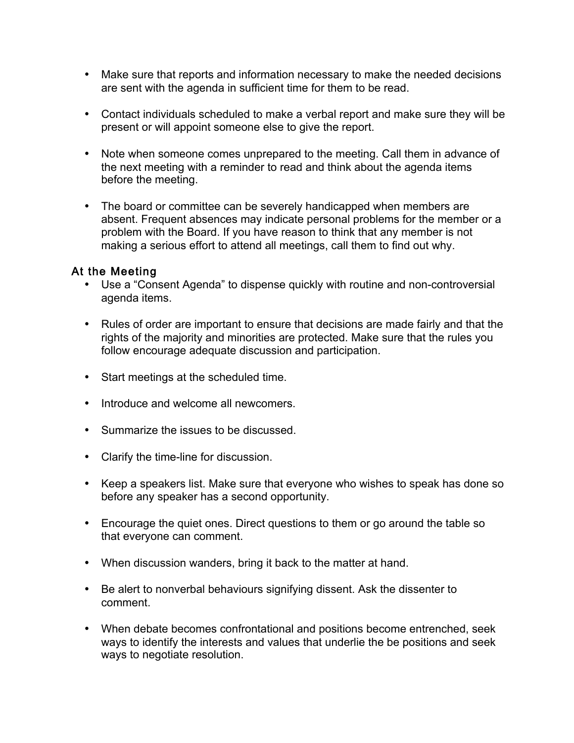- Make sure that reports and information necessary to make the needed decisions are sent with the agenda in sufficient time for them to be read.

- Contact individuals scheduled to make a verbal report and make sure they will be present or will appoint someone else to give the report.

- Note when someone comes unprepared to the meeting. Call them in advance of the next meeting with a reminder to read and think about the agenda items before the meeting.

- The board or committee can be severely handicapped when members are absent. Frequent absences may indicate personal problems for the member or a problem with the Board. If you have reason to think that any member is not making a serious effort to attend all meetings, call them to find out why.

### At the Meeting

- Use a "Consent Agenda" to dispense quickly with routine and non-controversial agenda items.

- Rules of order are important to ensure that decisions are made fairly and that the rights of the majority and minorities are protected. Make sure that the rules you follow encourage adequate discussion and participation.

- Start meetings at the scheduled time.

- Introduce and welcome all newcomers.

- Summarize the issues to be discussed.

- Clarify the time-line for discussion.

- Keep a speakers list. Make sure that everyone who wishes to speak has done so before any speaker has a second opportunity.

- Encourage the quiet ones. Direct questions to them or go around the table so that everyone can comment.

- When discussion wanders, bring it back to the matter at hand.

- Be alert to nonverbal behaviours signifying dissent. Ask the dissenter to comment.

- When debate becomes confrontational and positions become entrenched, seek ways to identify the interests and values that underlie the be positions and seek ways to negotiate resolution.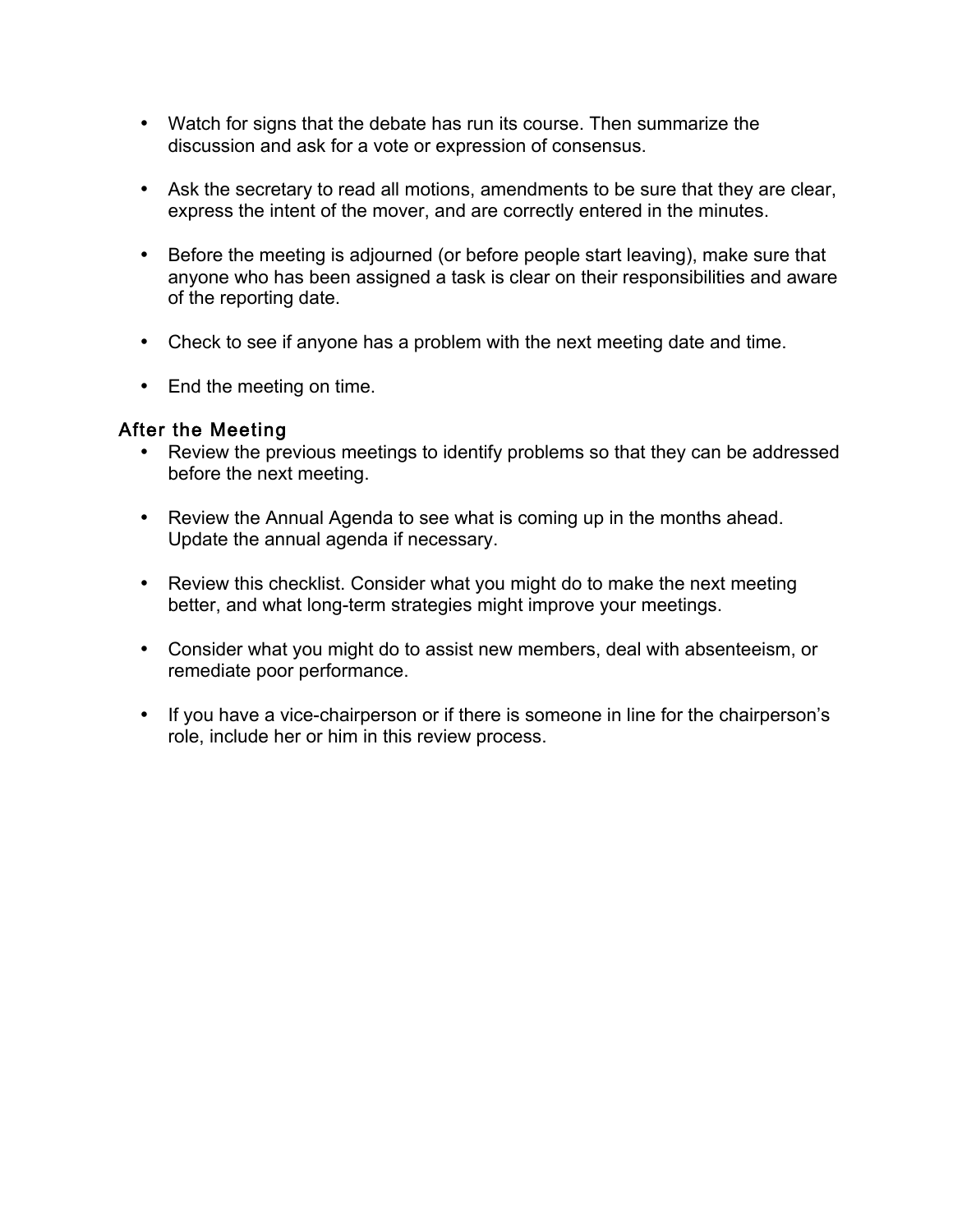- Watch for signs that the debate has run its course. Then summarize the discussion and ask for a vote or expression of consensus.

- Ask the secretary to read all motions, amendments to be sure that they are clear, express the intent of the mover, and are correctly entered in the minutes.

- Before the meeting is adjourned (or before people start leaving), make sure that anyone who has been assigned a task is clear on their responsibilities and aware of the reporting date.

- Check to see if anyone has a problem with the next meeting date and time.

- End the meeting on time.

### After the Meeting

- Review the previous meetings to identify problems so that they can be addressed before the next meeting.

- Review the Annual Agenda to see what is coming up in the months ahead. Update the annual agenda if necessary.

- Review this checklist. Consider what you might do to make the next meeting better, and what long-term strategies might improve your meetings.

- Consider what you might do to assist new members, deal with absenteeism, or remediate poor performance.

- If you have a vice-chairperson or if there is someone in line for the chairperson's role, include her or him in this review process.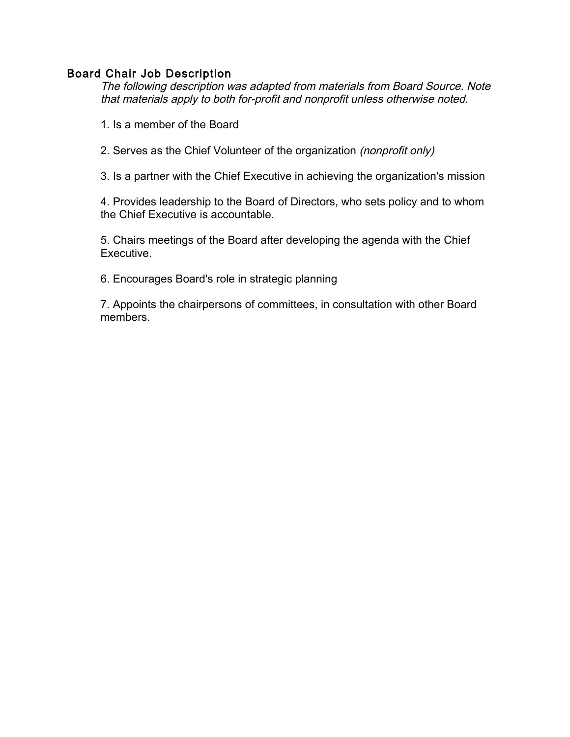## Board Chair Job Description

*The following description was adapted from materials from Board Source. Note that materials apply to both for-profit and nonprofit unless otherwise noted.*

1. Is a member of the Board

2. Serves as the Chief Volunteer of the organization *(nonprofit only)*

3. Is a partner with the Chief Executive in achieving the organization's mission

4. Provides leadership to the Board of Directors, who sets policy and to whom the Chief Executive is accountable.

5. Chairs meetings of the Board after developing the agenda with the Chief Executive.

6. Encourages Board's role in strategic planning

7. Appoints the chairpersons of committees, in consultation with other Board members.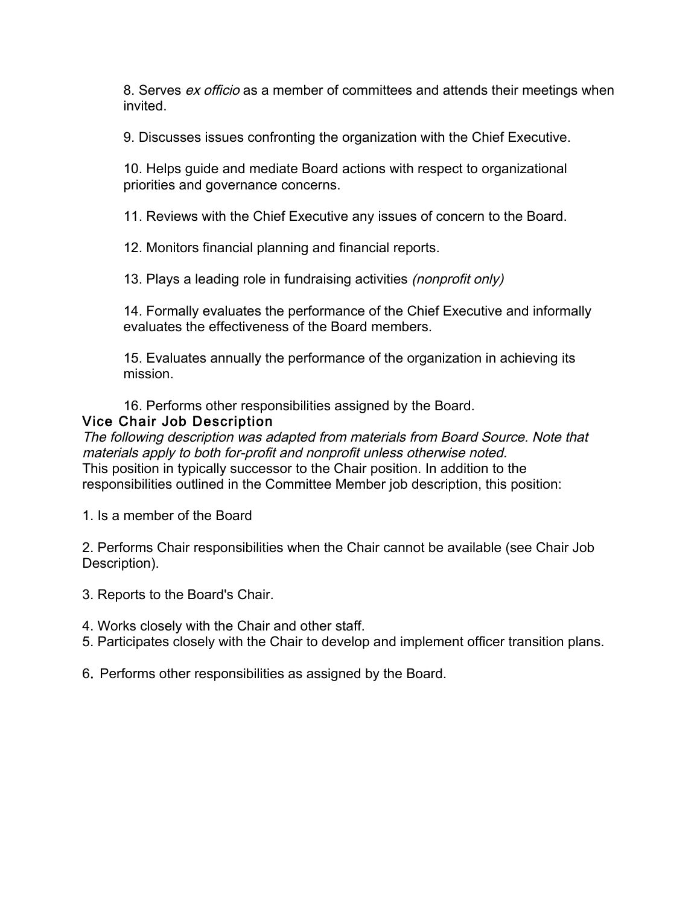8. Serves *ex officio* as a member of committees and attends their meetings when invited.

9. Discusses issues confronting the organization with the Chief Executive.

10. Helps guide and mediate Board actions with respect to organizational priorities and governance concerns.

11. Reviews with the Chief Executive any issues of concern to the Board.

12. Monitors financial planning and financial reports.

13. Plays a leading role in fundraising activities *(nonprofit only)*

14. Formally evaluates the performance of the Chief Executive and informally evaluates the effectiveness of the Board members.

15. Evaluates annually the performance of the organization in achieving its mission.

16. Performs other responsibilities assigned by the Board.

## Vice Chair Job Description

*The following description was adapted from materials from Board Source. Note that materials apply to both for-profit and nonprofit unless otherwise noted.*

This position in typically successor to the Chair position. In addition to the responsibilities outlined in the Committee Member job description, this position:

1. Is a member of the Board

2. Performs Chair responsibilities when the Chair cannot be available (see Chair Job Description).

3. Reports to the Board's Chair.

4. Works closely with the Chair and other staff.

5. Participates closely with the Chair to develop and implement officer transition plans.

6. Performs other responsibilities as assigned by the Board.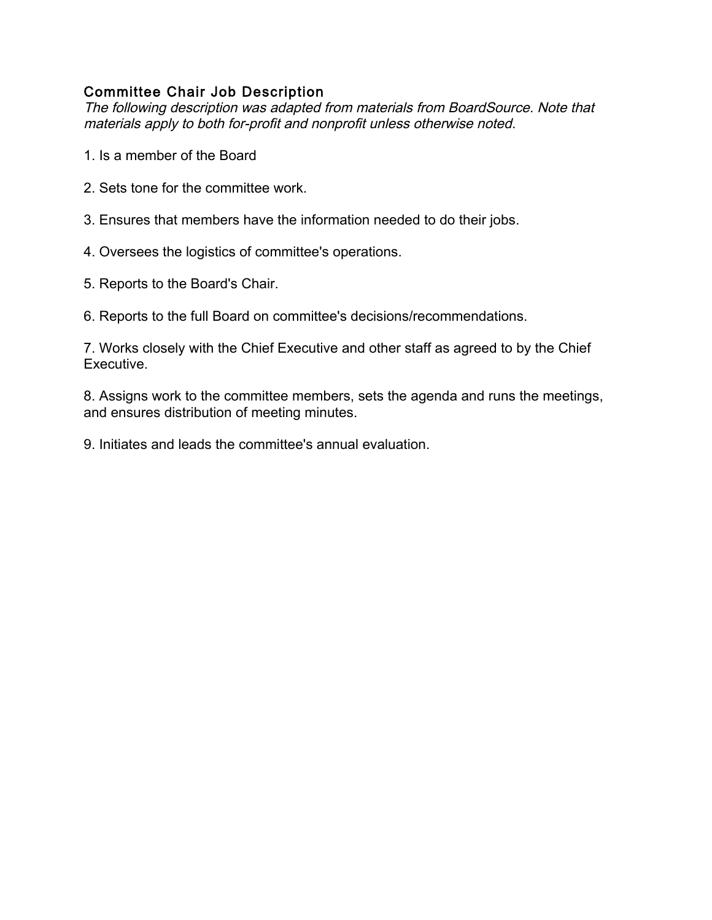## Committee Chair Job Description

*The following description was adapted from materials from BoardSource. Note that materials apply to both for-profit and nonprofit unless otherwise noted.*

1. Is a member of the Board

2. Sets tone for the committee work.

3. Ensures that members have the information needed to do their jobs.

4. Oversees the logistics of committee's operations.

5. Reports to the Board's Chair.

6. Reports to the full Board on committee's decisions/recommendations.

7. Works closely with the Chief Executive and other staff as agreed to by the Chief Executive.

8. Assigns work to the committee members, sets the agenda and runs the meetings, and ensures distribution of meeting minutes.

9. Initiates and leads the committee's annual evaluation.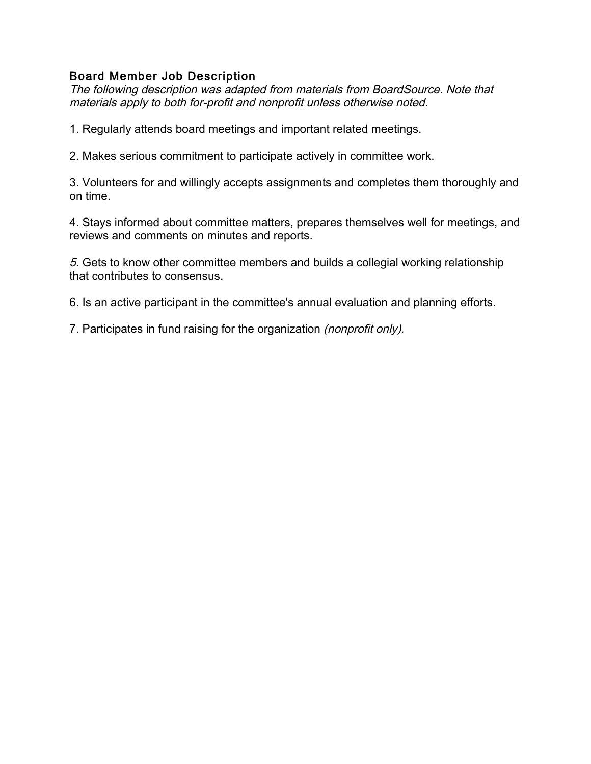## Board Member Job Description

*The following description was adapted from materials from BoardSource. Note that materials apply to both for-profit and nonprofit unless otherwise noted.*

1. Regularly attends board meetings and important related meetings.

2. Makes serious commitment to participate actively in committee work.

3. Volunteers for and willingly accepts assignments and completes them thoroughly and on time.

4. Stays informed about committee matters, prepares themselves well for meetings, and reviews and comments on minutes and reports.

5. Gets to know other committee members and builds a collegial working relationship that contributes to consensus.

6. Is an active participant in the committee's annual evaluation and planning efforts.

7. Participates in fund raising for the organization *(nonprofit only).*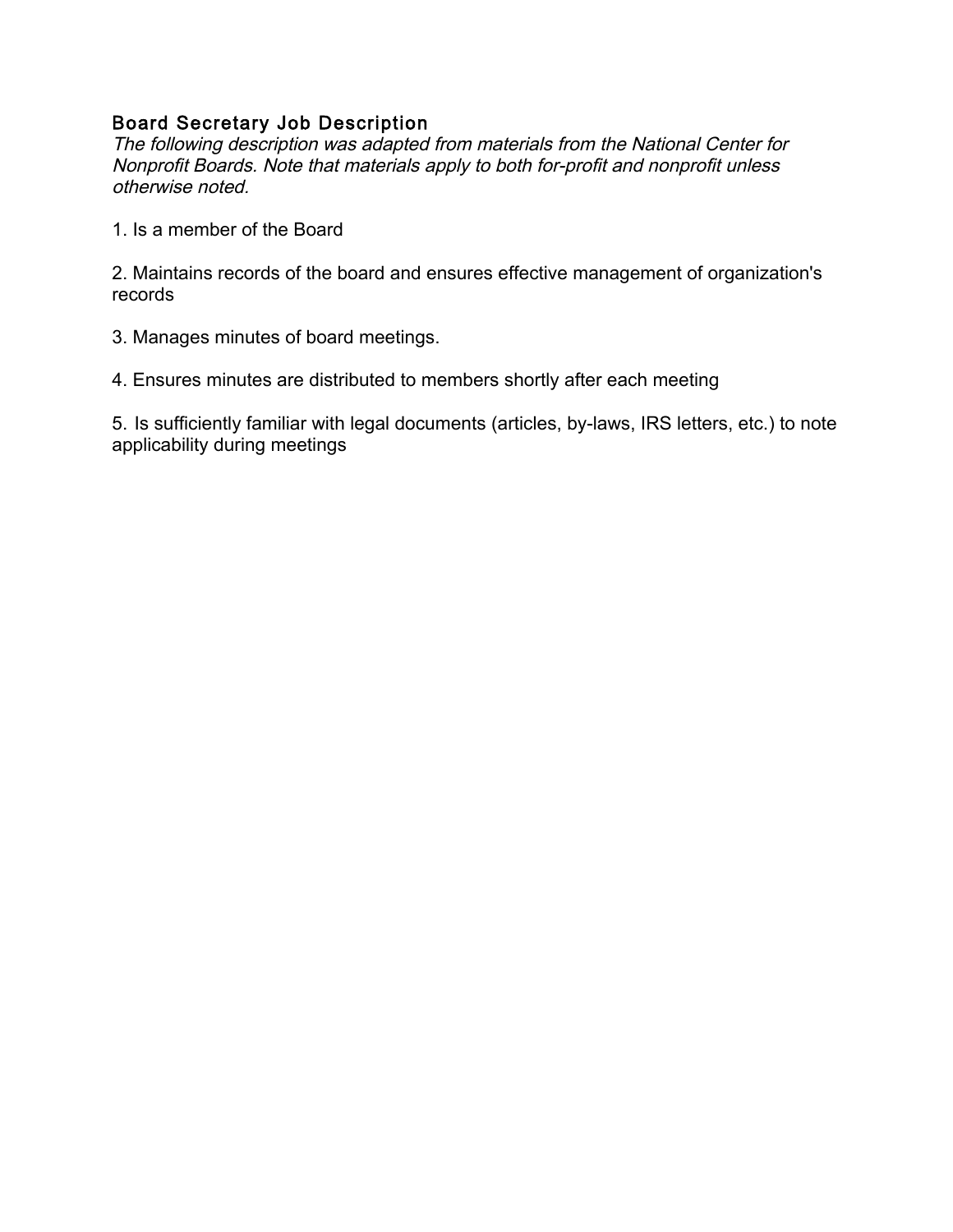## Board Secretary Job Description

*The following description was adapted from materials from the National Center for Nonprofit Boards. Note that materials apply to both for-profit and nonprofit unless otherwise noted.*

1. Is a member of the Board

2. Maintains records of the board and ensures effective management of organization's records

3. Manages minutes of board meetings.

4. Ensures minutes are distributed to members shortly after each meeting

5. Is sufficiently familiar with legal documents (articles, by-laws, IRS letters, etc.) to note applicability during meetings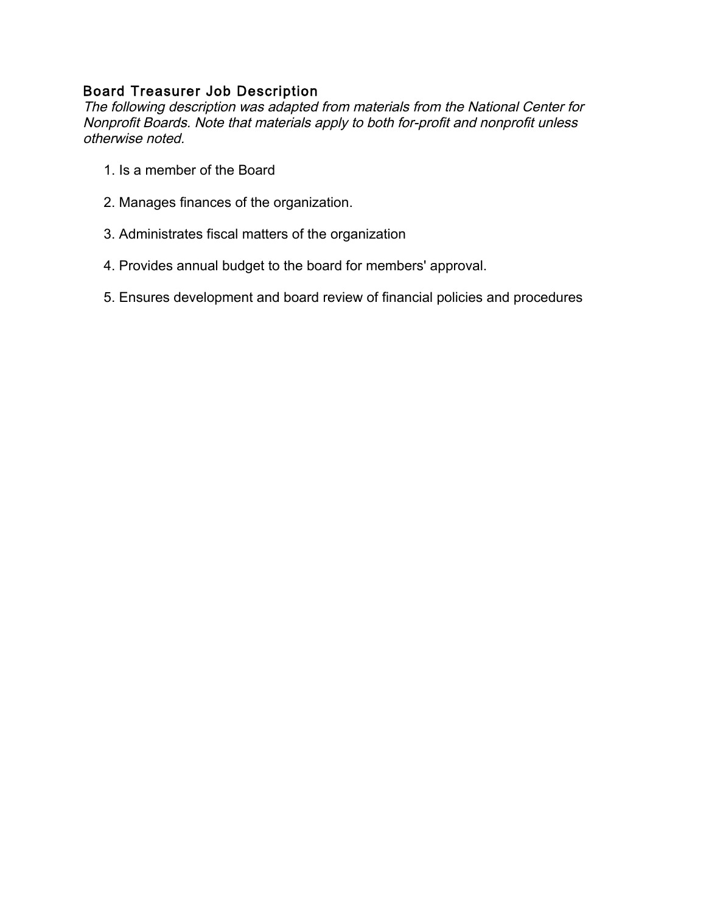## Board Treasurer Job Description

*The following description was adapted from materials from the National Center for Nonprofit Boards. Note that materials apply to both for-profit and nonprofit unless otherwise noted.*

1. Is a member of the Board
2. Manages finances of the organization.
3. Administrates fiscal matters of the organization
4. Provides annual budget to the board for members' approval.
5. Ensures development and board review of financial policies and procedures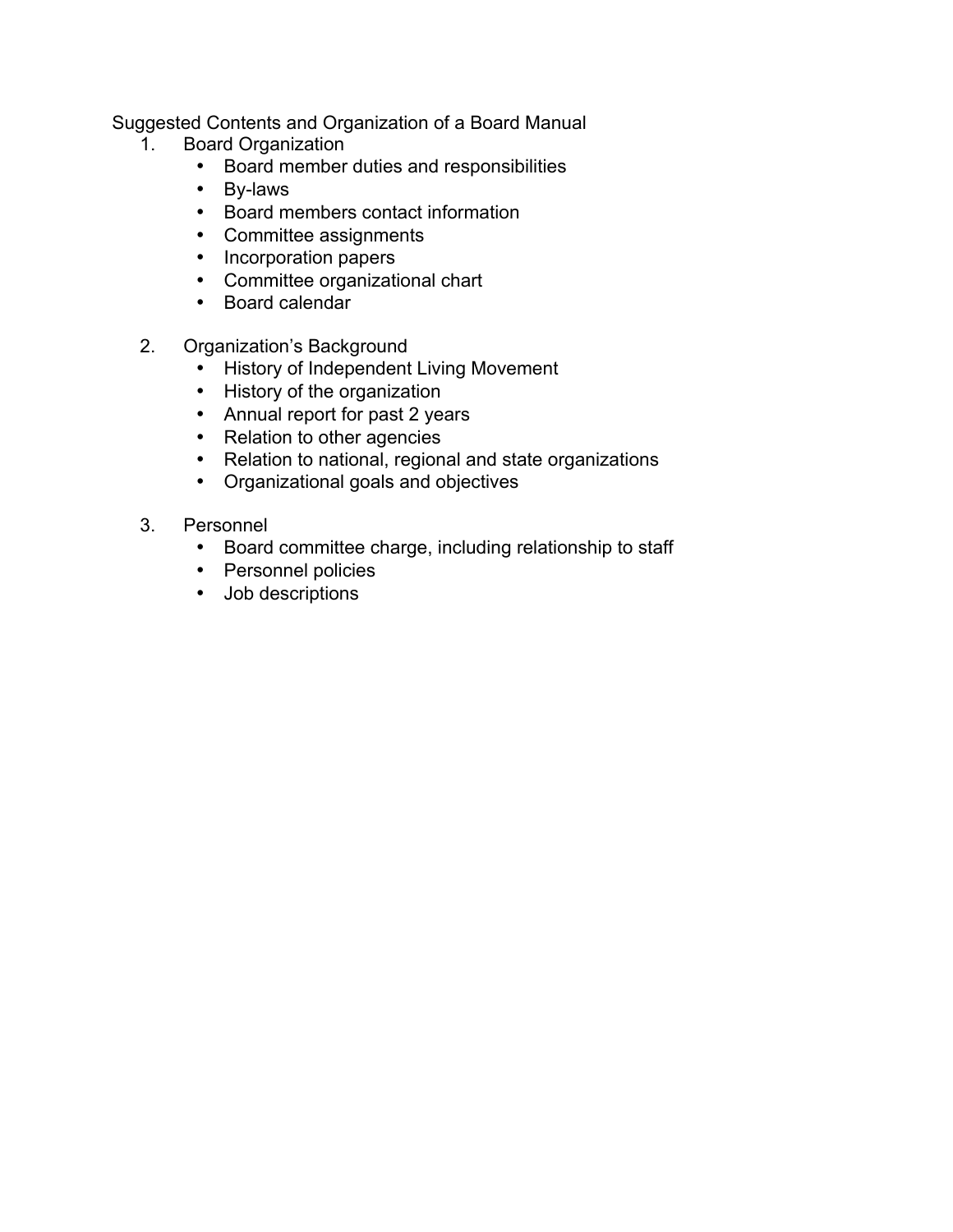Suggested Contents and Organization of a Board Manual

1. Board Organization
   - Board member duties and responsibilities
   - By-laws
   - Board members contact information
   - Committee assignments
   - Incorporation papers
   - Committee organizational chart
   - Board calendar

2. Organization's Background
   - History of Independent Living Movement
   - History of the organization
   - Annual report for past 2 years
   - Relation to other agencies
   - Relation to national, regional and state organizations
   - Organizational goals and objectives

3. Personnel
   - Board committee charge, including relationship to staff
   - Personnel policies
   - Job descriptions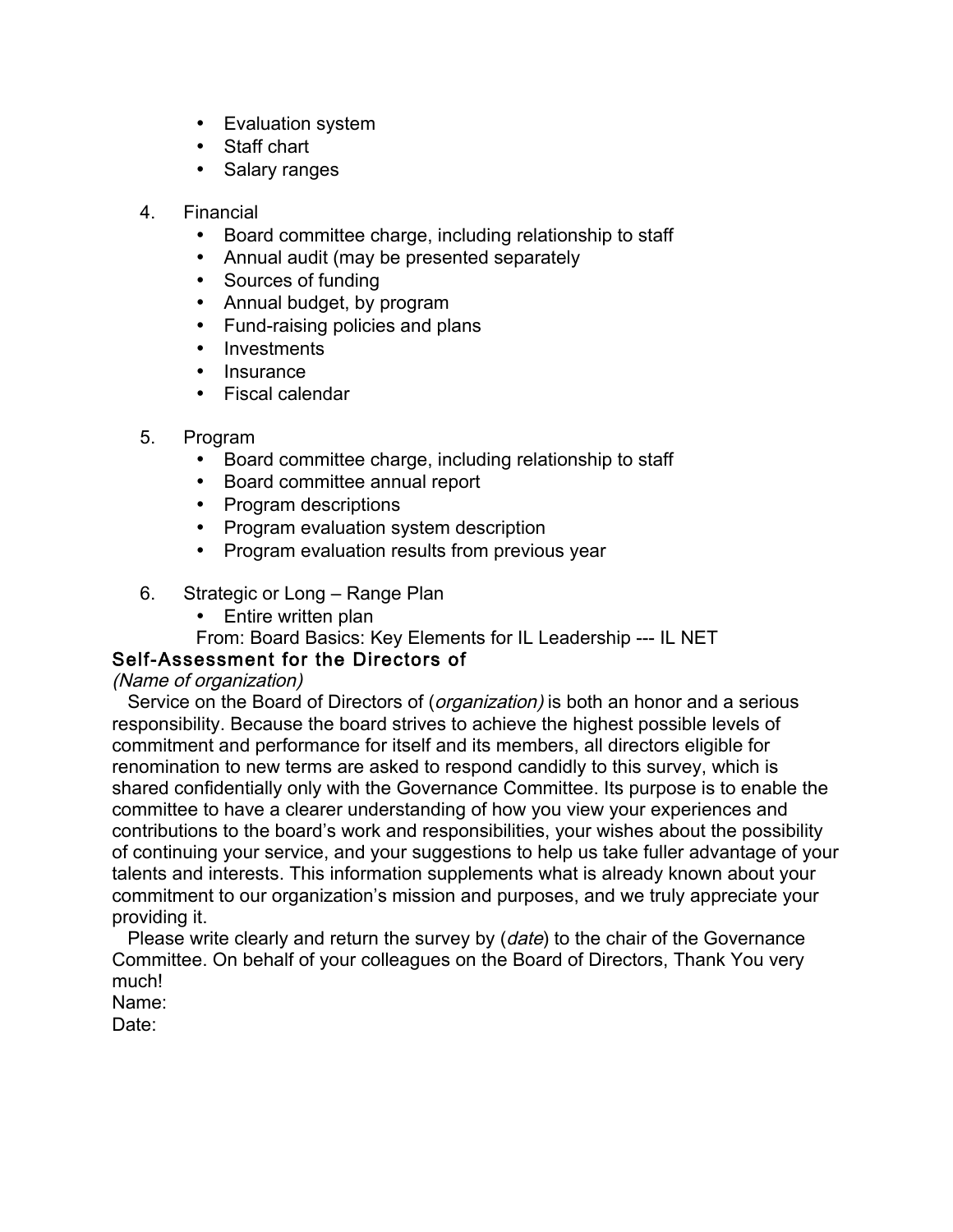- Evaluation system
- Staff chart
- Salary ranges

4. Financial
   - Board committee charge, including relationship to staff
   - Annual audit (may be presented separately
   - Sources of funding
   - Annual budget, by program
   - Fund-raising policies and plans
   - Investments
   - Insurance
   - Fiscal calendar

5. Program
   - Board committee charge, including relationship to staff
   - Board committee annual report
   - Program descriptions
   - Program evaluation system description
   - Program evaluation results from previous year

6. Strategic or Long – Range Plan
   - Entire written plan

   From: Board Basics: Key Elements for IL Leadership --- IL NET

## Self-Assessment for the Directors of

*(Name of organization)*

Service on the Board of Directors of (*organization)* is both an honor and a serious responsibility. Because the board strives to achieve the highest possible levels of commitment and performance for itself and its members, all directors eligible for renomination to new terms are asked to respond candidly to this survey, which is shared confidentially only with the Governance Committee. Its purpose is to enable the committee to have a clearer understanding of how you view your experiences and contributions to the board's work and responsibilities, your wishes about the possibility of continuing your service, and your suggestions to help us take fuller advantage of your talents and interests. This information supplements what is already known about your commitment to our organization's mission and purposes, and we truly appreciate your providing it.

Please write clearly and return the survey by (*date*) to the chair of the Governance Committee. On behalf of your colleagues on the Board of Directors, Thank You very much!

Name:

Date: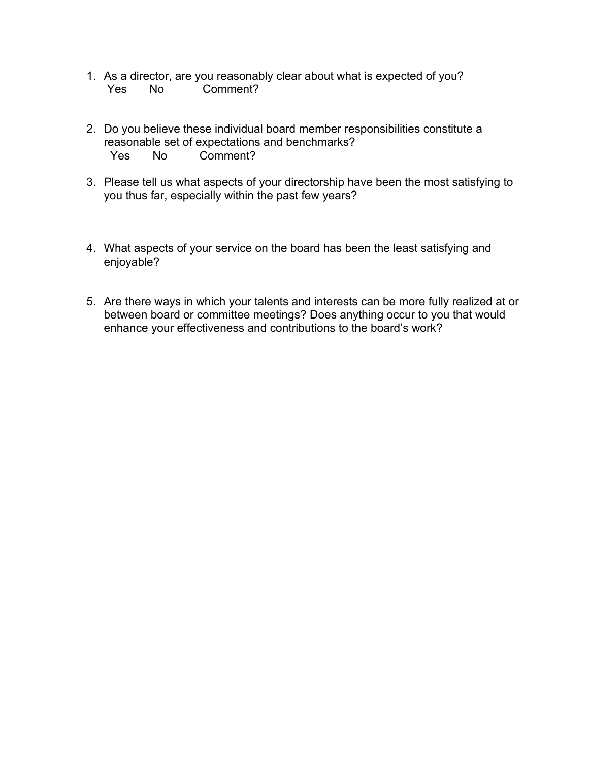1. As a director, are you reasonably clear about what is expected of you?
   Yes  No  Comment?

2. Do you believe these individual board member responsibilities constitute a reasonable set of expectations and benchmarks?
   Yes  No  Comment?

3. Please tell us what aspects of your directorship have been the most satisfying to you thus far, especially within the past few years?

4. What aspects of your service on the board has been the least satisfying and enjoyable?

5. Are there ways in which your talents and interests can be more fully realized at or between board or committee meetings? Does anything occur to you that would enhance your effectiveness and contributions to the board's work?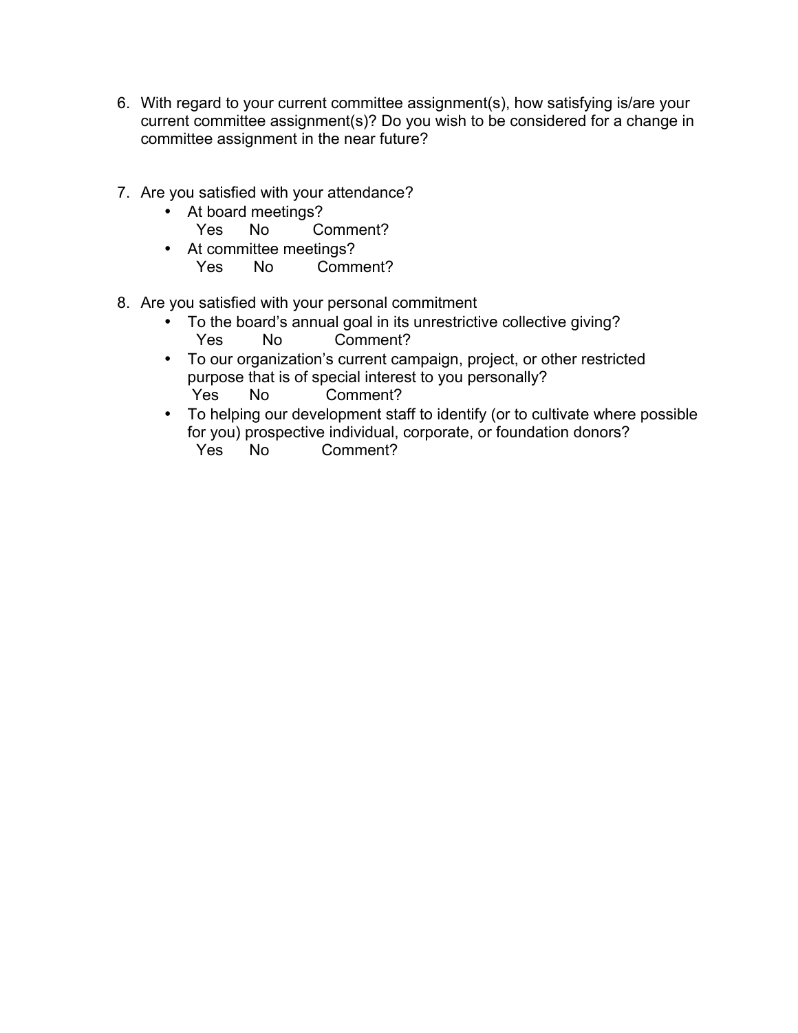6. With regard to your current committee assignment(s), how satisfying is/are your current committee assignment(s)? Do you wish to be considered for a change in committee assignment in the near future?

7. Are you satisfied with your attendance?
   - At board meetings?
     Yes No Comment?
   - At committee meetings?
     Yes No Comment?

8. Are you satisfied with your personal commitment
   - To the board's annual goal in its unrestrictive collective giving?
     Yes No Comment?
   - To our organization's current campaign, project, or other restricted purpose that is of special interest to you personally?
     Yes No Comment?
   - To helping our development staff to identify (or to cultivate where possible for you) prospective individual, corporate, or foundation donors?
     Yes No Comment?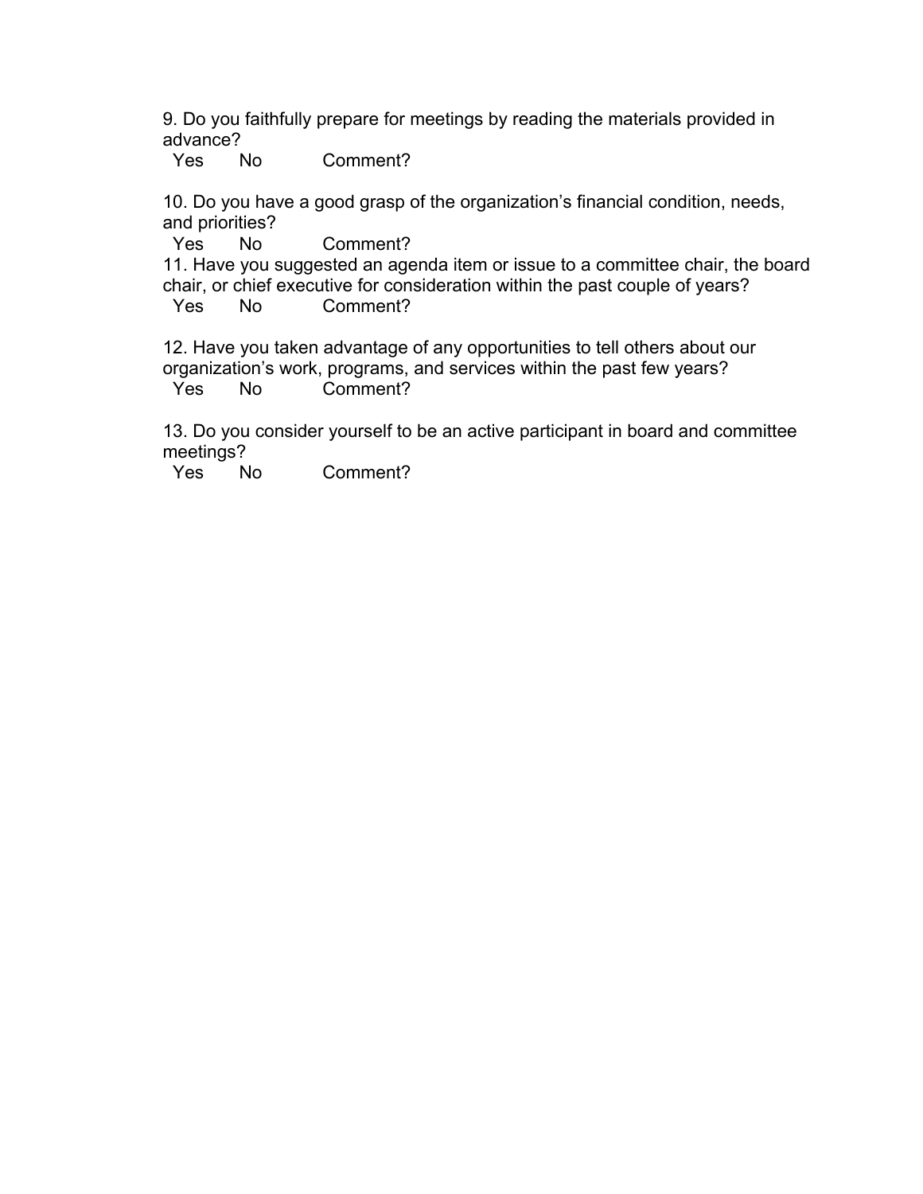9. Do you faithfully prepare for meetings by reading the materials provided in advance?

Yes No Comment?

10. Do you have a good grasp of the organization’s financial condition, needs, and priorities?

Yes No Comment?

11. Have you suggested an agenda item or issue to a committee chair, the board chair, or chief executive for consideration within the past couple of years?

Yes No Comment?

12. Have you taken advantage of any opportunities to tell others about our organization’s work, programs, and services within the past few years?

Yes No Comment?

13. Do you consider yourself to be an active participant in board and committee meetings?

Yes No Comment?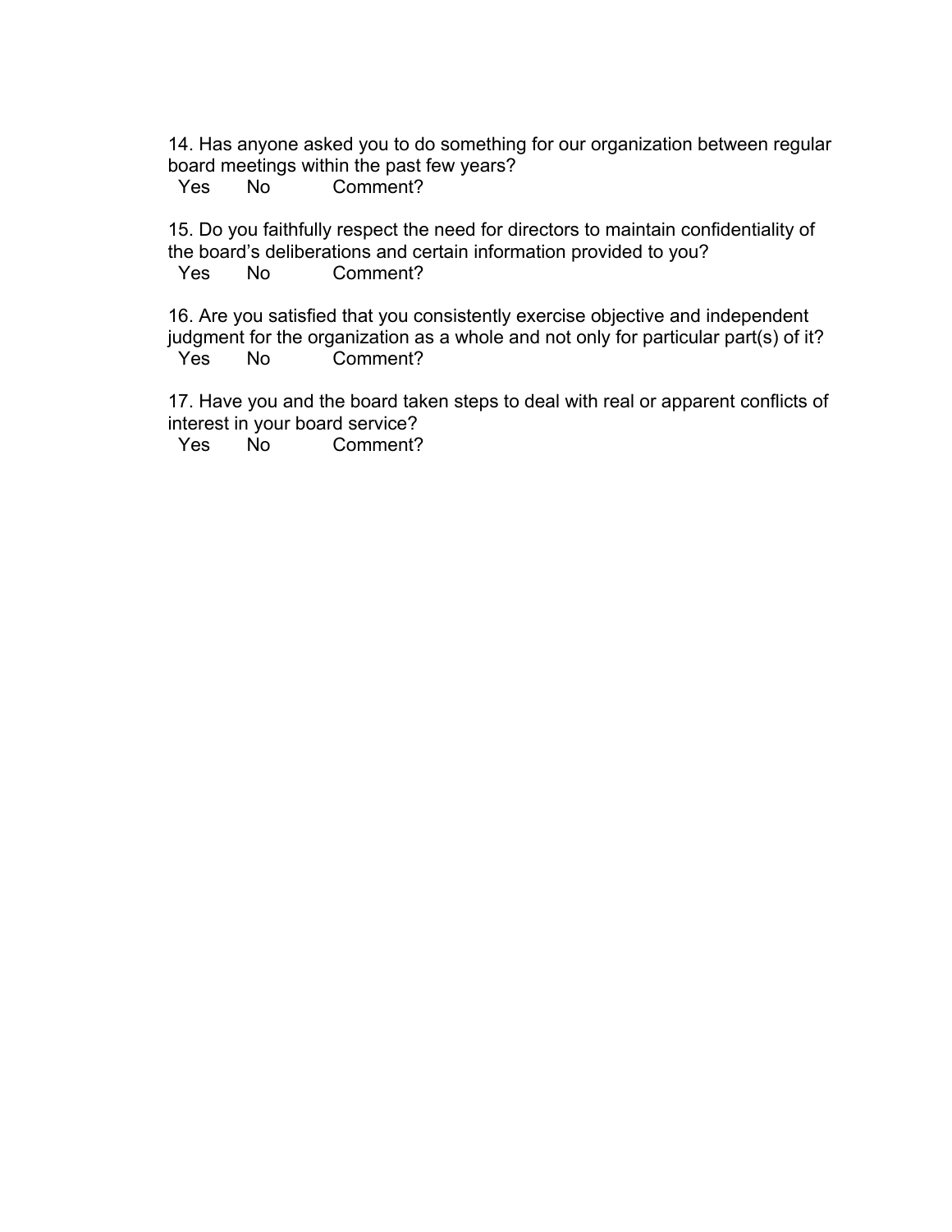14. Has anyone asked you to do something for our organization between regular board meetings within the past few years?
Yes No Comment?

15. Do you faithfully respect the need for directors to maintain confidentiality of the board's deliberations and certain information provided to you?
Yes No Comment?

16. Are you satisfied that you consistently exercise objective and independent judgment for the organization as a whole and not only for particular part(s) of it?
Yes No Comment?

17. Have you and the board taken steps to deal with real or apparent conflicts of interest in your board service?
Yes No Comment?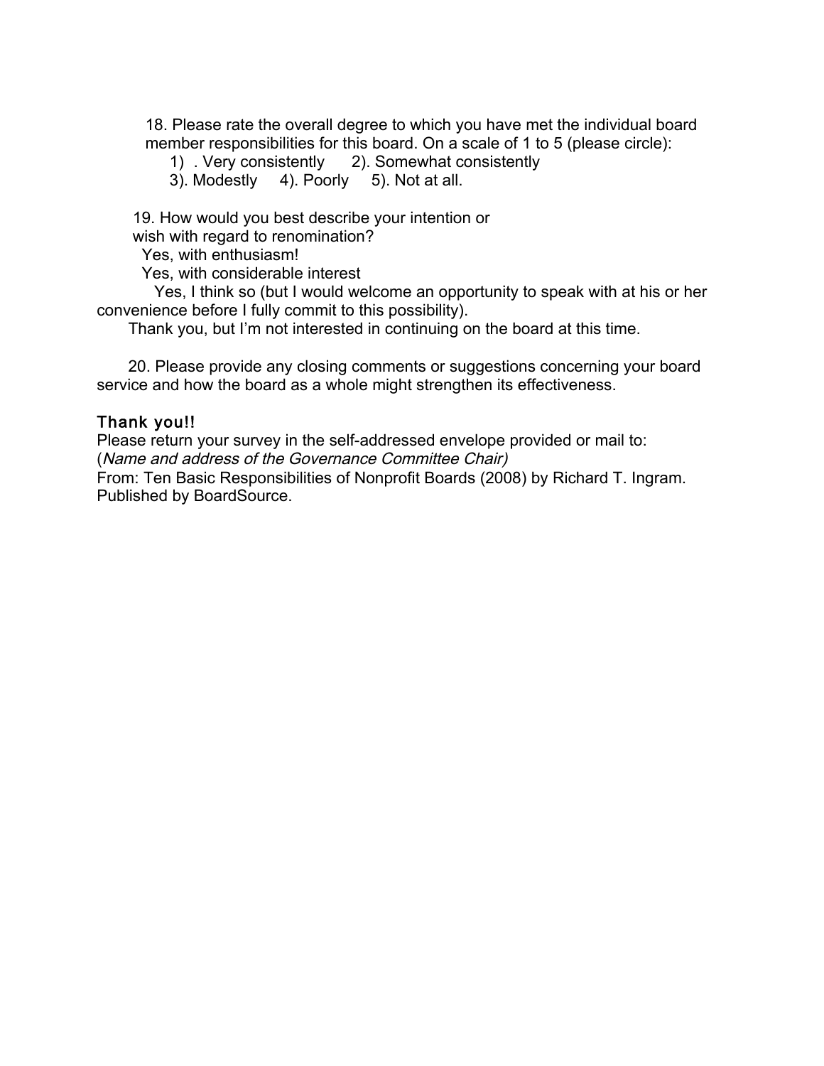18. Please rate the overall degree to which you have met the individual board member responsibilities for this board. On a scale of 1 to 5 (please circle):

1) . Very consistently 2). Somewhat consistently
3). Modestly 4). Poorly 5). Not at all.

19. How would you best describe your intention or wish with regard to renomination?

Yes, with enthusiasm!
Yes, with considerable interest
Yes, I think so (but I would welcome an opportunity to speak with at his or her convenience before I fully commit to this possibility).
Thank you, but I'm not interested in continuing on the board at this time.

20. Please provide any closing comments or suggestions concerning your board service and how the board as a whole might strengthen its effectiveness.

Thank you!!

Please return your survey in the self-addressed envelope provided or mail to:
(*Name and address of the Governance Committee Chair)*
From: Ten Basic Responsibilities of Nonprofit Boards (2008) by Richard T. Ingram. Published by BoardSource.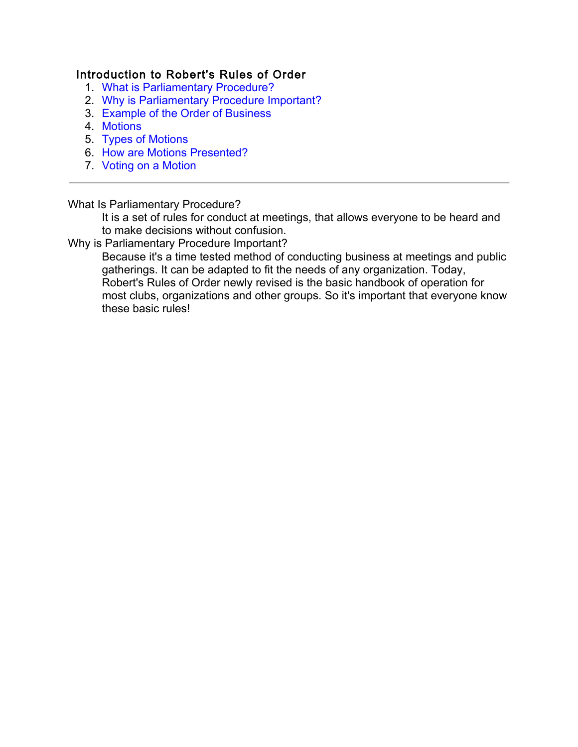## Introduction to Robert's Rules of Order

1. What is Parliamentary Procedure?
2. Why is Parliamentary Procedure Important?
3. Example of the Order of Business
4. Motions
5. Types of Motions
6. How are Motions Presented?
7. Voting on a Motion

---

What Is Parliamentary Procedure?

> It is a set of rules for conduct at meetings, that allows everyone to be heard and to make decisions without confusion.

Why is Parliamentary Procedure Important?

> Because it's a time tested method of conducting business at meetings and public gatherings. It can be adapted to fit the needs of any organization. Today, Robert's Rules of Order newly revised is the basic handbook of operation for most clubs, organizations and other groups. So it's important that everyone know these basic rules!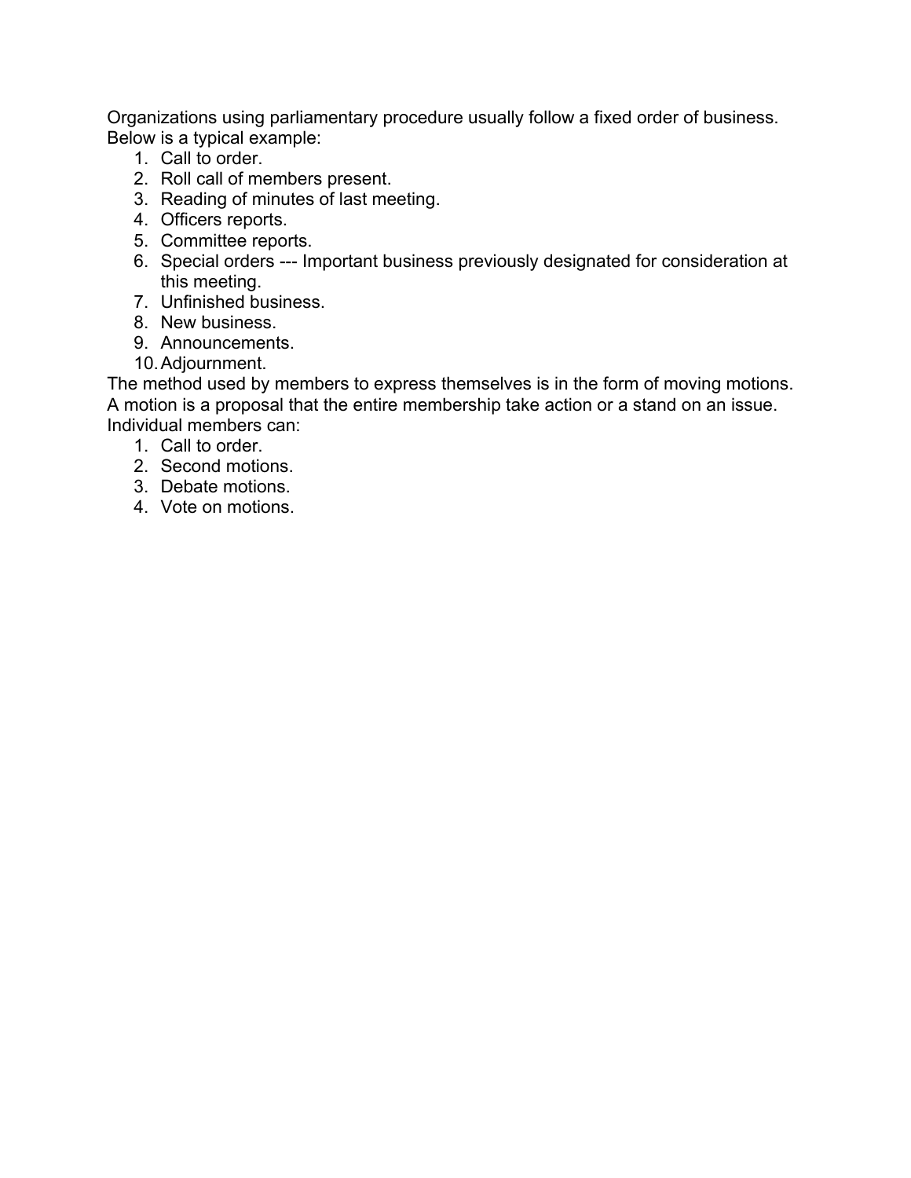Organizations using parliamentary procedure usually follow a fixed order of business. Below is a typical example:

1. Call to order.
2. Roll call of members present.
3. Reading of minutes of last meeting.
4. Officers reports.
5. Committee reports.
6. Special orders --- Important business previously designated for consideration at this meeting.
7. Unfinished business.
8. New business.
9. Announcements.
10. Adjournment.

The method used by members to express themselves is in the form of moving motions. A motion is a proposal that the entire membership take action or a stand on an issue. Individual members can:

1. Call to order.
2. Second motions.
3. Debate motions.
4. Vote on motions.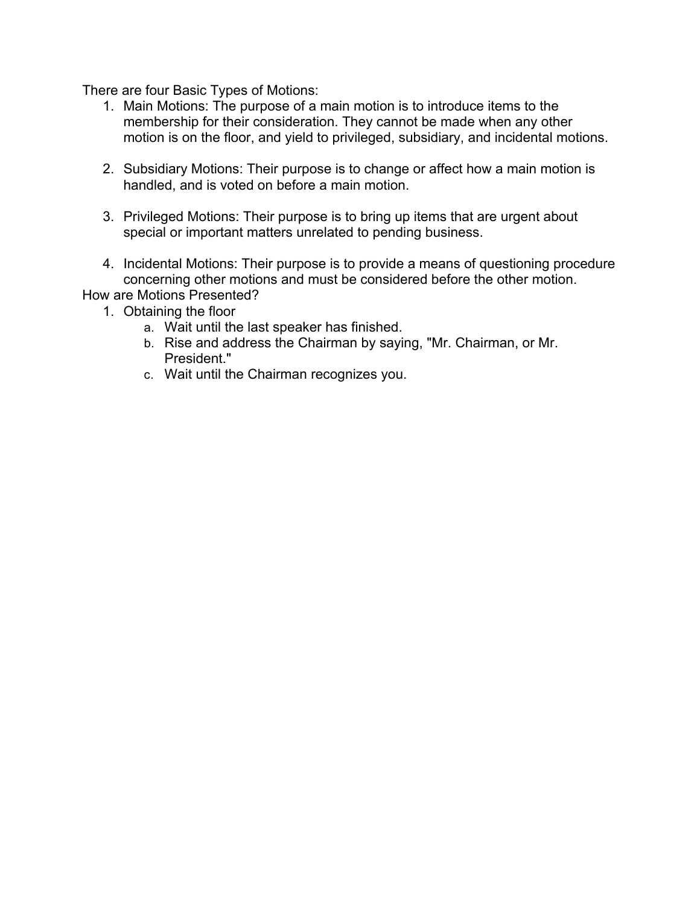There are four Basic Types of Motions:

1. Main Motions: The purpose of a main motion is to introduce items to the membership for their consideration. They cannot be made when any other motion is on the floor, and yield to privileged, subsidiary, and incidental motions.

2. Subsidiary Motions: Their purpose is to change or affect how a main motion is handled, and is voted on before a main motion.

3. Privileged Motions: Their purpose is to bring up items that are urgent about special or important matters unrelated to pending business.

4. Incidental Motions: Their purpose is to provide a means of questioning procedure concerning other motions and must be considered before the other motion.

How are Motions Presented?

1. Obtaining the floor
   a. Wait until the last speaker has finished.
   b. Rise and address the Chairman by saying, "Mr. Chairman, or Mr. President."
   c. Wait until the Chairman recognizes you.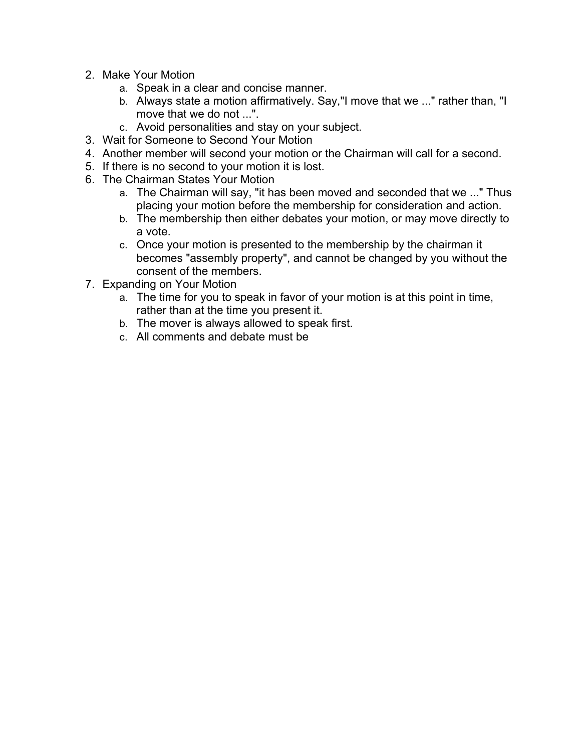2. Make Your Motion
    a. Speak in a clear and concise manner.
    b. Always state a motion affirmatively. Say,"I move that we ..." rather than, "I move that we do not ...".
    c. Avoid personalities and stay on your subject.
3. Wait for Someone to Second Your Motion
4. Another member will second your motion or the Chairman will call for a second.
5. If there is no second to your motion it is lost.
6. The Chairman States Your Motion
    a. The Chairman will say, "it has been moved and seconded that we ..." Thus placing your motion before the membership for consideration and action.
    b. The membership then either debates your motion, or may move directly to a vote.
    c. Once your motion is presented to the membership by the chairman it becomes "assembly property", and cannot be changed by you without the consent of the members.
7. Expanding on Your Motion
    a. The time for you to speak in favor of your motion is at this point in time, rather than at the time you present it.
    b. The mover is always allowed to speak first.
    c. All comments and debate must be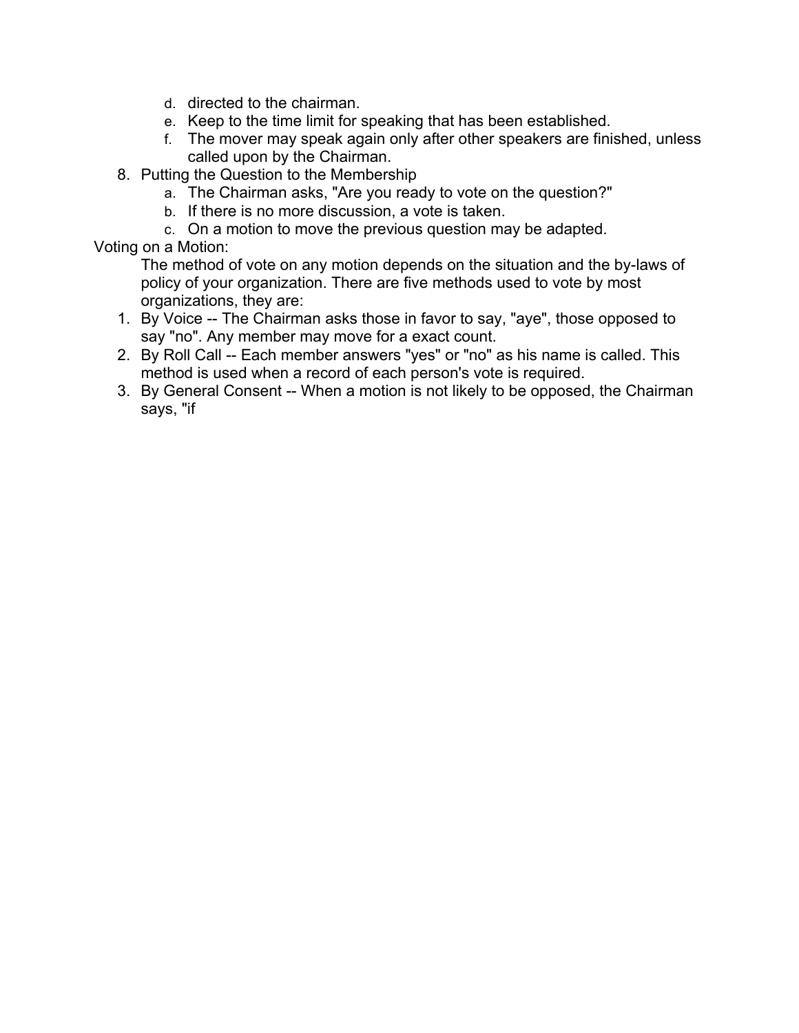d. directed to the chairman.
   e. Keep to the time limit for speaking that has been established.
   f. The mover may speak again only after other speakers are finished, unless called upon by the Chairman.

8. Putting the Question to the Membership
   a. The Chairman asks, "Are you ready to vote on the question?"
   b. If there is no more discussion, a vote is taken.
   c. On a motion to move the previous question may be adapted.

Voting on a Motion:

The method of vote on any motion depends on the situation and the by-laws of policy of your organization. There are five methods used to vote by most organizations, they are:

1. By Voice -- The Chairman asks those in favor to say, "aye", those opposed to say "no". Any member may move for a exact count.
2. By Roll Call -- Each member answers "yes" or "no" as his name is called. This method is used when a record of each person's vote is required.
3. By General Consent -- When a motion is not likely to be opposed, the Chairman says, "if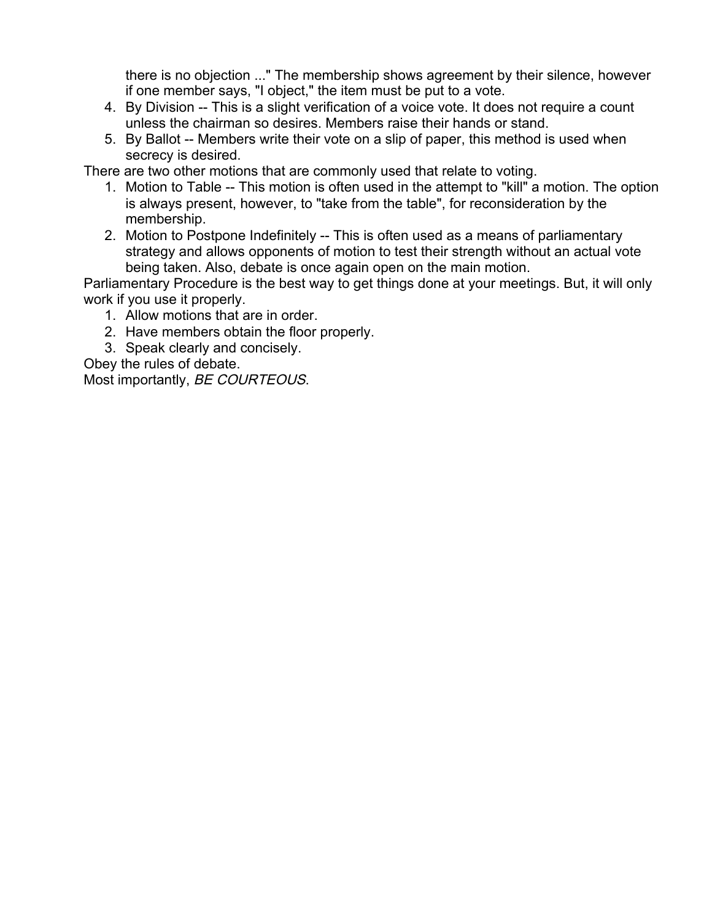there is no objection ..." The membership shows agreement by their silence, however if one member says, "I object," the item must be put to a vote.

4. By Division -- This is a slight verification of a voice vote. It does not require a count unless the chairman so desires. Members raise their hands or stand.
5. By Ballot -- Members write their vote on a slip of paper, this method is used when secrecy is desired.

There are two other motions that are commonly used that relate to voting.

1. Motion to Table -- This motion is often used in the attempt to "kill" a motion. The option is always present, however, to "take from the table", for reconsideration by the membership.
2. Motion to Postpone Indefinitely -- This is often used as a means of parliamentary strategy and allows opponents of motion to test their strength without an actual vote being taken. Also, debate is once again open on the main motion.

Parliamentary Procedure is the best way to get things done at your meetings. But, it will only work if you use it properly.

1. Allow motions that are in order.
2. Have members obtain the floor properly.
3. Speak clearly and concisely.

Obey the rules of debate.

Most importantly, *BE COURTEOUS*.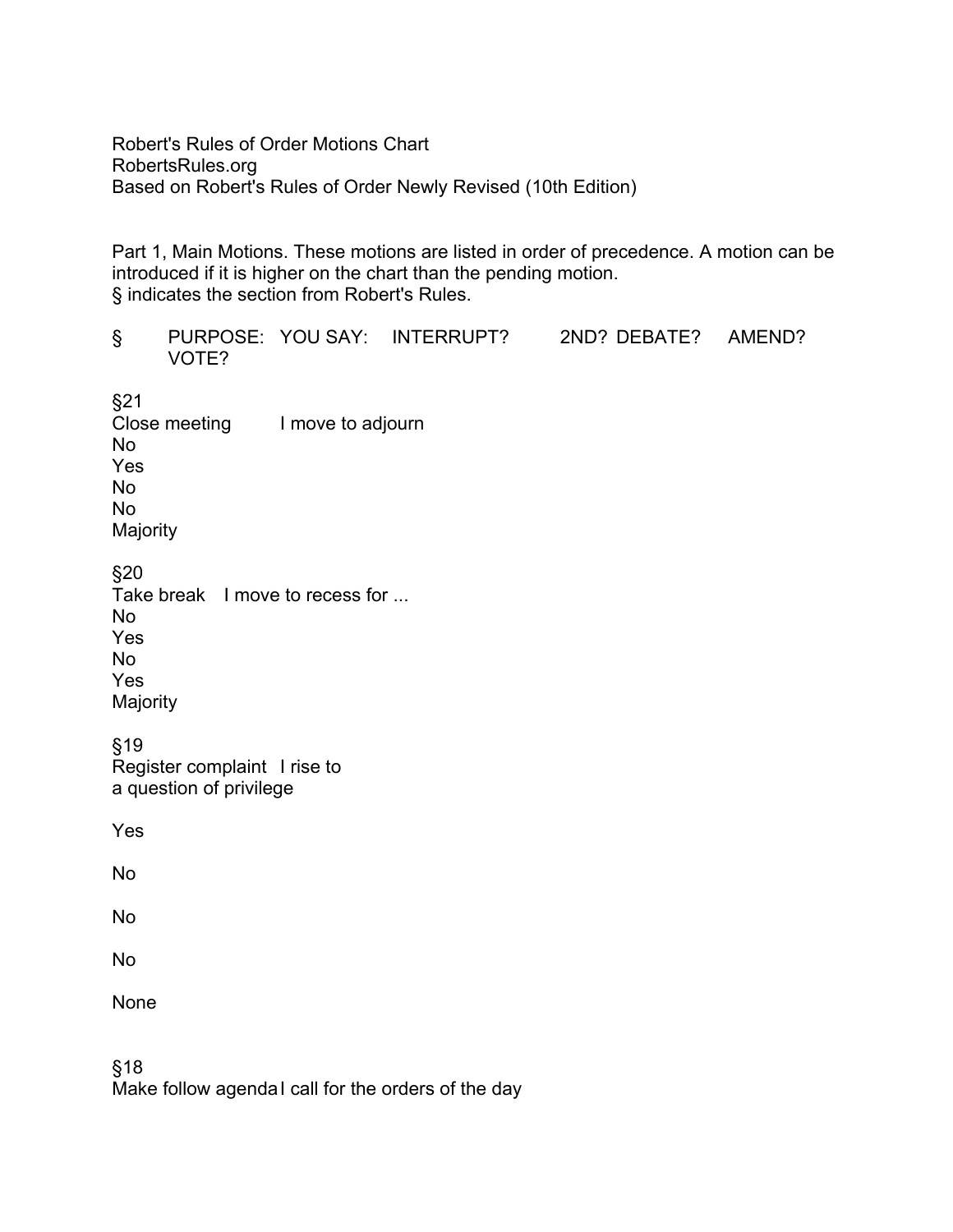Robert's Rules of Order Motions Chart
RobertsRules.org
Based on Robert's Rules of Order Newly Revised (10th Edition)

Part 1, Main Motions. These motions are listed in order of precedence. A motion can be introduced if it is higher on the chart than the pending motion.
§ indicates the section from Robert's Rules.

| § | PURPOSE: | YOU SAY: | INTERRUPT? | 2ND? | DEBATE? | AMEND? | VOTE? |
|---|---|---|---|---|---|---|---|
| §21 | Close meeting | I move to adjourn | No | Yes | No | No | Majority |
| §20 | Take break | I move to recess for ... | No | Yes | No | Yes | Majority |
| §19 | Register complaint | I rise to a question of privilege | Yes | No | No | No | None |
| §18 | Make follow agenda | I call for the orders of the day | | | | | |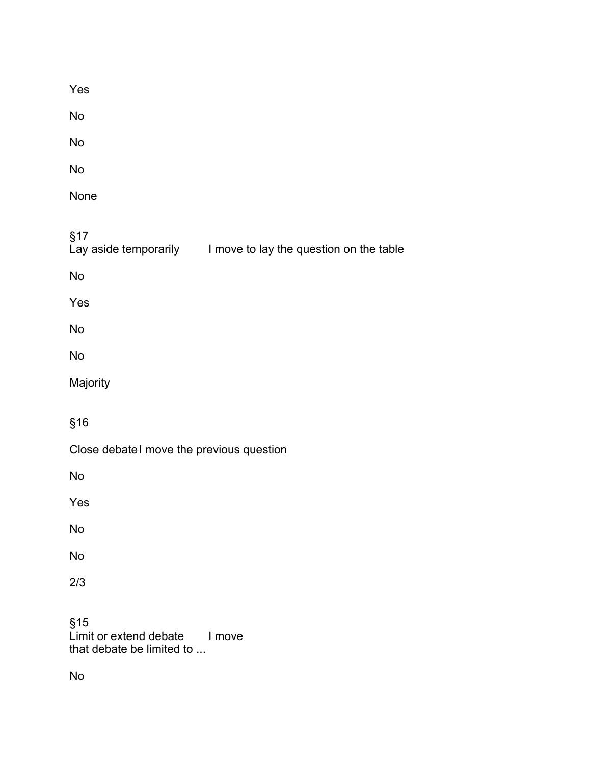Yes

No

No

No

None

§17
Lay aside temporarily I move to lay the question on the table

No

Yes

No

No

Majority

§16

Close debate I move the previous question

No

Yes

No

No

2/3

§15
Limit or extend debate I move
that debate be limited to ...

No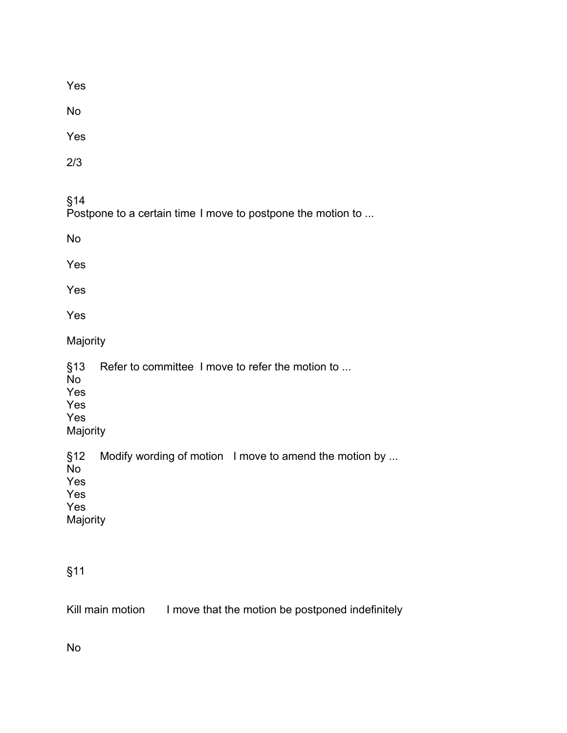Yes

No

Yes

2/3

§14
Postpone to a certain time I move to postpone the motion to ...

No

Yes

Yes

Yes

Majority

§13 Refer to committee I move to refer the motion to ...
No
Yes
Yes
Yes
Majority

§12 Modify wording of motion I move to amend the motion by ...
No
Yes
Yes
Yes
Majority

§11

Kill main motion I move that the motion be postponed indefinitely

No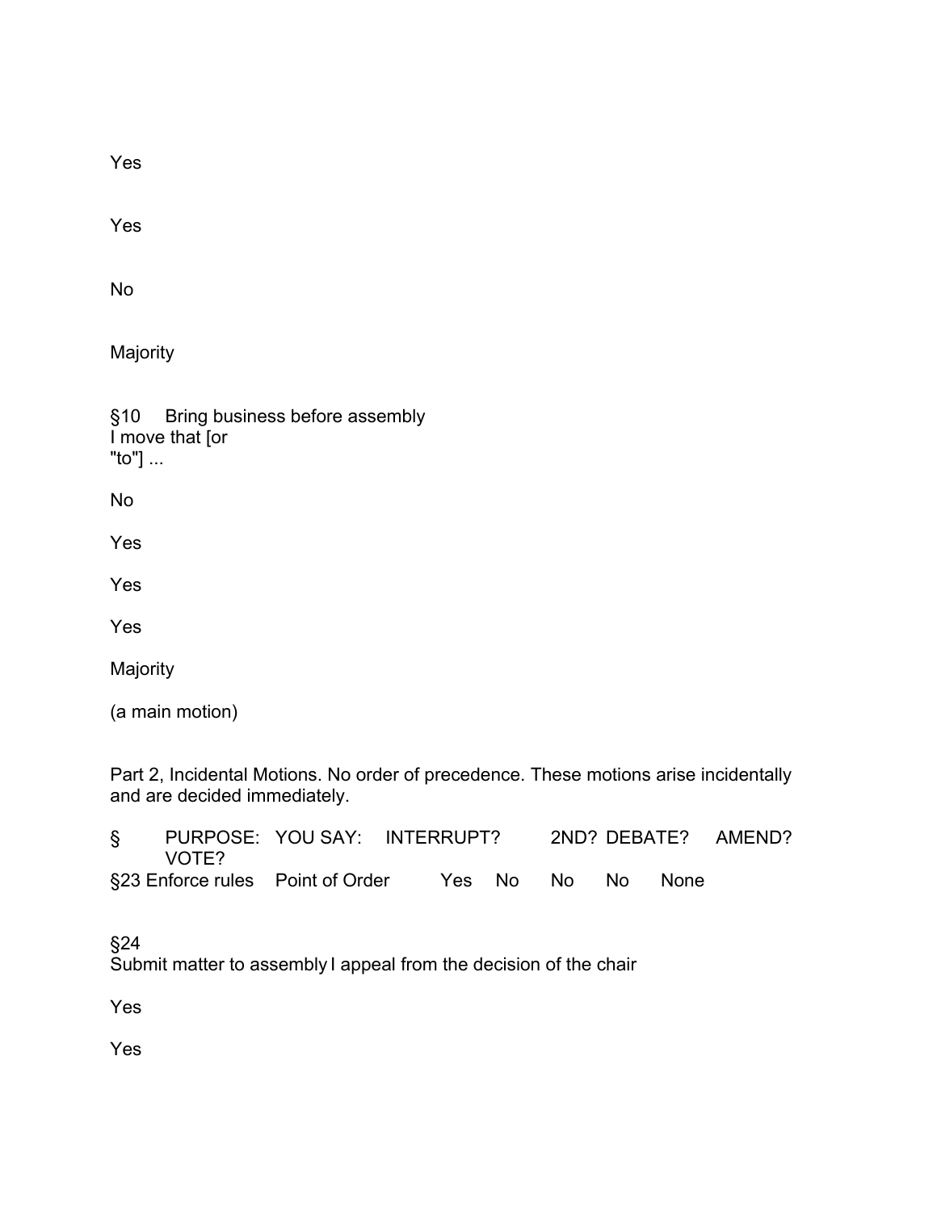Yes

Yes

No

Majority

§10 Bring business before assembly
I move that [or
"to"] ...

No

Yes

Yes

Yes

Majority

(a main motion)

Part 2, Incidental Motions. No order of precedence. These motions arise incidentally and are decided immediately.

| § | PURPOSE: | YOU SAY: | INTERRUPT? | 2ND? | DEBATE? | AMEND? | VOTE? |
|---|---|---|---|---|---|---|---|
| §23 | Enforce rules | Point of Order | Yes | No | No | No | None |

§24
Submit matter to assembly I appeal from the decision of the chair

Yes

Yes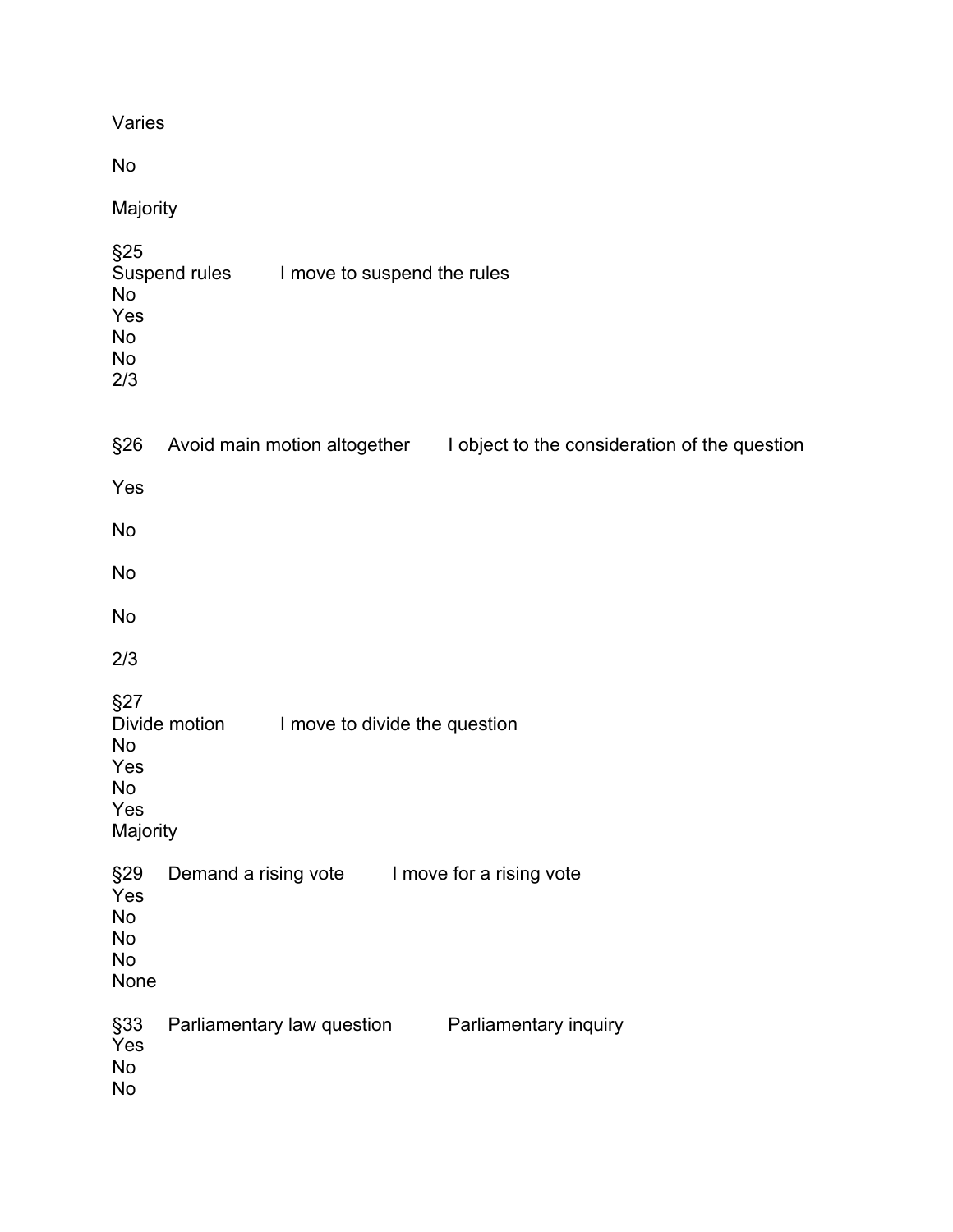Varies

No

Majority

§25
Suspend rules I move to suspend the rules
No
Yes
No
No
2/3

§26 Avoid main motion altogether I object to the consideration of the question

Yes

No

No

No

2/3

§27
Divide motion I move to divide the question
No
Yes
No
Yes
Majority

§29 Demand a rising vote I move for a rising vote
Yes
No
No
No
None

§33 Parliamentary law question Parliamentary inquiry
Yes
No
No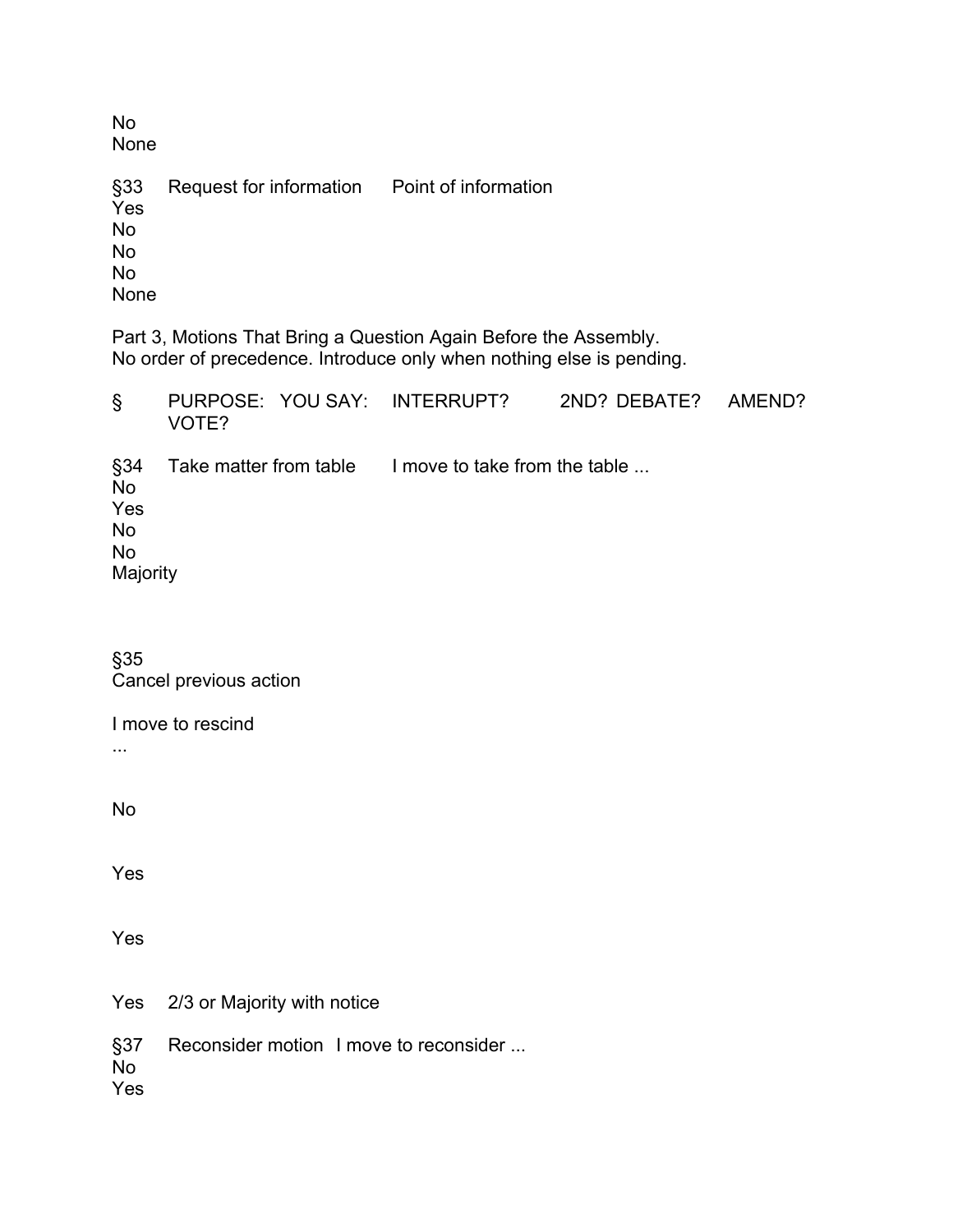No
None

§33 Request for information Point of information
Yes
No
No
No
None

Part 3, Motions That Bring a Question Again Before the Assembly.
No order of precedence. Introduce only when nothing else is pending.

§ PURPOSE: YOU SAY: INTERRUPT? 2ND? DEBATE? AMEND? VOTE?

§34 Take matter from table I move to take from the table ...
No
Yes
No
No
Majority

§35
Cancel previous action

I move to rescind
...

No

Yes

Yes

Yes 2/3 or Majority with notice

§37 Reconsider motion I move to reconsider ...
No
Yes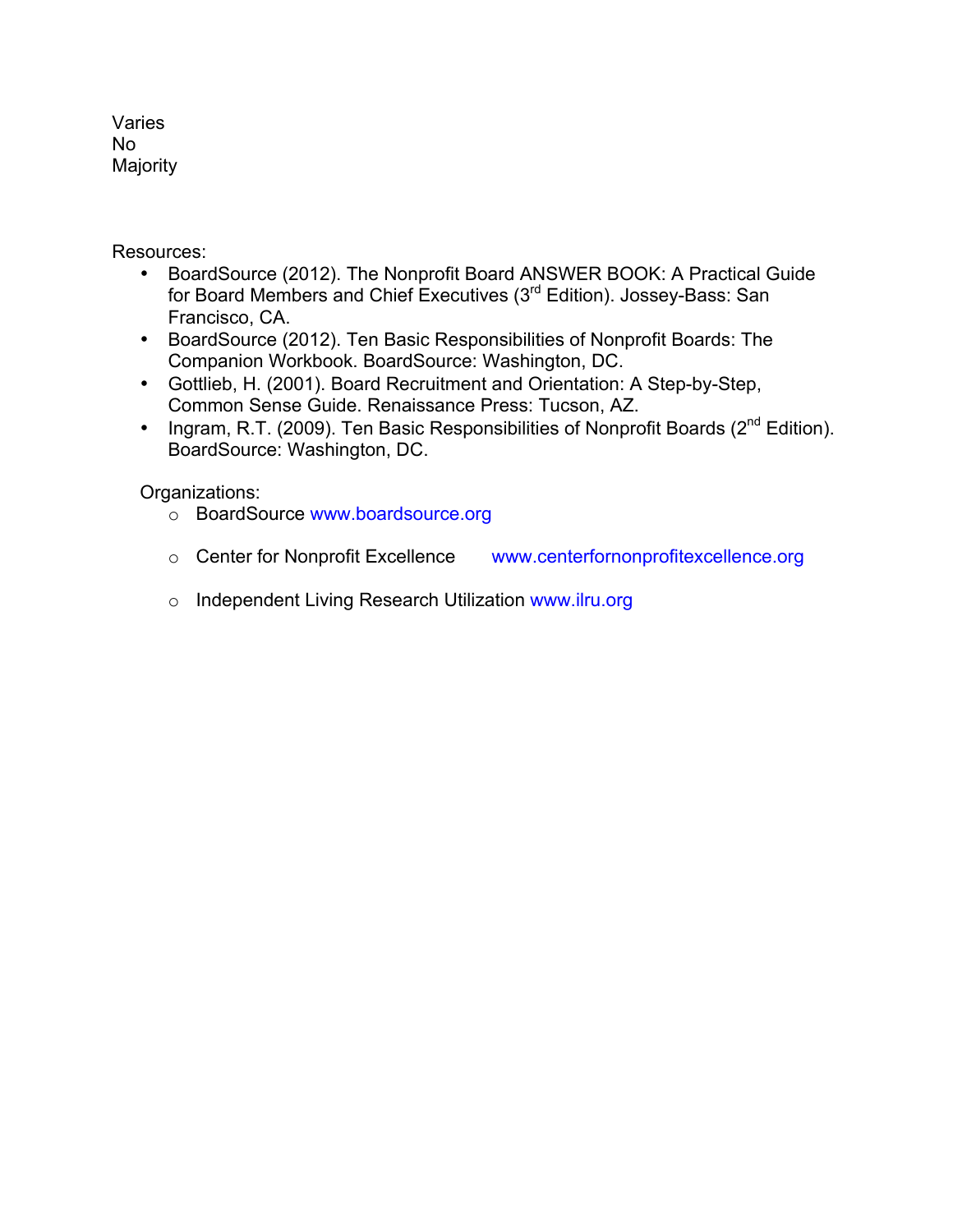Varies
No
Majority

Resources:

- BoardSource (2012). The Nonprofit Board ANSWER BOOK: A Practical Guide for Board Members and Chief Executives (3rd Edition). Jossey-Bass: San Francisco, CA.
- BoardSource (2012). Ten Basic Responsibilities of Nonprofit Boards: The Companion Workbook. BoardSource: Washington, DC.
- Gottlieb, H. (2001). Board Recruitment and Orientation: A Step-by-Step, Common Sense Guide. Renaissance Press: Tucson, AZ.
- Ingram, R.T. (2009). Ten Basic Responsibilities of Nonprofit Boards (2nd Edition). BoardSource: Washington, DC.

Organizations:

- BoardSource www.boardsource.org
- Center for Nonprofit Excellence www.centerfornonprofitexcellence.org
- Independent Living Research Utilization www.ilru.org